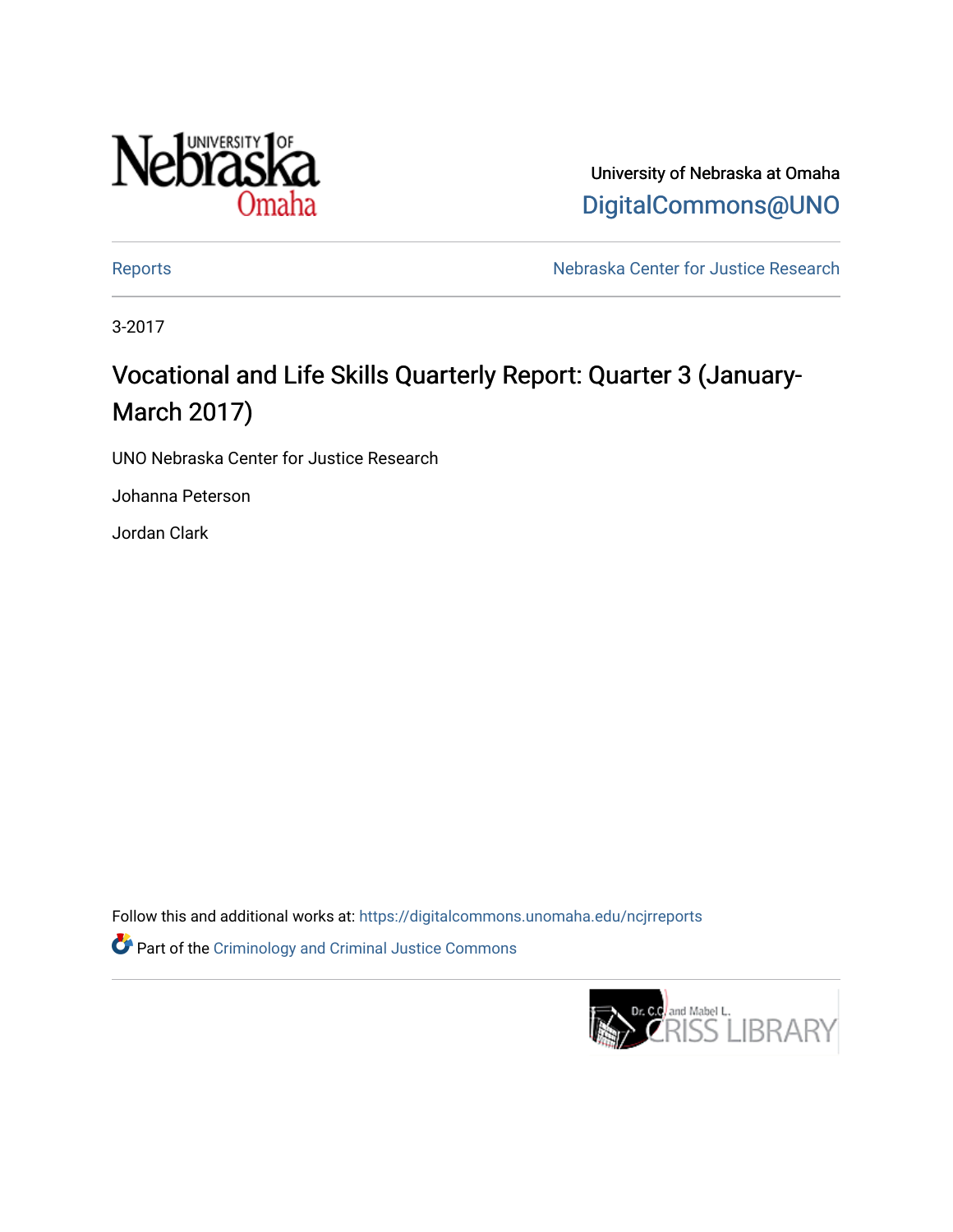University of Nebraska at Omaha

DigitalCommons@UNO

Reports

Nebraska Center for Justice Research

3-2017

# Vocational and Life Skills Quarterly Report: Quarter 3 (January-March 2017)

UNO Nebraska Center for Justice Research

Johanna Peterson

Jordan Clark

Follow this and additional works at: https://digitalcommons.unomaha.edu/ncjrreports

Part of the Criminology and Criminal Justice Commons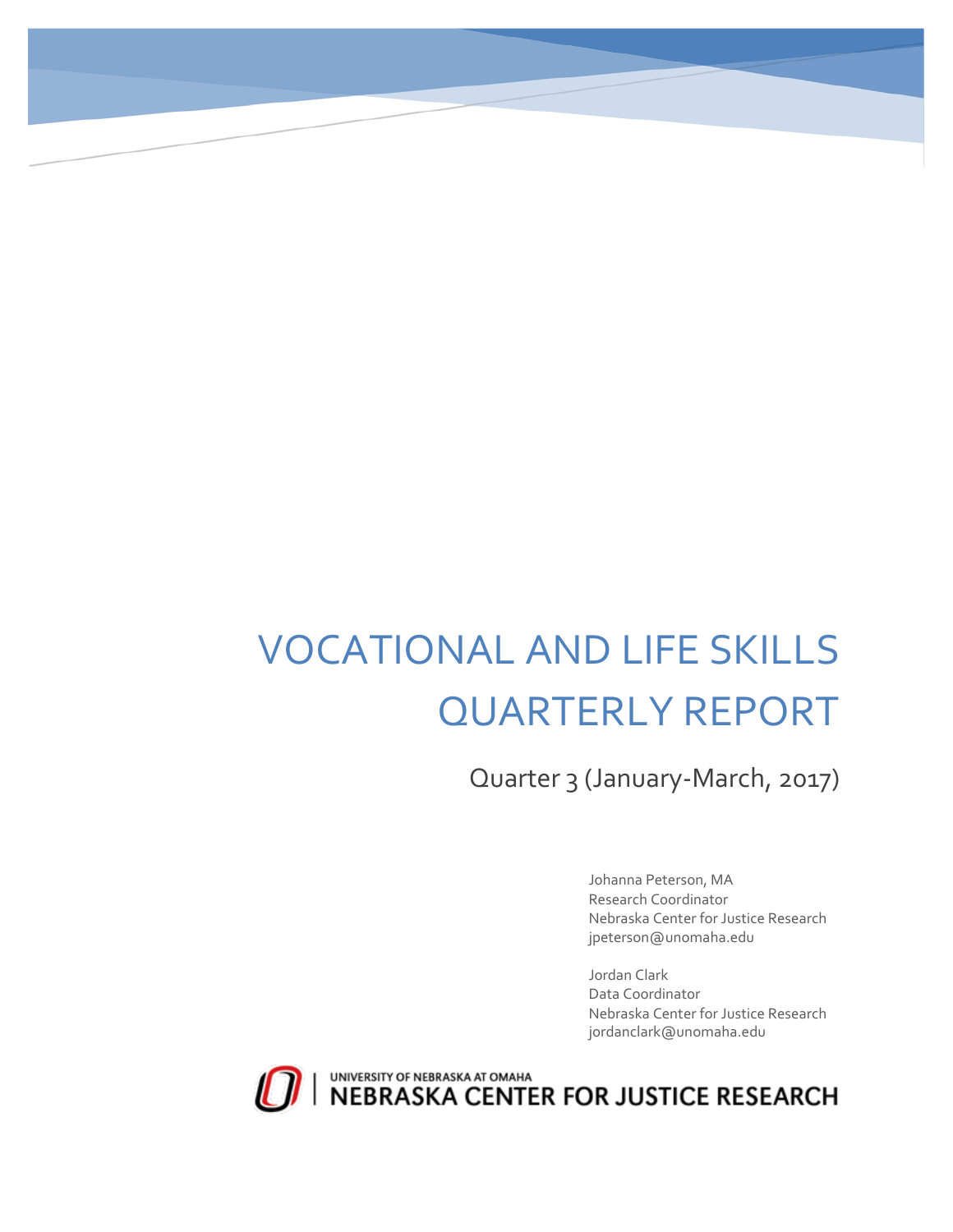# VOCATIONAL AND LIFE SKILLS QUARTERLY REPORT

Quarter 3 (January-March, 2017)

Johanna Peterson, MA
Research Coordinator
Nebraska Center for Justice Research
jpeterson@unomaha.edu

Jordan Clark
Data Coordinator
Nebraska Center for Justice Research
jordanclark@unomaha.edu

UNIVERSITY OF NEBRASKA AT OMAHA
NEBRASKA CENTER FOR JUSTICE RESEARCH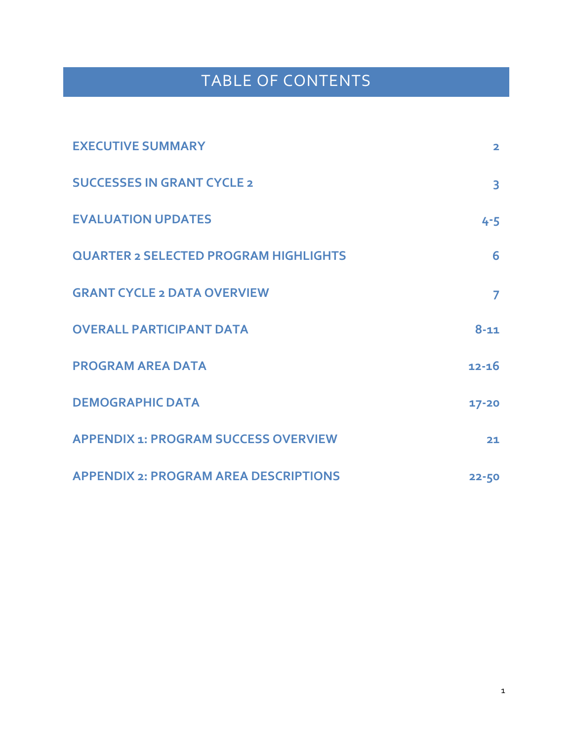# TABLE OF CONTENTS

| | |
|---|---|
| **EXECUTIVE SUMMARY** | **2** |
| **SUCCESSES IN GRANT CYCLE 2** | **3** |
| **EVALUATION UPDATES** | **4-5** |
| **QUARTER 2 SELECTED PROGRAM HIGHLIGHTS** | **6** |
| **GRANT CYCLE 2 DATA OVERVIEW** | **7** |
| **OVERALL PARTICIPANT DATA** | **8-11** |
| **PROGRAM AREA DATA** | **12-16** |
| **DEMOGRAPHIC DATA** | **17-20** |
| **APPENDIX 1: PROGRAM SUCCESS OVERVIEW** | **21** |
| **APPENDIX 2: PROGRAM AREA DESCRIPTIONS** | **22-50** |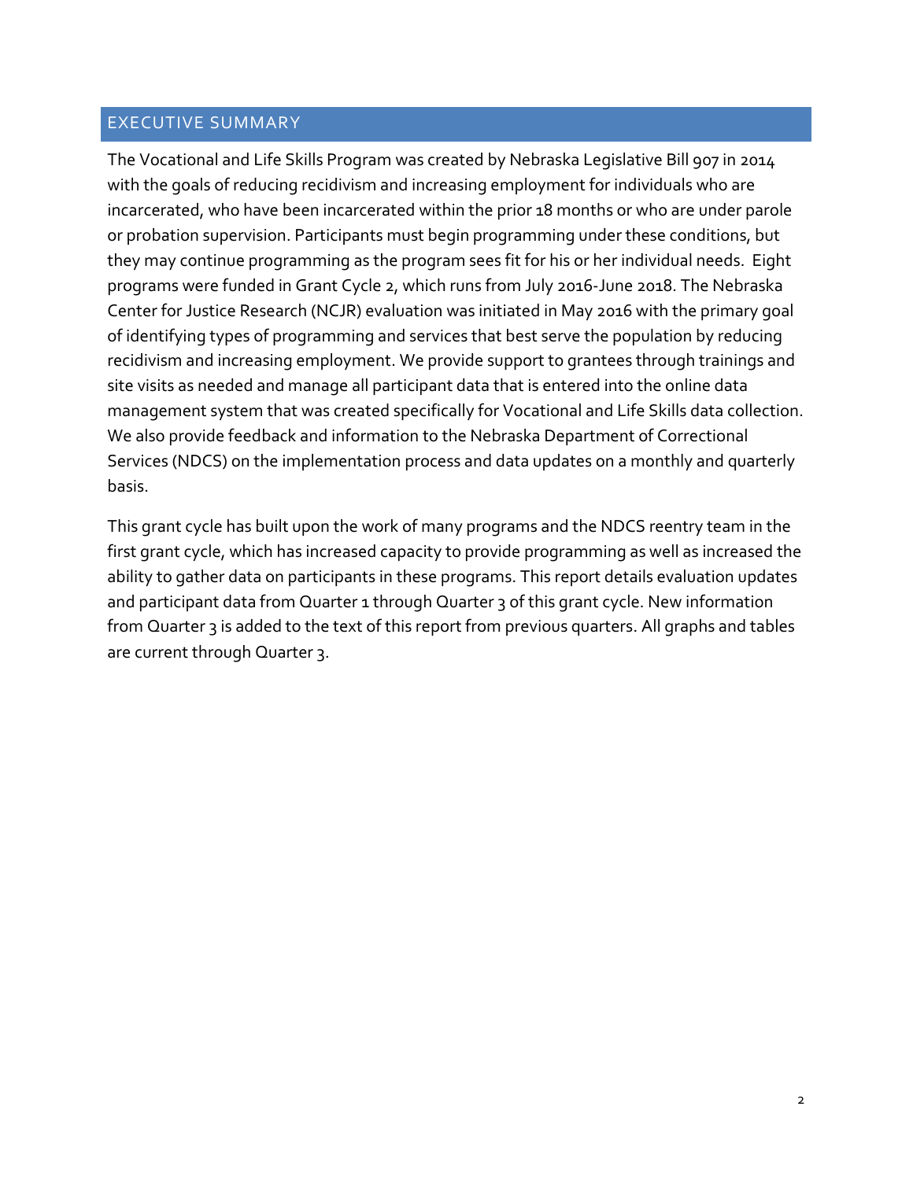## EXECUTIVE SUMMARY

The Vocational and Life Skills Program was created by Nebraska Legislative Bill 907 in 2014 with the goals of reducing recidivism and increasing employment for individuals who are incarcerated, who have been incarcerated within the prior 18 months or who are under parole or probation supervision. Participants must begin programming under these conditions, but they may continue programming as the program sees fit for his or her individual needs. Eight programs were funded in Grant Cycle 2, which runs from July 2016-June 2018. The Nebraska Center for Justice Research (NCJR) evaluation was initiated in May 2016 with the primary goal of identifying types of programming and services that best serve the population by reducing recidivism and increasing employment. We provide support to grantees through trainings and site visits as needed and manage all participant data that is entered into the online data management system that was created specifically for Vocational and Life Skills data collection. We also provide feedback and information to the Nebraska Department of Correctional Services (NDCS) on the implementation process and data updates on a monthly and quarterly basis.

This grant cycle has built upon the work of many programs and the NDCS reentry team in the first grant cycle, which has increased capacity to provide programming as well as increased the ability to gather data on participants in these programs. This report details evaluation updates and participant data from Quarter 1 through Quarter 3 of this grant cycle. New information from Quarter 3 is added to the text of this report from previous quarters. All graphs and tables are current through Quarter 3.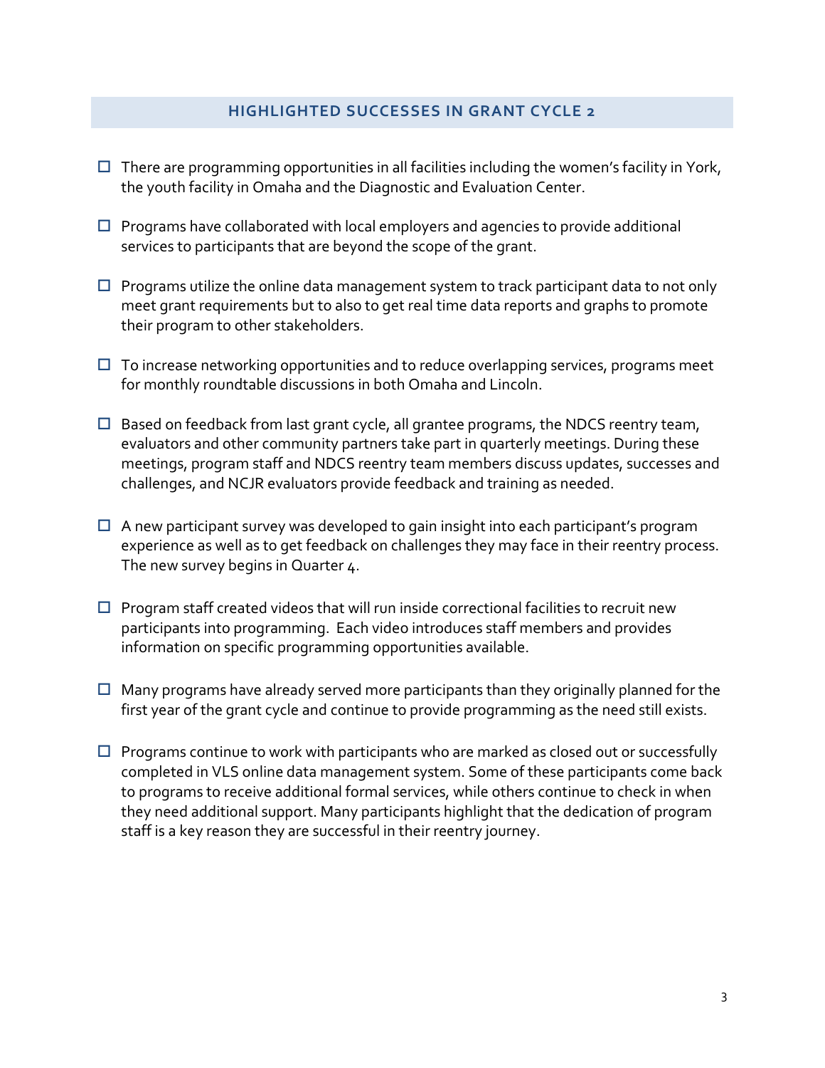## HIGHLIGHTED SUCCESSES IN GRANT CYCLE 2

- There are programming opportunities in all facilities including the women's facility in York, the youth facility in Omaha and the Diagnostic and Evaluation Center.
- Programs have collaborated with local employers and agencies to provide additional services to participants that are beyond the scope of the grant.
- Programs utilize the online data management system to track participant data to not only meet grant requirements but to also to get real time data reports and graphs to promote their program to other stakeholders.
- To increase networking opportunities and to reduce overlapping services, programs meet for monthly roundtable discussions in both Omaha and Lincoln.
- Based on feedback from last grant cycle, all grantee programs, the NDCS reentry team, evaluators and other community partners take part in quarterly meetings. During these meetings, program staff and NDCS reentry team members discuss updates, successes and challenges, and NCJR evaluators provide feedback and training as needed.
- A new participant survey was developed to gain insight into each participant's program experience as well as to get feedback on challenges they may face in their reentry process. The new survey begins in Quarter 4.
- Program staff created videos that will run inside correctional facilities to recruit new participants into programming. Each video introduces staff members and provides information on specific programming opportunities available.
- Many programs have already served more participants than they originally planned for the first year of the grant cycle and continue to provide programming as the need still exists.
- Programs continue to work with participants who are marked as closed out or successfully completed in VLS online data management system. Some of these participants come back to programs to receive additional formal services, while others continue to check in when they need additional support. Many participants highlight that the dedication of program staff is a key reason they are successful in their reentry journey.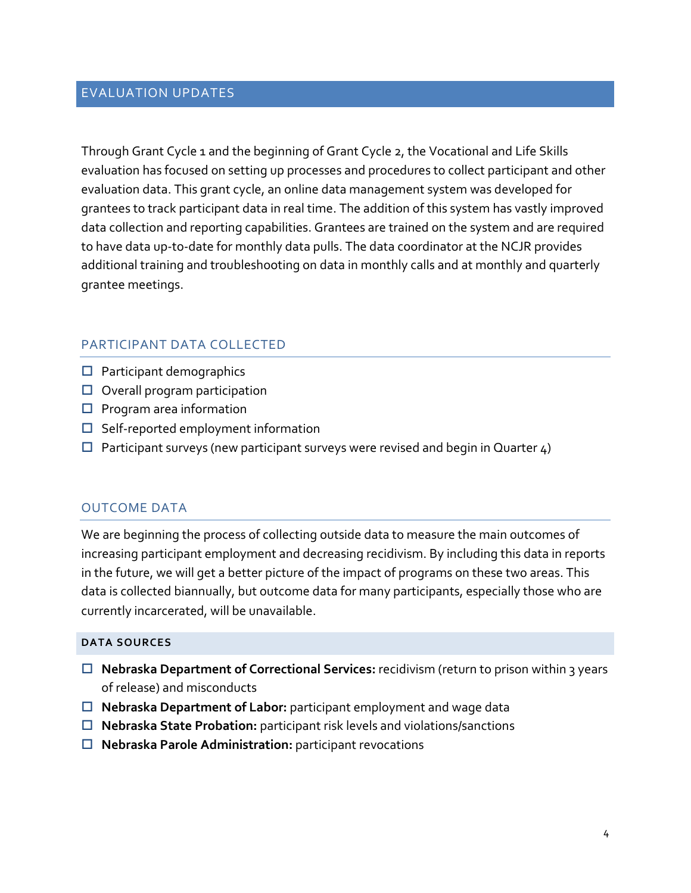## EVALUATION UPDATES

Through Grant Cycle 1 and the beginning of Grant Cycle 2, the Vocational and Life Skills evaluation has focused on setting up processes and procedures to collect participant and other evaluation data. This grant cycle, an online data management system was developed for grantees to track participant data in real time. The addition of this system has vastly improved data collection and reporting capabilities. Grantees are trained on the system and are required to have data up-to-date for monthly data pulls. The data coordinator at the NCJR provides additional training and troubleshooting on data in monthly calls and at monthly and quarterly grantee meetings.

### PARTICIPANT DATA COLLECTED

- Participant demographics
- Overall program participation
- Program area information
- Self-reported employment information
- Participant surveys (new participant surveys were revised and begin in Quarter 4)

### OUTCOME DATA

We are beginning the process of collecting outside data to measure the main outcomes of increasing participant employment and decreasing recidivism. By including this data in reports in the future, we will get a better picture of the impact of programs on these two areas. This data is collected biannually, but outcome data for many participants, especially those who are currently incarcerated, will be unavailable.

#### DATA SOURCES

- **Nebraska Department of Correctional Services:** recidivism (return to prison within 3 years of release) and misconducts
- **Nebraska Department of Labor:** participant employment and wage data
- **Nebraska State Probation:** participant risk levels and violations/sanctions
- **Nebraska Parole Administration:** participant revocations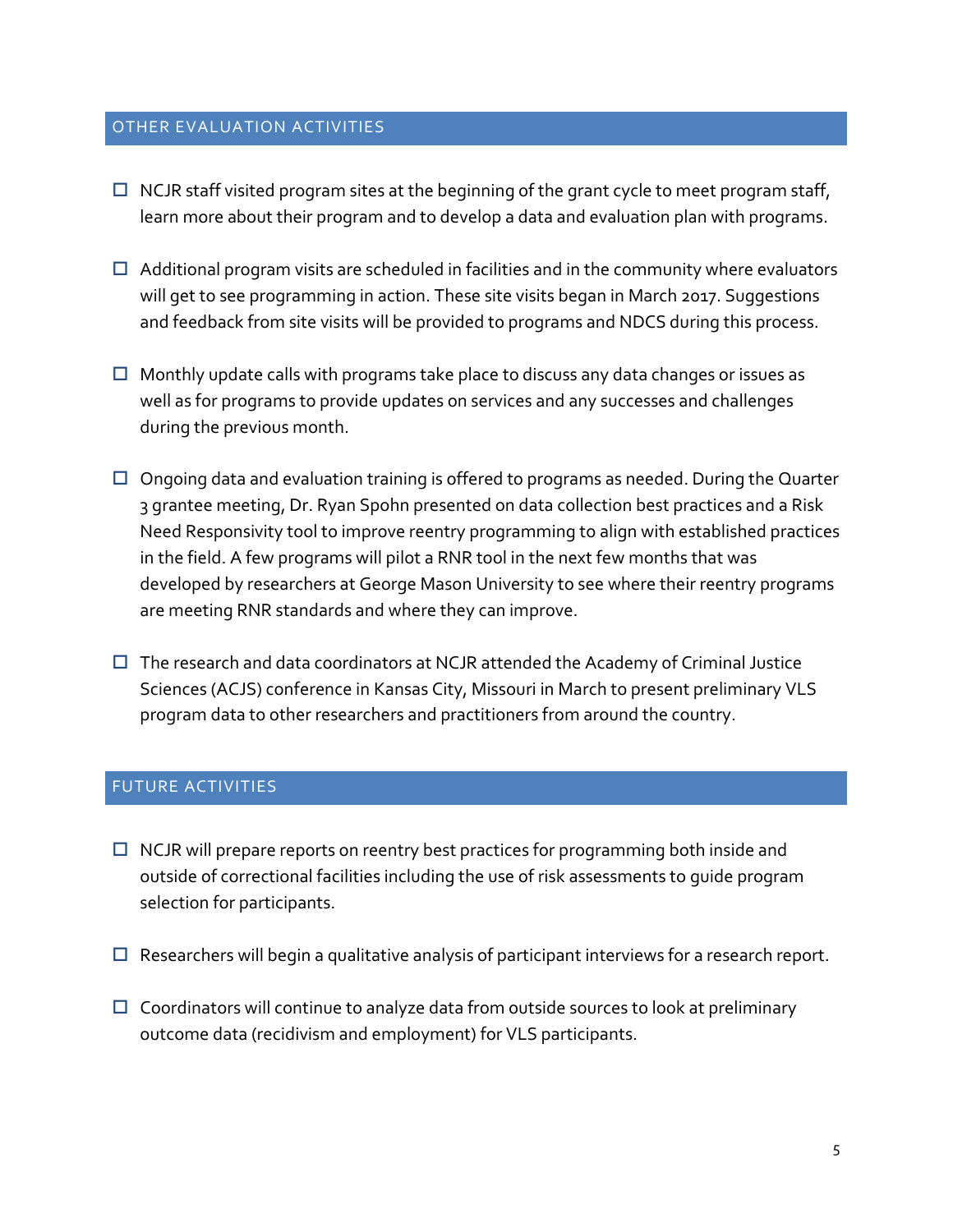## OTHER EVALUATION ACTIVITIES

- ☐ NCJR staff visited program sites at the beginning of the grant cycle to meet program staff, learn more about their program and to develop a data and evaluation plan with programs.

- ☐ Additional program visits are scheduled in facilities and in the community where evaluators will get to see programming in action. These site visits began in March 2017. Suggestions and feedback from site visits will be provided to programs and NDCS during this process.

- ☐ Monthly update calls with programs take place to discuss any data changes or issues as well as for programs to provide updates on services and any successes and challenges during the previous month.

- ☐ Ongoing data and evaluation training is offered to programs as needed. During the Quarter 3 grantee meeting, Dr. Ryan Spohn presented on data collection best practices and a Risk Need Responsivity tool to improve reentry programming to align with established practices in the field. A few programs will pilot a RNR tool in the next few months that was developed by researchers at George Mason University to see where their reentry programs are meeting RNR standards and where they can improve.

- ☐ The research and data coordinators at NCJR attended the Academy of Criminal Justice Sciences (ACJS) conference in Kansas City, Missouri in March to present preliminary VLS program data to other researchers and practitioners from around the country.

## FUTURE ACTIVITIES

- ☐ NCJR will prepare reports on reentry best practices for programming both inside and outside of correctional facilities including the use of risk assessments to guide program selection for participants.

- ☐ Researchers will begin a qualitative analysis of participant interviews for a research report.

- ☐ Coordinators will continue to analyze data from outside sources to look at preliminary outcome data (recidivism and employment) for VLS participants.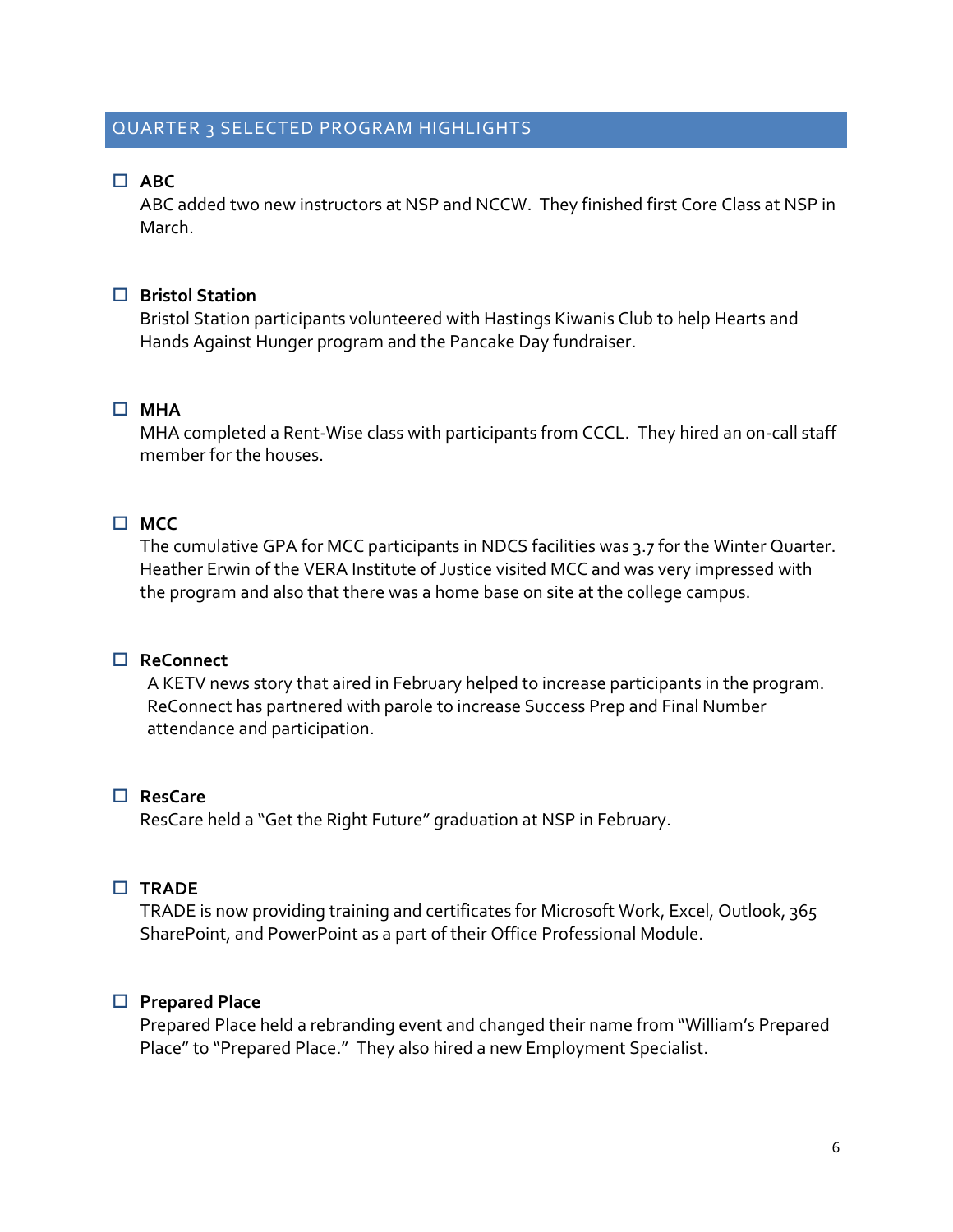## QUARTER 3 SELECTED PROGRAM HIGHLIGHTS

- ☐ **ABC**
  ABC added two new instructors at NSP and NCCW. They finished first Core Class at NSP in March.

- ☐ **Bristol Station**
  Bristol Station participants volunteered with Hastings Kiwanis Club to help Hearts and Hands Against Hunger program and the Pancake Day fundraiser.

- ☐ **MHA**
  MHA completed a Rent-Wise class with participants from CCCL. They hired an on-call staff member for the houses.

- ☐ **MCC**
  The cumulative GPA for MCC participants in NDCS facilities was 3.7 for the Winter Quarter. Heather Erwin of the VERA Institute of Justice visited MCC and was very impressed with the program and also that there was a home base on site at the college campus.

- ☐ **ReConnect**
  A KETV news story that aired in February helped to increase participants in the program. ReConnect has partnered with parole to increase Success Prep and Final Number attendance and participation.

- ☐ **ResCare**
  ResCare held a "Get the Right Future" graduation at NSP in February.

- ☐ **TRADE**
  TRADE is now providing training and certificates for Microsoft Work, Excel, Outlook, 365 SharePoint, and PowerPoint as a part of their Office Professional Module.

- ☐ **Prepared Place**
  Prepared Place held a rebranding event and changed their name from "William's Prepared Place" to "Prepared Place." They also hired a new Employment Specialist.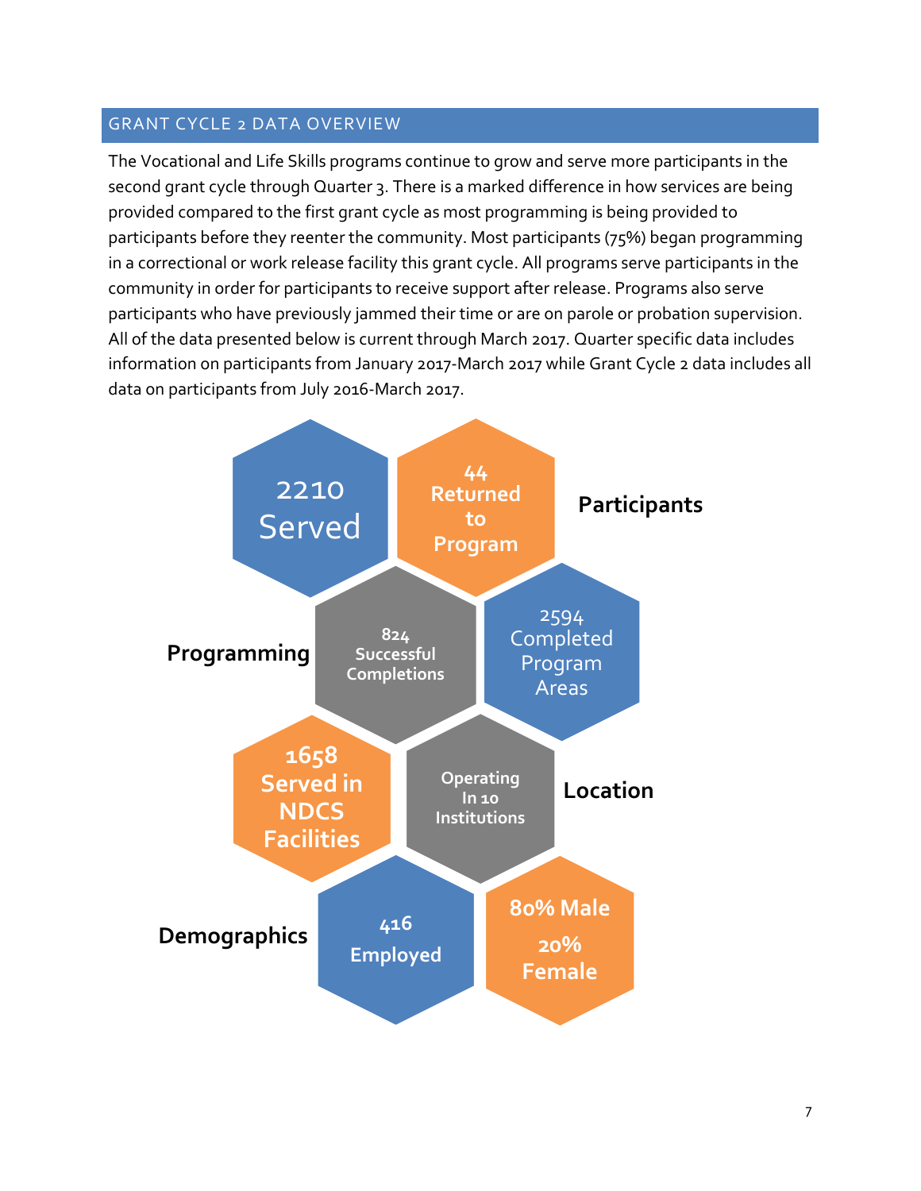## GRANT CYCLE 2 DATA OVERVIEW

The Vocational and Life Skills programs continue to grow and serve more participants in the second grant cycle through Quarter 3. There is a marked difference in how services are being provided compared to the first grant cycle as most programming is being provided to participants before they reenter the community. Most participants (75%) began programming in a correctional or work release facility this grant cycle. All programs serve participants in the community in order for participants to receive support after release. Programs also serve participants who have previously jammed their time or are on parole or probation supervision. All of the data presented below is current through March 2017. Quarter specific data includes information on participants from January 2017-March 2017 while Grant Cycle 2 data includes all data on participants from July 2016-March 2017.

**Participants**
- 2210 Served
- 44 Returned to Program

**Programming**
- 824 Successful Completions
- 2594 Completed Program Areas

**Location**
- 1658 Served in NDCS Facilities
- Operating In 10 Institutions

**Demographics**
- 416 Employed
- 80% Male
- 20% Female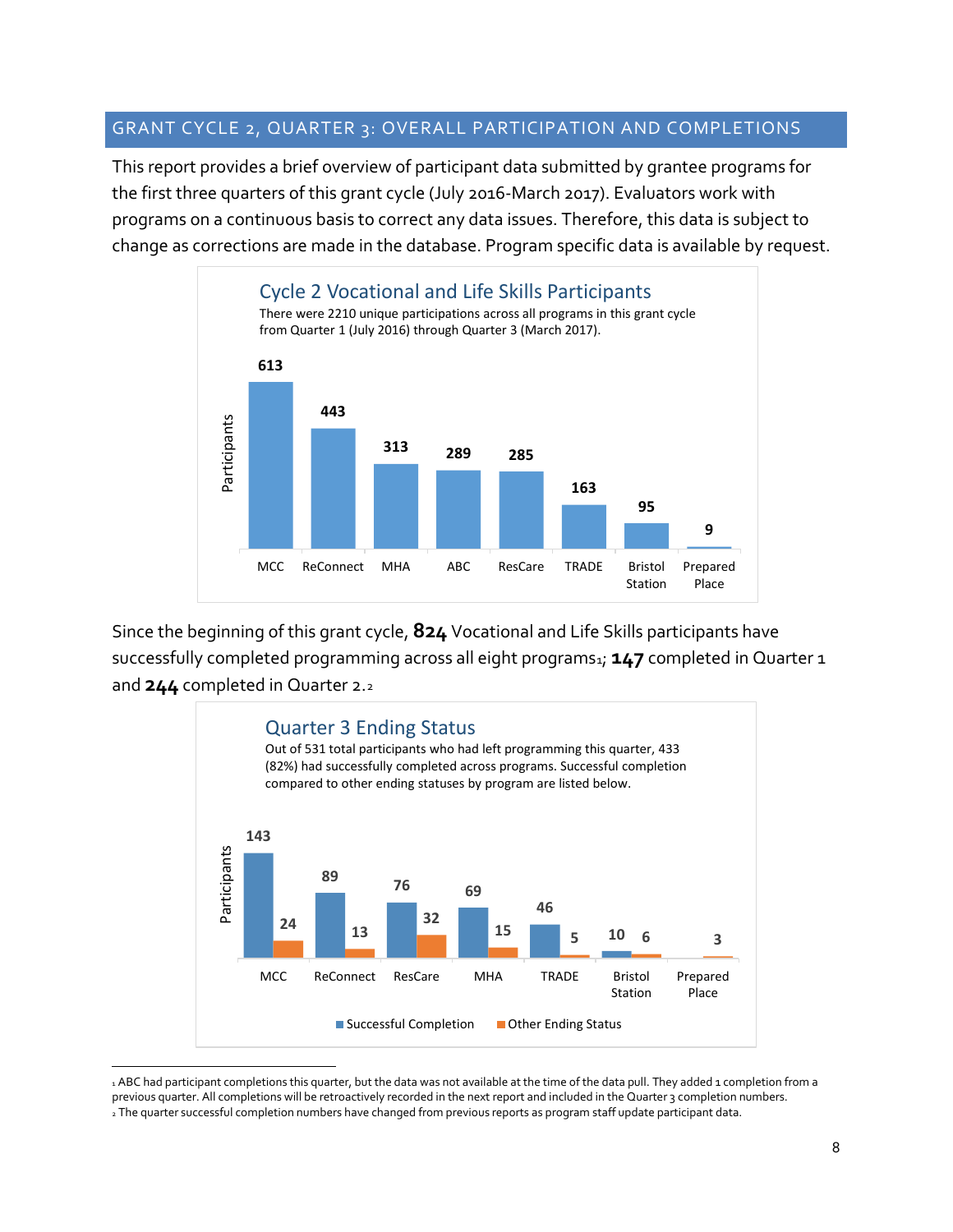## GRANT CYCLE 2, QUARTER 3: OVERALL PARTICIPATION AND COMPLETIONS

This report provides a brief overview of participant data submitted by grantee programs for the first three quarters of this grant cycle (July 2016-March 2017). Evaluators work with programs on a continuous basis to correct any data issues. Therefore, this data is subject to change as corrections are made in the database. Program specific data is available by request.

### Cycle 2 Vocational and Life Skills Participants

There were 2210 unique participations across all programs in this grant cycle from Quarter 1 (July 2016) through Quarter 3 (March 2017).

| Program | Participants |
|---|---|
| MCC | 613 |
| ReConnect | 443 |
| MHA | 313 |
| ABC | 289 |
| ResCare | 285 |
| TRADE | 163 |
| Bristol Station | 95 |
| Prepared Place | 9 |

Since the beginning of this grant cycle, **824** Vocational and Life Skills participants have successfully completed programming across all eight programs[1]; **147** completed in Quarter 1 and **244** completed in Quarter 2.[2]

### Quarter 3 Ending Status

Out of 531 total participants who had left programming this quarter, 433 (82%) had successfully completed across programs. Successful completion compared to other ending statuses by program are listed below.

| Program | Successful Completion | Other Ending Status |
|---|---|---|
| MCC | 143 | 24 |
| ReConnect | 89 | 13 |
| ResCare | 76 | 32 |
| MHA | 69 | 15 |
| TRADE | 46 | 5 |
| Bristol Station | 10 | 6 |
| Prepared Place | | 3 |

[1] ABC had participant completions this quarter, but the data was not available at the time of the data pull. They added 1 completion from a previous quarter. All completions will be retroactively recorded in the next report and included in the Quarter 3 completion numbers.

[2] The quarter successful completion numbers have changed from previous reports as program staff update participant data.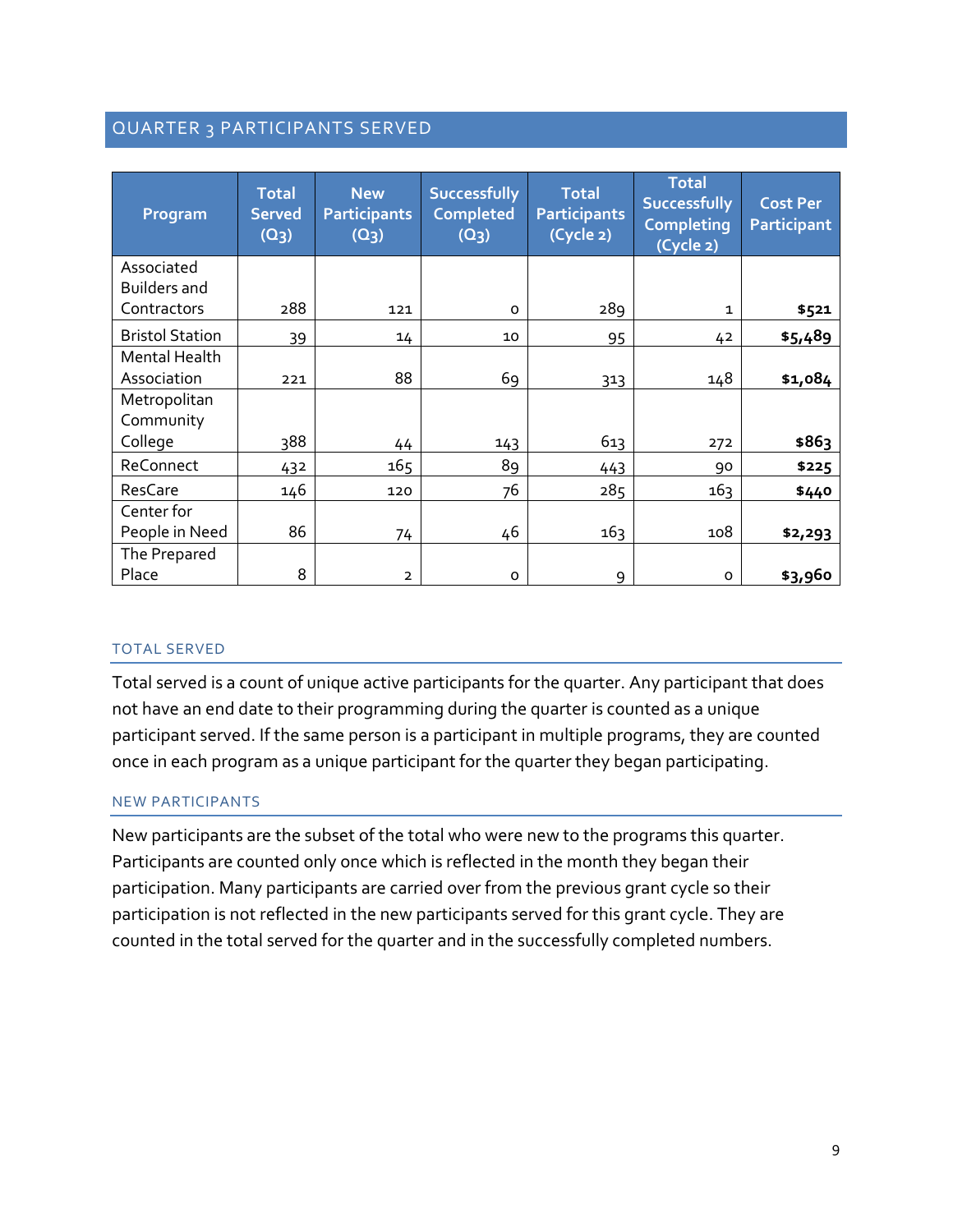## QUARTER 3 PARTICIPANTS SERVED

| Program | Total Served (Q3) | New Participants (Q3) | Successfully Completed (Q3) | Total Participants (Cycle 2) | Total Successfully Completing (Cycle 2) | Cost Per Participant |
|---|---|---|---|---|---|---|
| Associated Builders and Contractors | 288 | 121 | 0 | 289 | 1 | **$521** |
| Bristol Station | 39 | 14 | 10 | 95 | 42 | **$5,489** |
| Mental Health Association | 221 | 88 | 69 | 313 | 148 | **$1,084** |
| Metropolitan Community College | 388 | 44 | 143 | 613 | 272 | **$863** |
| ReConnect | 432 | 165 | 89 | 443 | 90 | **$225** |
| ResCare | 146 | 120 | 76 | 285 | 163 | **$440** |
| Center for People in Need | 86 | 74 | 46 | 163 | 108 | **$2,293** |
| The Prepared Place | 8 | 2 | 0 | 9 | 0 | **$3,960** |

### TOTAL SERVED

Total served is a count of unique active participants for the quarter. Any participant that does not have an end date to their programming during the quarter is counted as a unique participant served. If the same person is a participant in multiple programs, they are counted once in each program as a unique participant for the quarter they began participating.

### NEW PARTICIPANTS

New participants are the subset of the total who were new to the programs this quarter. Participants are counted only once which is reflected in the month they began their participation. Many participants are carried over from the previous grant cycle so their participation is not reflected in the new participants served for this grant cycle. They are counted in the total served for the quarter and in the successfully completed numbers.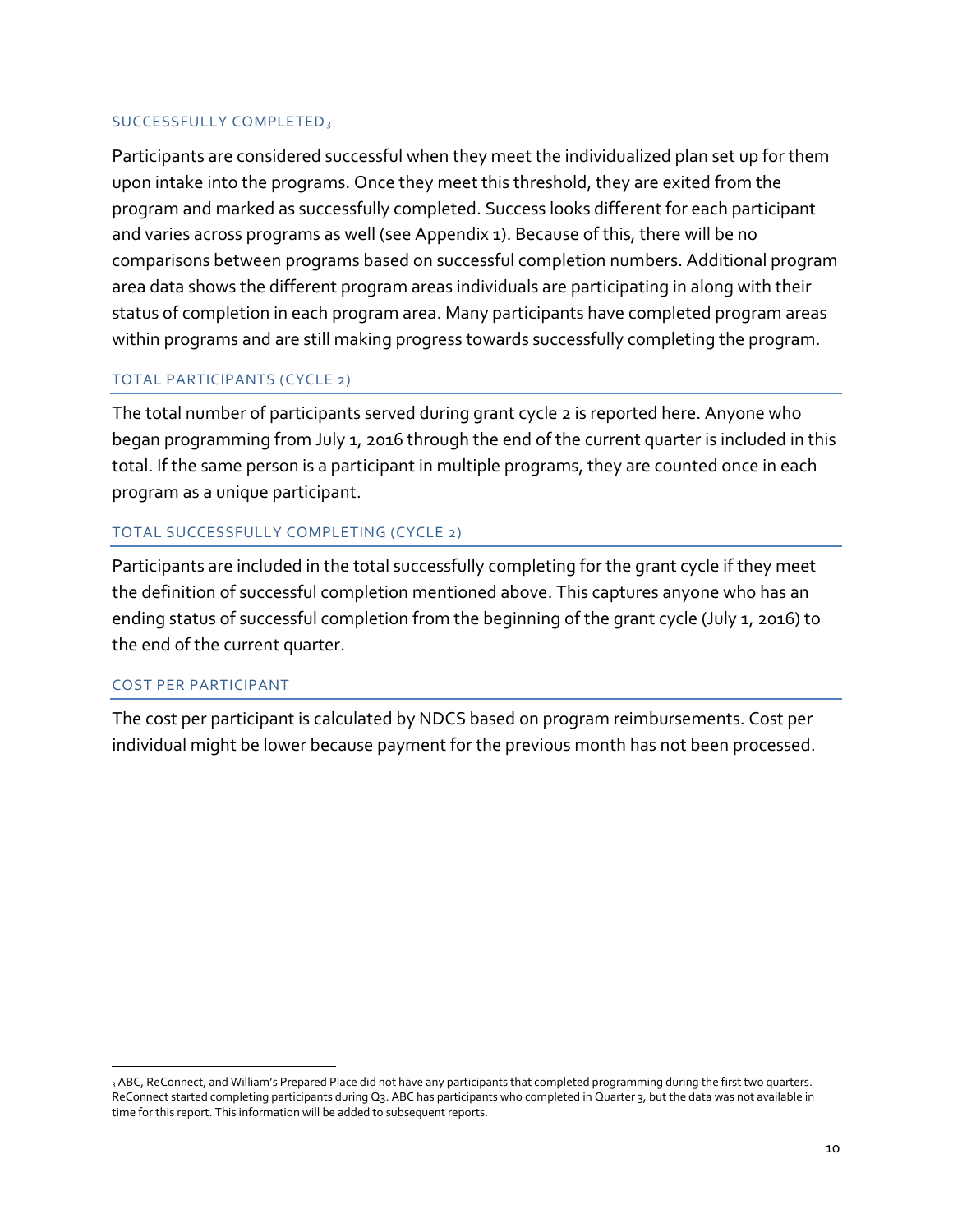### SUCCESSFULLY COMPLETED[3]

Participants are considered successful when they meet the individualized plan set up for them upon intake into the programs. Once they meet this threshold, they are exited from the program and marked as successfully completed. Success looks different for each participant and varies across programs as well (see Appendix 1). Because of this, there will be no comparisons between programs based on successful completion numbers. Additional program area data shows the different program areas individuals are participating in along with their status of completion in each program area. Many participants have completed program areas within programs and are still making progress towards successfully completing the program.

### TOTAL PARTICIPANTS (CYCLE 2)

The total number of participants served during grant cycle 2 is reported here. Anyone who began programming from July 1, 2016 through the end of the current quarter is included in this total. If the same person is a participant in multiple programs, they are counted once in each program as a unique participant.

### TOTAL SUCCESSFULLY COMPLETING (CYCLE 2)

Participants are included in the total successfully completing for the grant cycle if they meet the definition of successful completion mentioned above. This captures anyone who has an ending status of successful completion from the beginning of the grant cycle (July 1, 2016) to the end of the current quarter.

### COST PER PARTICIPANT

The cost per participant is calculated by NDCS based on program reimbursements. Cost per individual might be lower because payment for the previous month has not been processed.

---

[3] ABC, ReConnect, and William's Prepared Place did not have any participants that completed programming during the first two quarters. ReConnect started completing participants during Q3. ABC has participants who completed in Quarter 3, but the data was not available in time for this report. This information will be added to subsequent reports.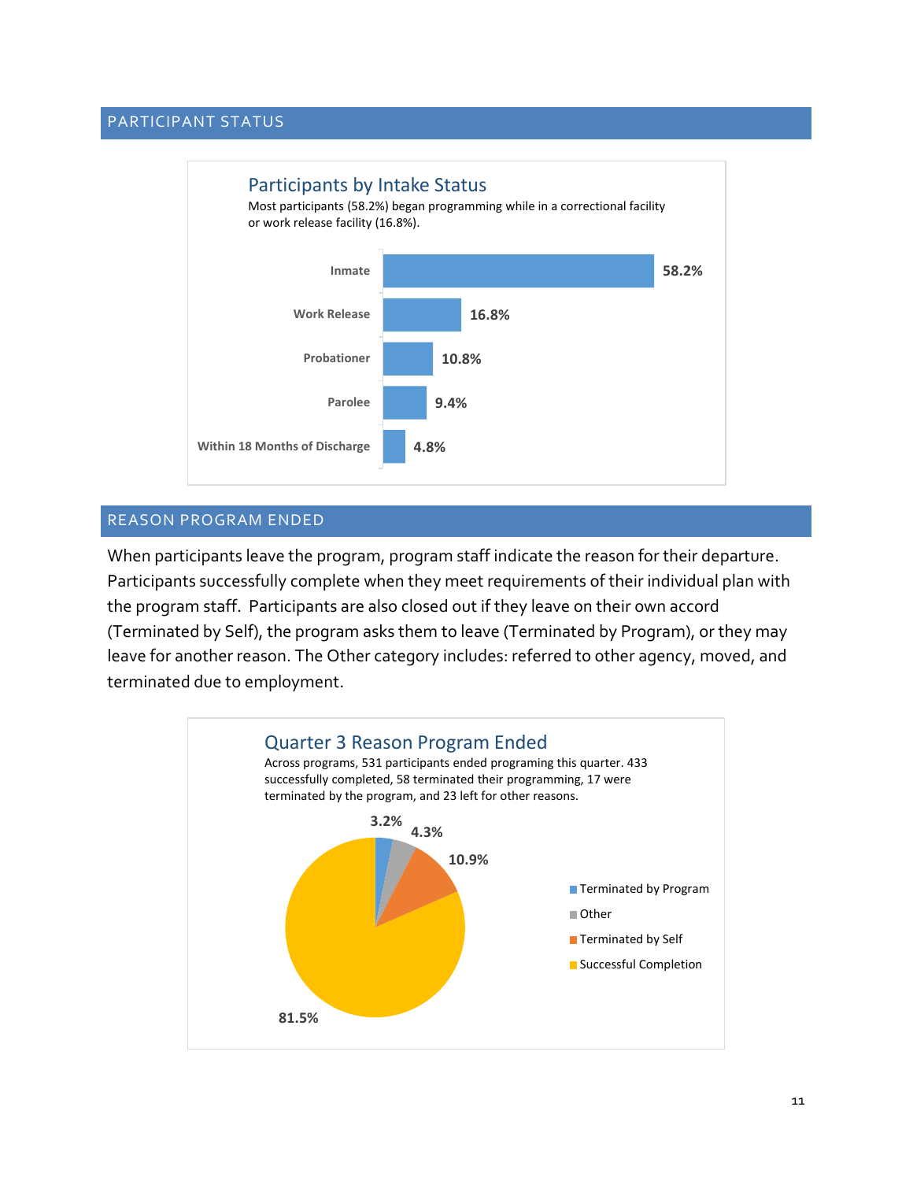## PARTICIPANT STATUS

### Participants by Intake Status

Most participants (58.2%) began programming while in a correctional facility or work release facility (16.8%).

| Intake Status | Percent |
|---|---|
| Inmate | 58.2% |
| Work Release | 16.8% |
| Probationer | 10.8% |
| Parolee | 9.4% |
| Within 18 Months of Discharge | 4.8% |

## REASON PROGRAM ENDED

When participants leave the program, program staff indicate the reason for their departure. Participants successfully complete when they meet requirements of their individual plan with the program staff. Participants are also closed out if they leave on their own accord (Terminated by Self), the program asks them to leave (Terminated by Program), or they may leave for another reason. The Other category includes: referred to other agency, moved, and terminated due to employment.

### Quarter 3 Reason Program Ended

Across programs, 531 participants ended programing this quarter. 433 successfully completed, 58 terminated their programming, 17 were terminated by the program, and 23 left for other reasons.

| Reason | Percent |
|---|---|
| Terminated by Program | 3.2% |
| Other | 4.3% |
| Terminated by Self | 10.9% |
| Successful Completion | 81.5% |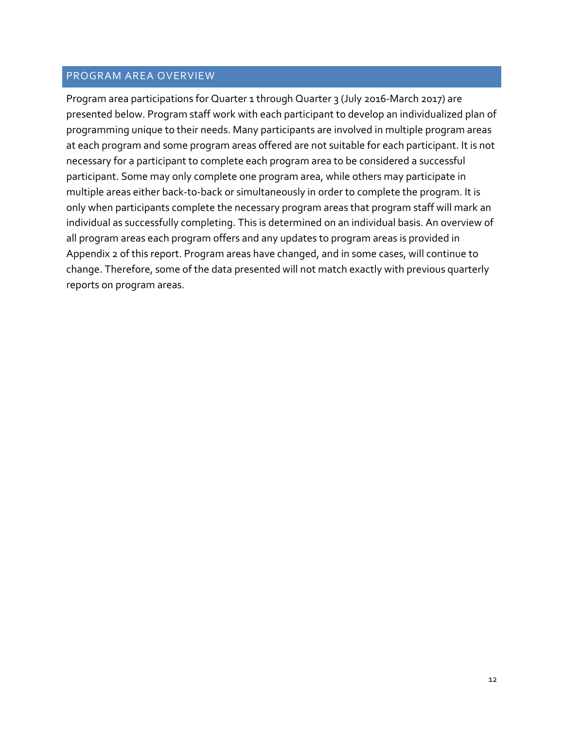## PROGRAM AREA OVERVIEW

Program area participations for Quarter 1 through Quarter 3 (July 2016-March 2017) are presented below. Program staff work with each participant to develop an individualized plan of programming unique to their needs. Many participants are involved in multiple program areas at each program and some program areas offered are not suitable for each participant. It is not necessary for a participant to complete each program area to be considered a successful participant. Some may only complete one program area, while others may participate in multiple areas either back-to-back or simultaneously in order to complete the program. It is only when participants complete the necessary program areas that program staff will mark an individual as successfully completing. This is determined on an individual basis. An overview of all program areas each program offers and any updates to program areas is provided in Appendix 2 of this report. Program areas have changed, and in some cases, will continue to change. Therefore, some of the data presented will not match exactly with previous quarterly reports on program areas.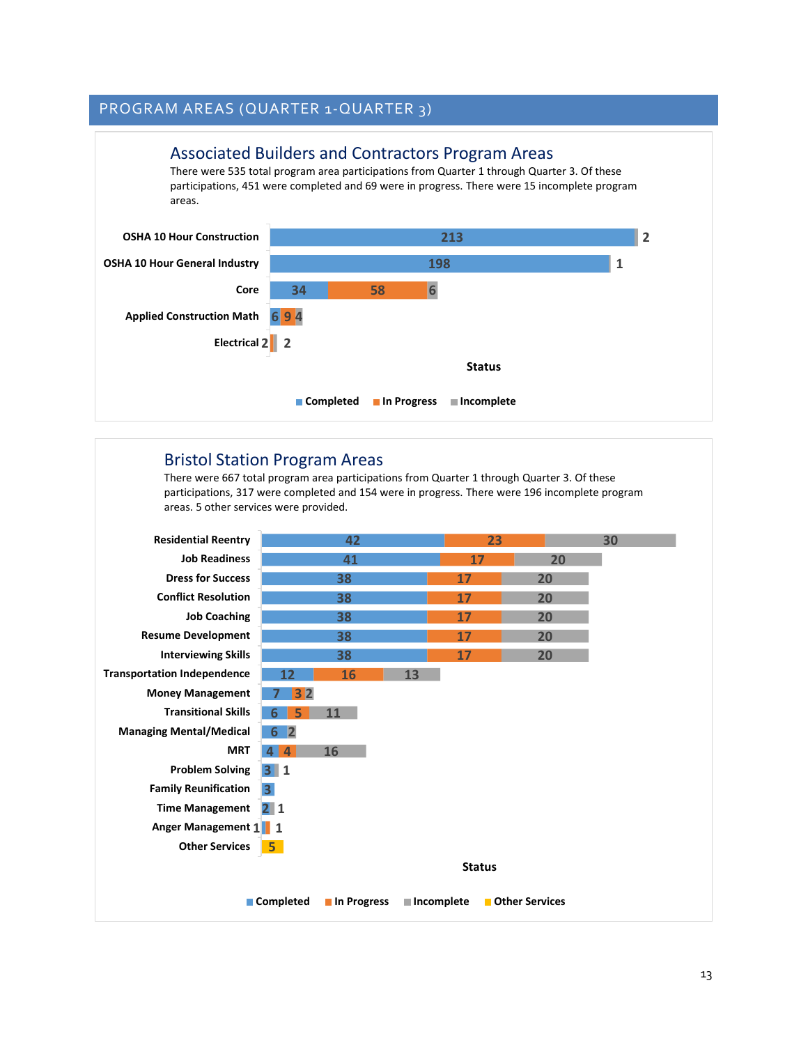## PROGRAM AREAS (QUARTER 1-QUARTER 3)

### Associated Builders and Contractors Program Areas

There were 535 total program area participations from Quarter 1 through Quarter 3. Of these participations, 451 were completed and 69 were in progress. There were 15 incomplete program areas.

| Program Area | Completed | In Progress | Incomplete |
|---|---|---|---|
| OSHA 10 Hour Construction | 213 | | 2 |
| OSHA 10 Hour General Industry | 198 | | 1 |
| Core | 34 | 58 | 6 |
| Applied Construction Math | 6 | 9 | 4 |
| Electrical | | 2 | 2 |

### Bristol Station Program Areas

There were 667 total program area participations from Quarter 1 through Quarter 3. Of these participations, 317 were completed and 154 were in progress. There were 196 incomplete program areas. 5 other services were provided.

| Program Area | Completed | In Progress | Incomplete | Other Services |
|---|---|---|---|---|
| Residential Reentry | 42 | 23 | 30 | |
| Job Readiness | 41 | 17 | 20 | |
| Dress for Success | 38 | 17 | 20 | |
| Conflict Resolution | 38 | 17 | 20 | |
| Job Coaching | 38 | 17 | 20 | |
| Resume Development | 38 | 17 | 20 | |
| Interviewing Skills | 38 | 17 | 20 | |
| Transportation Independence | 12 | 16 | 13 | |
| Money Management | 7 | 3 | 2 | |
| Transitional Skills | 6 | 5 | 11 | |
| Managing Mental/Medical | 6 | | 2 | |
| MRT | 4 | 4 | 16 | |
| Problem Solving | 3 | | 1 | |
| Family Reunification | 3 | | | |
| Time Management | 2 | | 1 | |
| Anger Management | 1 | 1 | | |
| Other Services | | | | 5 |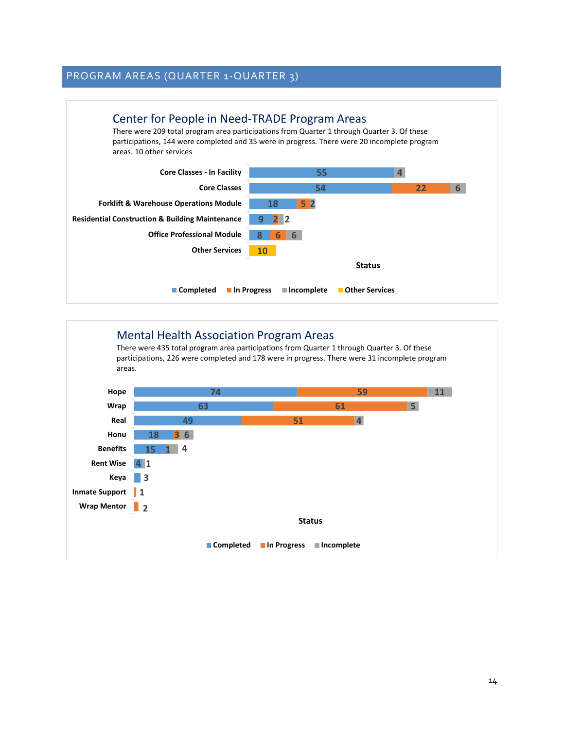## PROGRAM AREAS (QUARTER 1-QUARTER 3)

### Center for People in Need-TRADE Program Areas

There were 209 total program area participations from Quarter 1 through Quarter 3. Of these participations, 144 were completed and 35 were in progress. There were 20 incomplete program areas. 10 other services

| Program Area | Completed | In Progress | Incomplete | Other Services |
|---|---|---|---|---|
| Core Classes - In Facility | 55 | | 4 | |
| Core Classes | 54 | 22 | 6 | |
| Forklift & Warehouse Operations Module | 18 | 5 | 2 | |
| Residential Construction & Building Maintenance | 9 | 2 | 2 | |
| Office Professional Module | 8 | 6 | 6 | |
| Other Services | | | | 10 |

### Mental Health Association Program Areas

There were 435 total program area participations from Quarter 1 through Quarter 3. Of these participations, 226 were completed and 178 were in progress. There were 31 incomplete program areas.

| Program Area | Completed | In Progress | Incomplete |
|---|---|---|---|
| Hope | 74 | 59 | 11 |
| Wrap | 63 | 61 | 5 |
| Real | 49 | 51 | 4 |
| Honu | 18 | 3 | 6 |
| Benefits | 15 | 1 | 4 |
| Rent Wise | 4 | | 1 |
| Keya | 3 | | |
| Inmate Support | | 1 | |
| Wrap Mentor | | 2 | |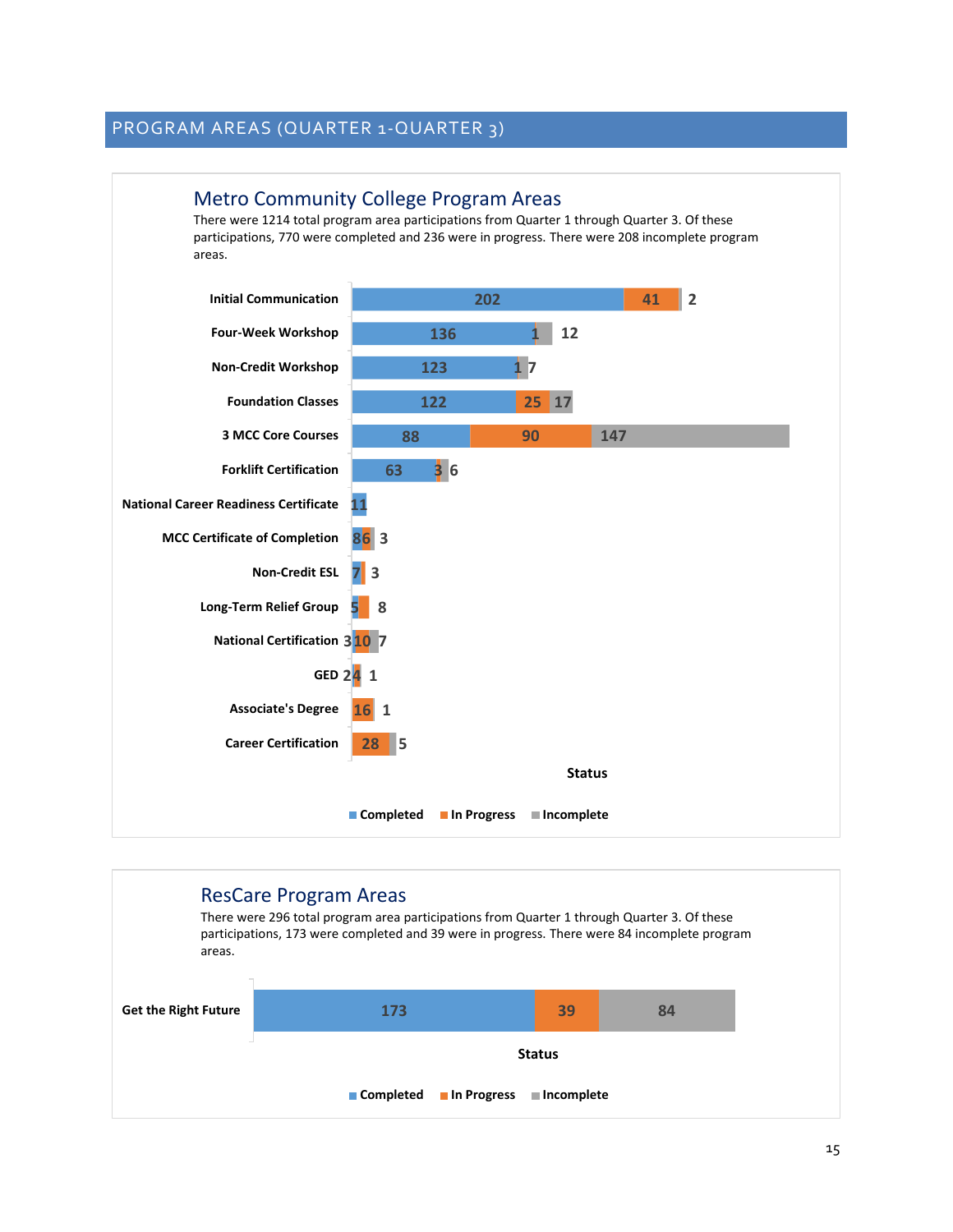## PROGRAM AREAS (QUARTER 1-QUARTER 3)

### Metro Community College Program Areas

There were 1214 total program area participations from Quarter 1 through Quarter 3. Of these participations, 770 were completed and 236 were in progress. There were 208 incomplete program areas.

| Program Area | Completed | In Progress | Incomplete |
|---|---|---|---|
| Initial Communication | 202 | 41 | 2 |
| Four-Week Workshop | 136 | 1 | 12 |
| Non-Credit Workshop | 123 | 1 | 7 |
| Foundation Classes | 122 | 25 | 17 |
| 3 MCC Core Courses | 88 | 90 | 147 |
| Forklift Certification | 63 | 3 | 6 |
| National Career Readiness Certificate | 11 | | |
| MCC Certificate of Completion | 8 | 6 | 3 |
| Non-Credit ESL | 7 | | 3 |
| Long-Term Relief Group | 5 | 8 | |
| National Certification | 3 | 10 | 7 |
| GED | 2 | 4 | 1 |
| Associate's Degree | | 16 | 1 |
| Career Certification | | 28 | 5 |

Status

Completed | In Progress | Incomplete

### ResCare Program Areas

There were 296 total program area participations from Quarter 1 through Quarter 3. Of these participations, 173 were completed and 39 were in progress. There were 84 incomplete program areas.

| Program Area | Completed | In Progress | Incomplete |
|---|---|---|---|
| Get the Right Future | 173 | 39 | 84 |

Status

Completed | In Progress | Incomplete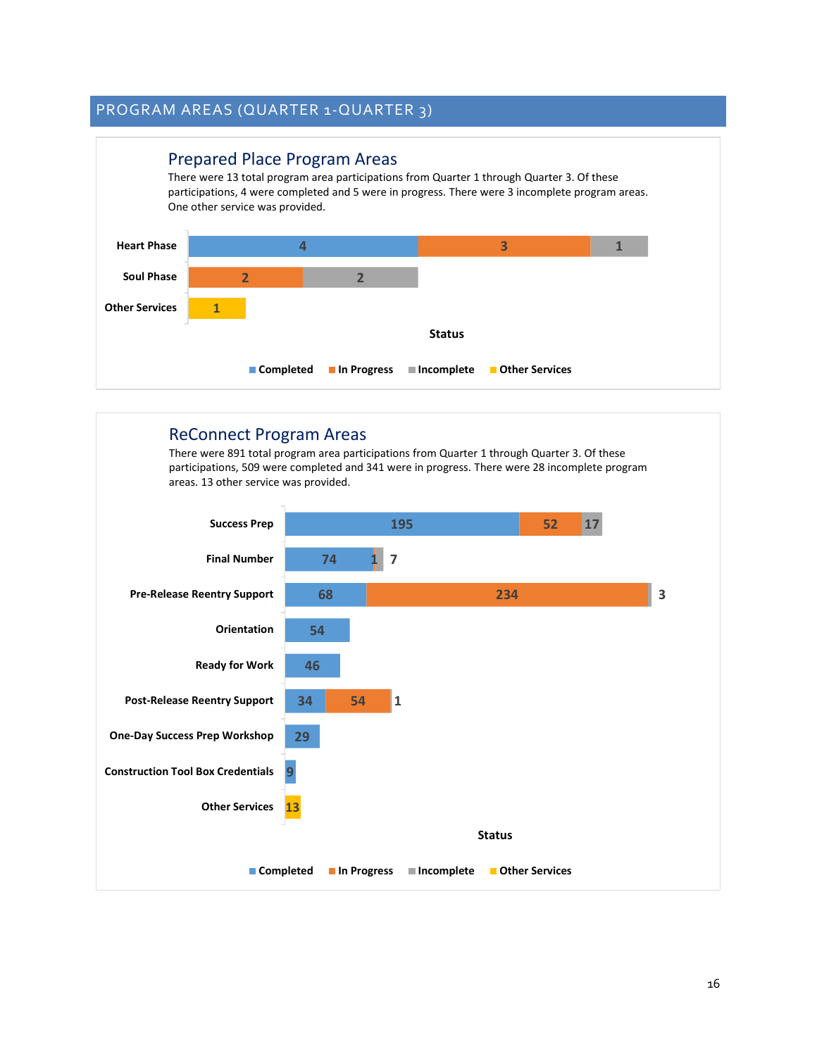## PROGRAM AREAS (QUARTER 1-QUARTER 3)

### Prepared Place Program Areas

There were 13 total program area participations from Quarter 1 through Quarter 3. Of these participations, 4 were completed and 5 were in progress. There were 3 incomplete program areas. One other service was provided.

| Status | Completed | In Progress | Incomplete | Other Services |
|---|---|---|---|---|
| Heart Phase | 4 | 3 | 1 | |
| Soul Phase | | 2 | 2 | |
| Other Services | | | | 1 |

### ReConnect Program Areas

There were 891 total program area participations from Quarter 1 through Quarter 3. Of these participations, 509 were completed and 341 were in progress. There were 28 incomplete program areas. 13 other service was provided.

| Status | Completed | In Progress | Incomplete | Other Services |
|---|---|---|---|---|
| Success Prep | 195 | 52 | 17 | |
| Final Number | 74 | 1 | 7 | |
| Pre-Release Reentry Support | 68 | 234 | 3 | |
| Orientation | 54 | | | |
| Ready for Work | 46 | | | |
| Post-Release Reentry Support | 34 | 54 | 1 | |
| One-Day Success Prep Workshop | 29 | | | |
| Construction Tool Box Credentials | 9 | | | |
| Other Services | | | | 13 |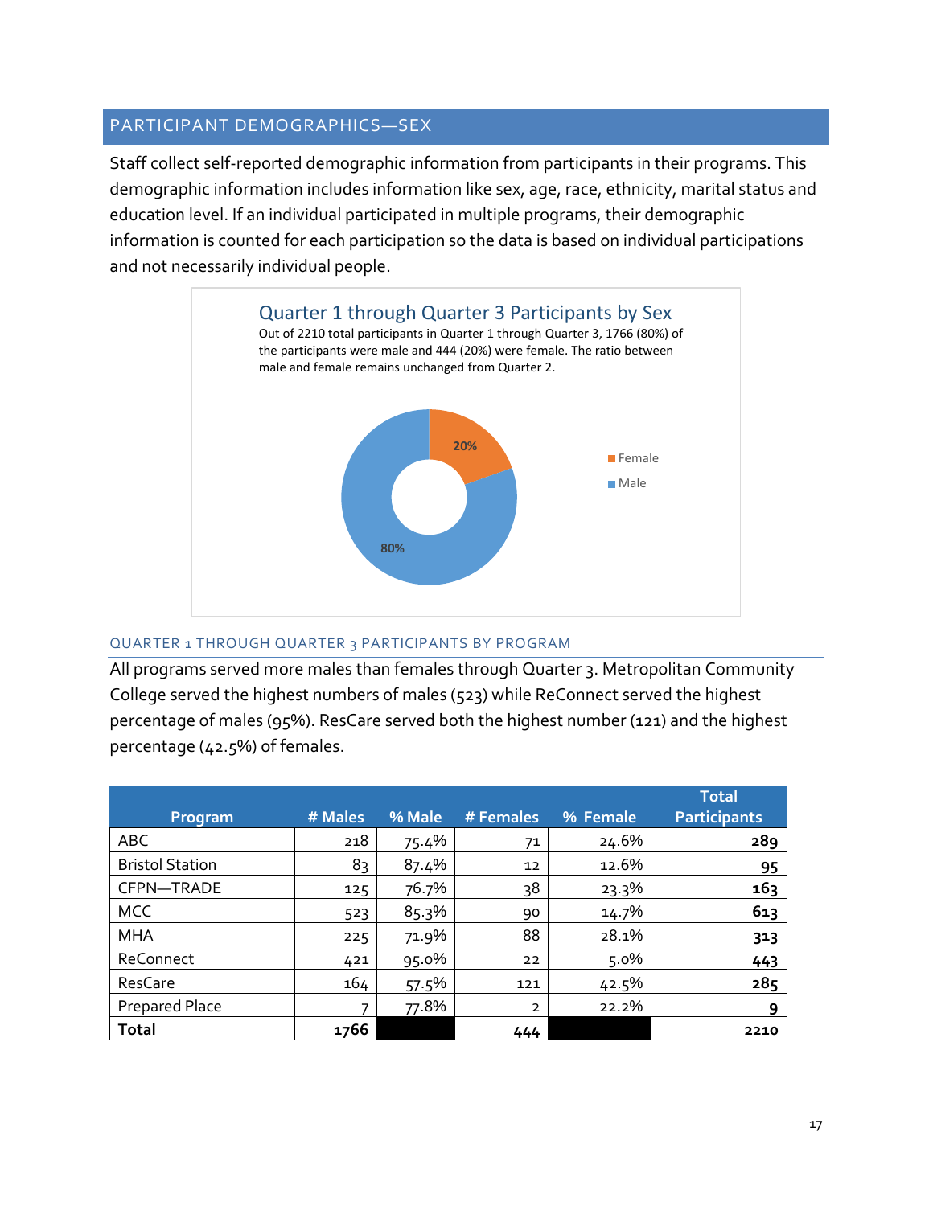## PARTICIPANT DEMOGRAPHICS—SEX

Staff collect self-reported demographic information from participants in their programs. This demographic information includes information like sex, age, race, ethnicity, marital status and education level. If an individual participated in multiple programs, their demographic information is counted for each participation so the data is based on individual participations and not necessarily individual people.

### Quarter 1 through Quarter 3 Participants by Sex

Out of 2210 total participants in Quarter 1 through Quarter 3, 1766 (80%) of the participants were male and 444 (20%) were female. The ratio between male and female remains unchanged from Quarter 2.

- Female: 20%
- Male: 80%

### QUARTER 1 THROUGH QUARTER 3 PARTICIPANTS BY PROGRAM

All programs served more males than females through Quarter 3. Metropolitan Community College served the highest numbers of males (523) while ReConnect served the highest percentage of males (95%). ResCare served both the highest number (121) and the highest percentage (42.5%) of females.

| Program | # Males | % Male | # Females | % Female | Total Participants |
|---|---|---|---|---|---|
| ABC | 218 | 75.4% | 71 | 24.6% | **289** |
| Bristol Station | 83 | 87.4% | 12 | 12.6% | **95** |
| CFPN—TRADE | 125 | 76.7% | 38 | 23.3% | **163** |
| MCC | 523 | 85.3% | 90 | 14.7% | **613** |
| MHA | 225 | 71.9% | 88 | 28.1% | **313** |
| ReConnect | 421 | 95.0% | 22 | 5.0% | **443** |
| ResCare | 164 | 57.5% | 121 | 42.5% | **285** |
| Prepared Place | 7 | 77.8% | 2 | 22.2% | **9** |
| **Total** | **1766** | | **444** | | **2210** |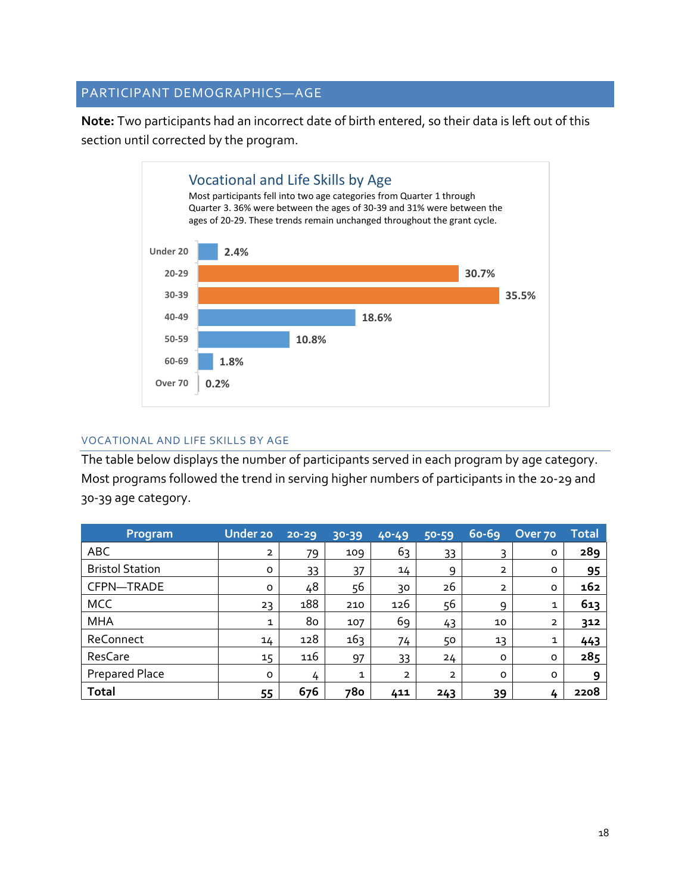## PARTICIPANT DEMOGRAPHICS—AGE

**Note:** Two participants had an incorrect date of birth entered, so their data is left out of this section until corrected by the program.

### Vocational and Life Skills by Age

Most participants fell into two age categories from Quarter 1 through Quarter 3. 36% were between the ages of 30-39 and 31% were between the ages of 20-29. These trends remain unchanged throughout the grant cycle.

| Age | Percent |
|---|---|
| Under 20 | 2.4% |
| 20-29 | 30.7% |
| 30-39 | 35.5% |
| 40-49 | 18.6% |
| 50-59 | 10.8% |
| 60-69 | 1.8% |
| Over 70 | 0.2% |

### VOCATIONAL AND LIFE SKILLS BY AGE

The table below displays the number of participants served in each program by age category. Most programs followed the trend in serving higher numbers of participants in the 20-29 and 30-39 age category.

| Program | Under 20 | 20-29 | 30-39 | 40-49 | 50-59 | 60-69 | Over 70 | Total |
|---|---|---|---|---|---|---|---|---|
| ABC | 2 | 79 | 109 | 63 | 33 | 3 | 0 | **289** |
| Bristol Station | 0 | 33 | 37 | 14 | 9 | 2 | 0 | **95** |
| CFPN—TRADE | 0 | 48 | 56 | 30 | 26 | 2 | 0 | **162** |
| MCC | 23 | 188 | 210 | 126 | 56 | 9 | 1 | **613** |
| MHA | 1 | 80 | 107 | 69 | 43 | 10 | 2 | **312** |
| ReConnect | 14 | 128 | 163 | 74 | 50 | 13 | 1 | **443** |
| ResCare | 15 | 116 | 97 | 33 | 24 | 0 | 0 | **285** |
| Prepared Place | 0 | 4 | 1 | 2 | 2 | 0 | 0 | **9** |
| **Total** | **55** | **676** | **780** | **411** | **243** | **39** | **4** | **2208** |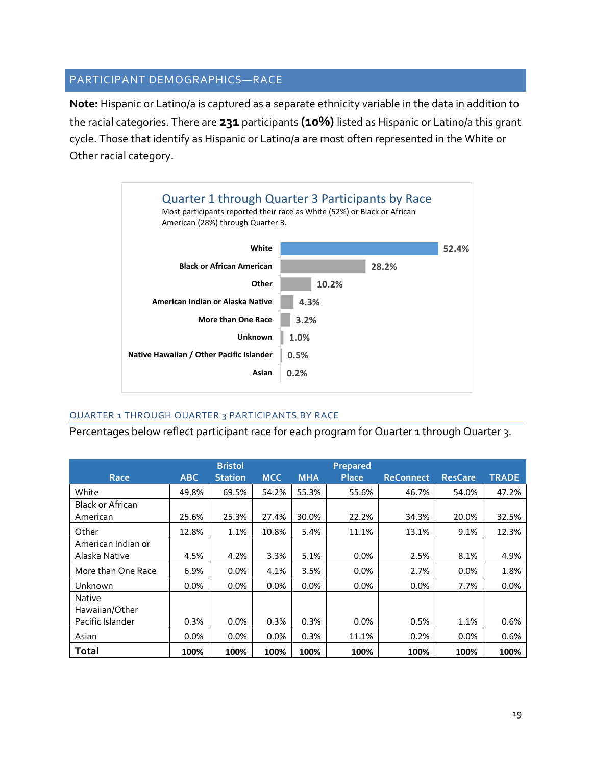## PARTICIPANT DEMOGRAPHICS—RACE

**Note:** Hispanic or Latino/a is captured as a separate ethnicity variable in the data in addition to the racial categories. There are **231** participants **(10%)** listed as Hispanic or Latino/a this grant cycle. Those that identify as Hispanic or Latino/a are most often represented in the White or Other racial category.

### Quarter 1 through Quarter 3 Participants by Race

Most participants reported their race as White (52%) or Black or African American (28%) through Quarter 3.

| Race | Percent |
|---|---|
| White | 52.4% |
| Black or African American | 28.2% |
| Other | 10.2% |
| American Indian or Alaska Native | 4.3% |
| More than One Race | 3.2% |
| Unknown | 1.0% |
| Native Hawaiian / Other Pacific Islander | 0.5% |
| Asian | 0.2% |

### QUARTER 1 THROUGH QUARTER 3 PARTICIPANTS BY RACE

Percentages below reflect participant race for each program for Quarter 1 through Quarter 3.

| Race | ABC | Bristol Station | MCC | MHA | Prepared Place | ReConnect | ResCare | TRADE |
|---|---|---|---|---|---|---|---|---|
| White | 49.8% | 69.5% | 54.2% | 55.3% | 55.6% | 46.7% | 54.0% | 47.2% |
| Black or African American | 25.6% | 25.3% | 27.4% | 30.0% | 22.2% | 34.3% | 20.0% | 32.5% |
| Other | 12.8% | 1.1% | 10.8% | 5.4% | 11.1% | 13.1% | 9.1% | 12.3% |
| American Indian or Alaska Native | 4.5% | 4.2% | 3.3% | 5.1% | 0.0% | 2.5% | 8.1% | 4.9% |
| More than One Race | 6.9% | 0.0% | 4.1% | 3.5% | 0.0% | 2.7% | 0.0% | 1.8% |
| Unknown | 0.0% | 0.0% | 0.0% | 0.0% | 0.0% | 0.0% | 7.7% | 0.0% |
| Native Hawaiian/Other Pacific Islander | 0.3% | 0.0% | 0.3% | 0.3% | 0.0% | 0.5% | 1.1% | 0.6% |
| Asian | 0.0% | 0.0% | 0.0% | 0.3% | 11.1% | 0.2% | 0.0% | 0.6% |
| **Total** | **100%** | **100%** | **100%** | **100%** | **100%** | **100%** | **100%** | **100%** |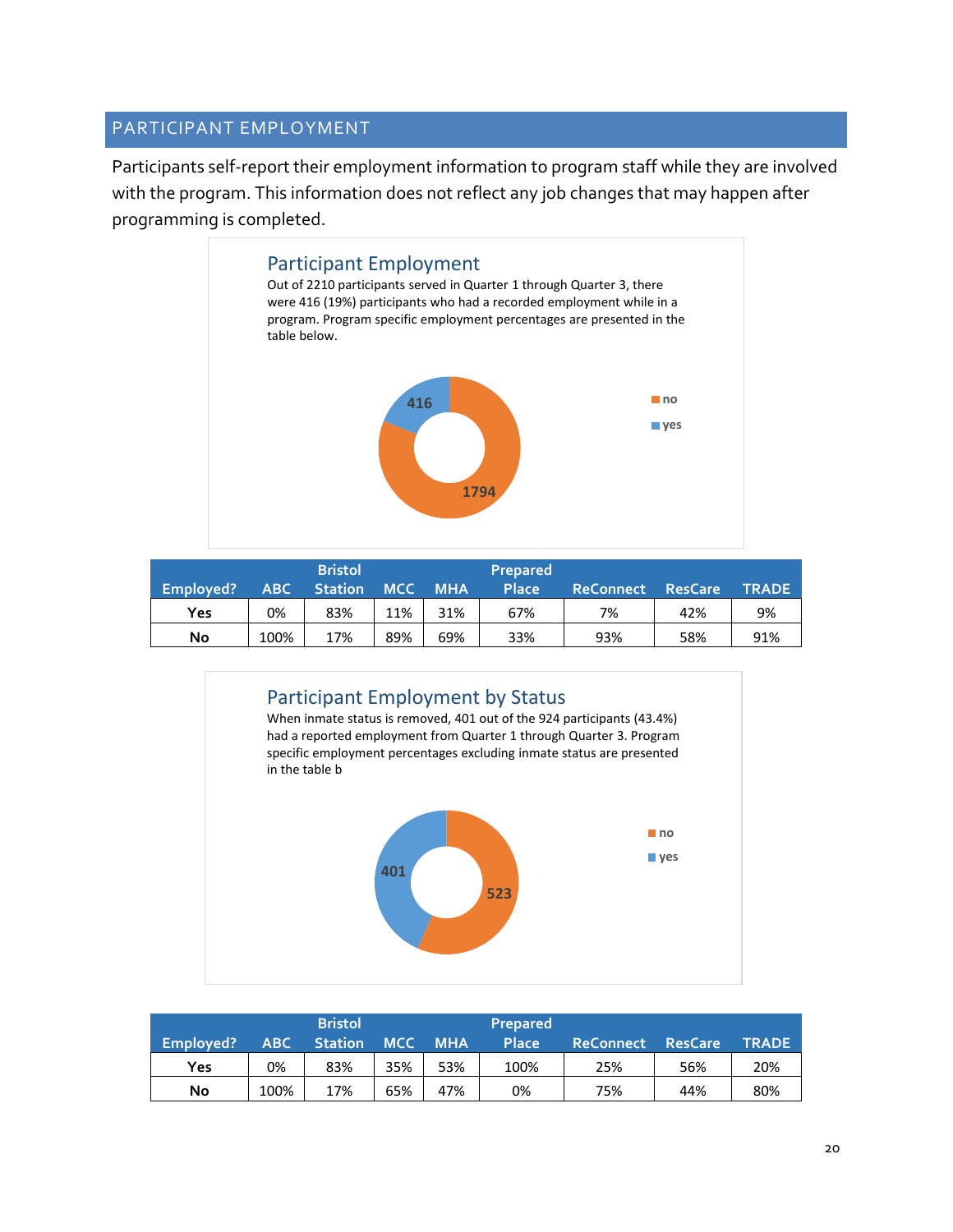## PARTICIPANT EMPLOYMENT

Participants self-report their employment information to program staff while they are involved with the program. This information does not reflect any job changes that may happen after programming is completed.

### Participant Employment

Out of 2210 participants served in Quarter 1 through Quarter 3, there were 416 (19%) participants who had a recorded employment while in a program. Program specific employment percentages are presented in the table below.

| | |
|---|---|
| no | 1794 |
| yes | 416 |

| Employed? | ABC | Bristol Station | MCC | MHA | Prepared Place | ReConnect | ResCare | TRADE |
|---|---|---|---|---|---|---|---|---|
| **Yes** | 0% | 83% | 11% | 31% | 67% | 7% | 42% | 9% |
| **No** | 100% | 17% | 89% | 69% | 33% | 93% | 58% | 91% |

### Participant Employment by Status

When inmate status is removed, 401 out of the 924 participants (43.4%) had a reported employment from Quarter 1 through Quarter 3. Program specific employment percentages excluding inmate status are presented in the table b

| | |
|---|---|
| no | 523 |
| yes | 401 |

| Employed? | ABC | Bristol Station | MCC | MHA | Prepared Place | ReConnect | ResCare | TRADE |
|---|---|---|---|---|---|---|---|---|
| **Yes** | 0% | 83% | 35% | 53% | 100% | 25% | 56% | 20% |
| **No** | 100% | 17% | 65% | 47% | 0% | 75% | 44% | 80% |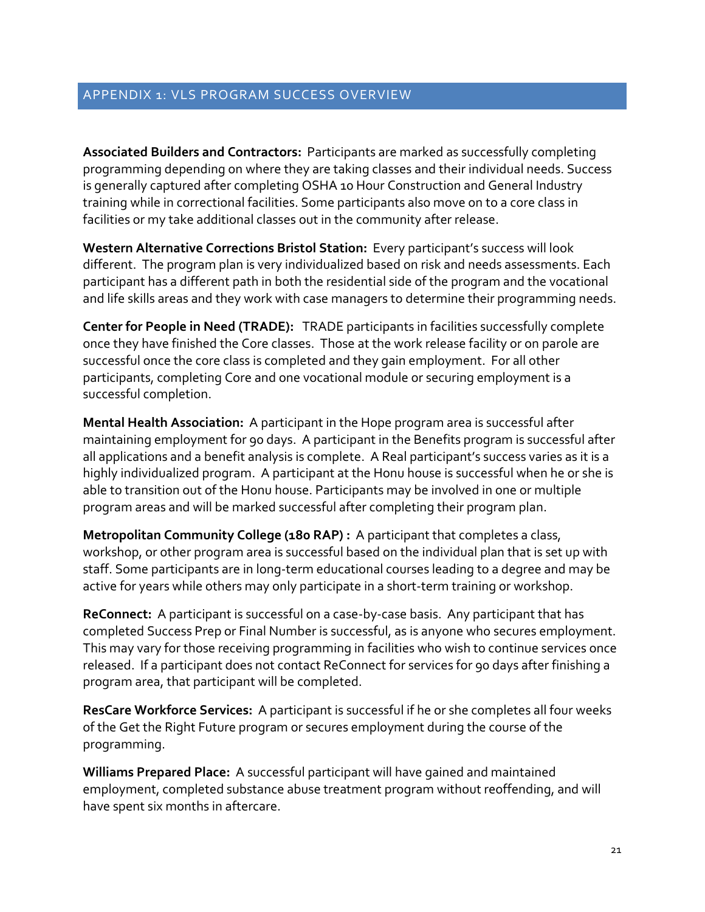## APPENDIX 1: VLS PROGRAM SUCCESS OVERVIEW

**Associated Builders and Contractors:** Participants are marked as successfully completing programming depending on where they are taking classes and their individual needs. Success is generally captured after completing OSHA 10 Hour Construction and General Industry training while in correctional facilities. Some participants also move on to a core class in facilities or my take additional classes out in the community after release.

**Western Alternative Corrections Bristol Station:** Every participant's success will look different. The program plan is very individualized based on risk and needs assessments. Each participant has a different path in both the residential side of the program and the vocational and life skills areas and they work with case managers to determine their programming needs.

**Center for People in Need (TRADE):** TRADE participants in facilities successfully complete once they have finished the Core classes. Those at the work release facility or on parole are successful once the core class is completed and they gain employment. For all other participants, completing Core and one vocational module or securing employment is a successful completion.

**Mental Health Association:** A participant in the Hope program area is successful after maintaining employment for 90 days. A participant in the Benefits program is successful after all applications and a benefit analysis is complete. A Real participant's success varies as it is a highly individualized program. A participant at the Honu house is successful when he or she is able to transition out of the Honu house. Participants may be involved in one or multiple program areas and will be marked successful after completing their program plan.

**Metropolitan Community College (180 RAP) :** A participant that completes a class, workshop, or other program area is successful based on the individual plan that is set up with staff. Some participants are in long-term educational courses leading to a degree and may be active for years while others may only participate in a short-term training or workshop.

**ReConnect:** A participant is successful on a case-by-case basis. Any participant that has completed Success Prep or Final Number is successful, as is anyone who secures employment. This may vary for those receiving programming in facilities who wish to continue services once released. If a participant does not contact ReConnect for services for 90 days after finishing a program area, that participant will be completed.

**ResCare Workforce Services:** A participant is successful if he or she completes all four weeks of the Get the Right Future program or secures employment during the course of the programming.

**Williams Prepared Place:** A successful participant will have gained and maintained employment, completed substance abuse treatment program without reoffending, and will have spent six months in aftercare.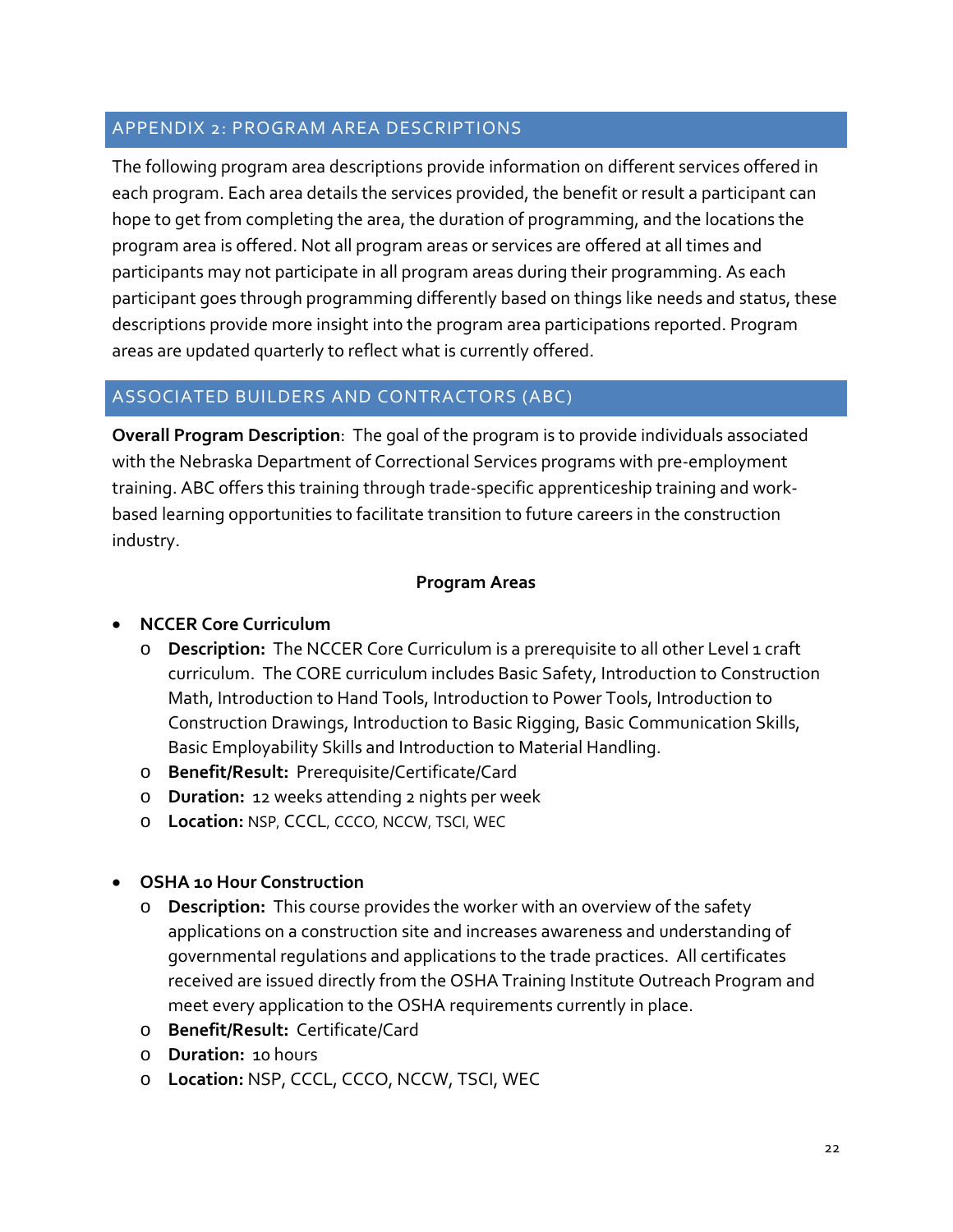## APPENDIX 2: PROGRAM AREA DESCRIPTIONS

The following program area descriptions provide information on different services offered in each program. Each area details the services provided, the benefit or result a participant can hope to get from completing the area, the duration of programming, and the locations the program area is offered. Not all program areas or services are offered at all times and participants may not participate in all program areas during their programming. As each participant goes through programming differently based on things like needs and status, these descriptions provide more insight into the program area participations reported. Program areas are updated quarterly to reflect what is currently offered.

## ASSOCIATED BUILDERS AND CONTRACTORS (ABC)

**Overall Program Description**: The goal of the program is to provide individuals associated with the Nebraska Department of Correctional Services programs with pre-employment training. ABC offers this training through trade-specific apprenticeship training and work-based learning opportunities to facilitate transition to future careers in the construction industry.

**Program Areas**

- **NCCER Core Curriculum**
  - **Description:** The NCCER Core Curriculum is a prerequisite to all other Level 1 craft curriculum. The CORE curriculum includes Basic Safety, Introduction to Construction Math, Introduction to Hand Tools, Introduction to Power Tools, Introduction to Construction Drawings, Introduction to Basic Rigging, Basic Communication Skills, Basic Employability Skills and Introduction to Material Handling.
  - **Benefit/Result:** Prerequisite/Certificate/Card
  - **Duration:** 12 weeks attending 2 nights per week
  - **Location:** NSP, CCCL, CCCO, NCCW, TSCI, WEC

- **OSHA 10 Hour Construction**
  - **Description:** This course provides the worker with an overview of the safety applications on a construction site and increases awareness and understanding of governmental regulations and applications to the trade practices. All certificates received are issued directly from the OSHA Training Institute Outreach Program and meet every application to the OSHA requirements currently in place.
  - **Benefit/Result:** Certificate/Card
  - **Duration:** 10 hours
  - **Location:** NSP, CCCL, CCCO, NCCW, TSCI, WEC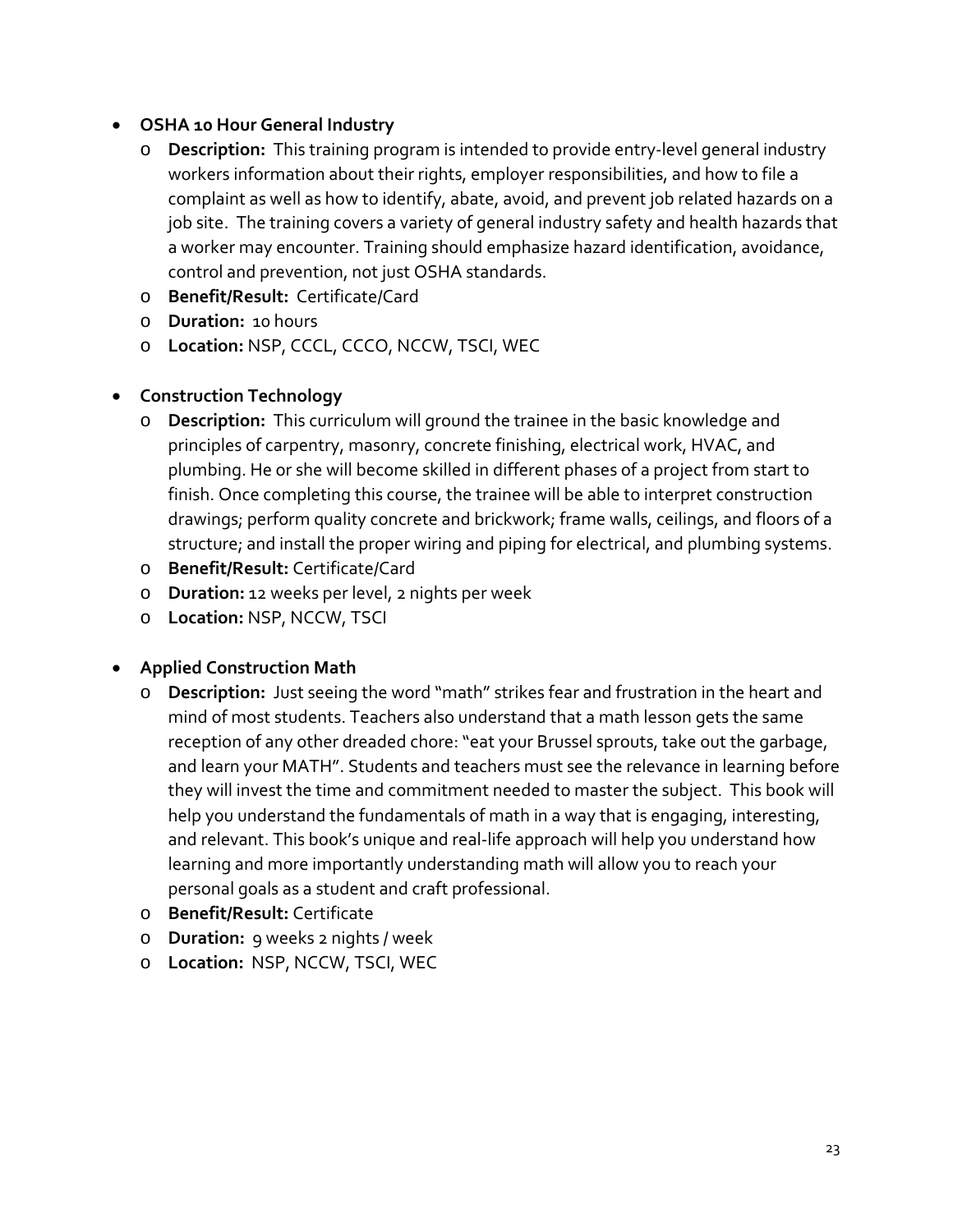- **OSHA 10 Hour General Industry**
  - **Description:** This training program is intended to provide entry-level general industry workers information about their rights, employer responsibilities, and how to file a complaint as well as how to identify, abate, avoid, and prevent job related hazards on a job site. The training covers a variety of general industry safety and health hazards that a worker may encounter. Training should emphasize hazard identification, avoidance, control and prevention, not just OSHA standards.
  - **Benefit/Result:** Certificate/Card
  - **Duration:** 10 hours
  - **Location:** NSP, CCCL, CCCO, NCCW, TSCI, WEC

- **Construction Technology**
  - **Description:** This curriculum will ground the trainee in the basic knowledge and principles of carpentry, masonry, concrete finishing, electrical work, HVAC, and plumbing. He or she will become skilled in different phases of a project from start to finish. Once completing this course, the trainee will be able to interpret construction drawings; perform quality concrete and brickwork; frame walls, ceilings, and floors of a structure; and install the proper wiring and piping for electrical, and plumbing systems.
  - **Benefit/Result:** Certificate/Card
  - **Duration:** 12 weeks per level, 2 nights per week
  - **Location:** NSP, NCCW, TSCI

- **Applied Construction Math**
  - **Description:** Just seeing the word "math" strikes fear and frustration in the heart and mind of most students. Teachers also understand that a math lesson gets the same reception of any other dreaded chore: "eat your Brussel sprouts, take out the garbage, and learn your MATH". Students and teachers must see the relevance in learning before they will invest the time and commitment needed to master the subject. This book will help you understand the fundamentals of math in a way that is engaging, interesting, and relevant. This book's unique and real-life approach will help you understand how learning and more importantly understanding math will allow you to reach your personal goals as a student and craft professional.
  - **Benefit/Result:** Certificate
  - **Duration:** 9 weeks 2 nights / week
  - **Location:** NSP, NCCW, TSCI, WEC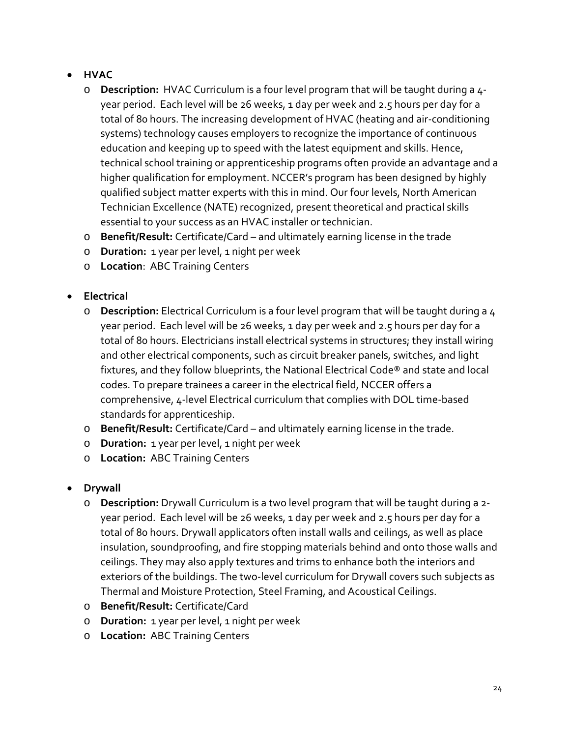- **HVAC**
  - **Description:** HVAC Curriculum is a four level program that will be taught during a 4-year period. Each level will be 26 weeks, 1 day per week and 2.5 hours per day for a total of 80 hours. The increasing development of HVAC (heating and air-conditioning systems) technology causes employers to recognize the importance of continuous education and keeping up to speed with the latest equipment and skills. Hence, technical school training or apprenticeship programs often provide an advantage and a higher qualification for employment. NCCER's program has been designed by highly qualified subject matter experts with this in mind. Our four levels, North American Technician Excellence (NATE) recognized, present theoretical and practical skills essential to your success as an HVAC installer or technician.
  - **Benefit/Result:** Certificate/Card – and ultimately earning license in the trade
  - **Duration:** 1 year per level, 1 night per week
  - **Location**: ABC Training Centers

- **Electrical**
  - **Description:** Electrical Curriculum is a four level program that will be taught during a 4 year period. Each level will be 26 weeks, 1 day per week and 2.5 hours per day for a total of 80 hours. Electricians install electrical systems in structures; they install wiring and other electrical components, such as circuit breaker panels, switches, and light fixtures, and they follow blueprints, the National Electrical Code® and state and local codes. To prepare trainees a career in the electrical field, NCCER offers a comprehensive, 4-level Electrical curriculum that complies with DOL time-based standards for apprenticeship.
  - **Benefit/Result:** Certificate/Card – and ultimately earning license in the trade.
  - **Duration:** 1 year per level, 1 night per week
  - **Location:** ABC Training Centers

- **Drywall**
  - **Description:** Drywall Curriculum is a two level program that will be taught during a 2-year period. Each level will be 26 weeks, 1 day per week and 2.5 hours per day for a total of 80 hours. Drywall applicators often install walls and ceilings, as well as place insulation, soundproofing, and fire stopping materials behind and onto those walls and ceilings. They may also apply textures and trims to enhance both the interiors and exteriors of the buildings. The two-level curriculum for Drywall covers such subjects as Thermal and Moisture Protection, Steel Framing, and Acoustical Ceilings.
  - **Benefit/Result:** Certificate/Card
  - **Duration:** 1 year per level, 1 night per week
  - **Location:** ABC Training Centers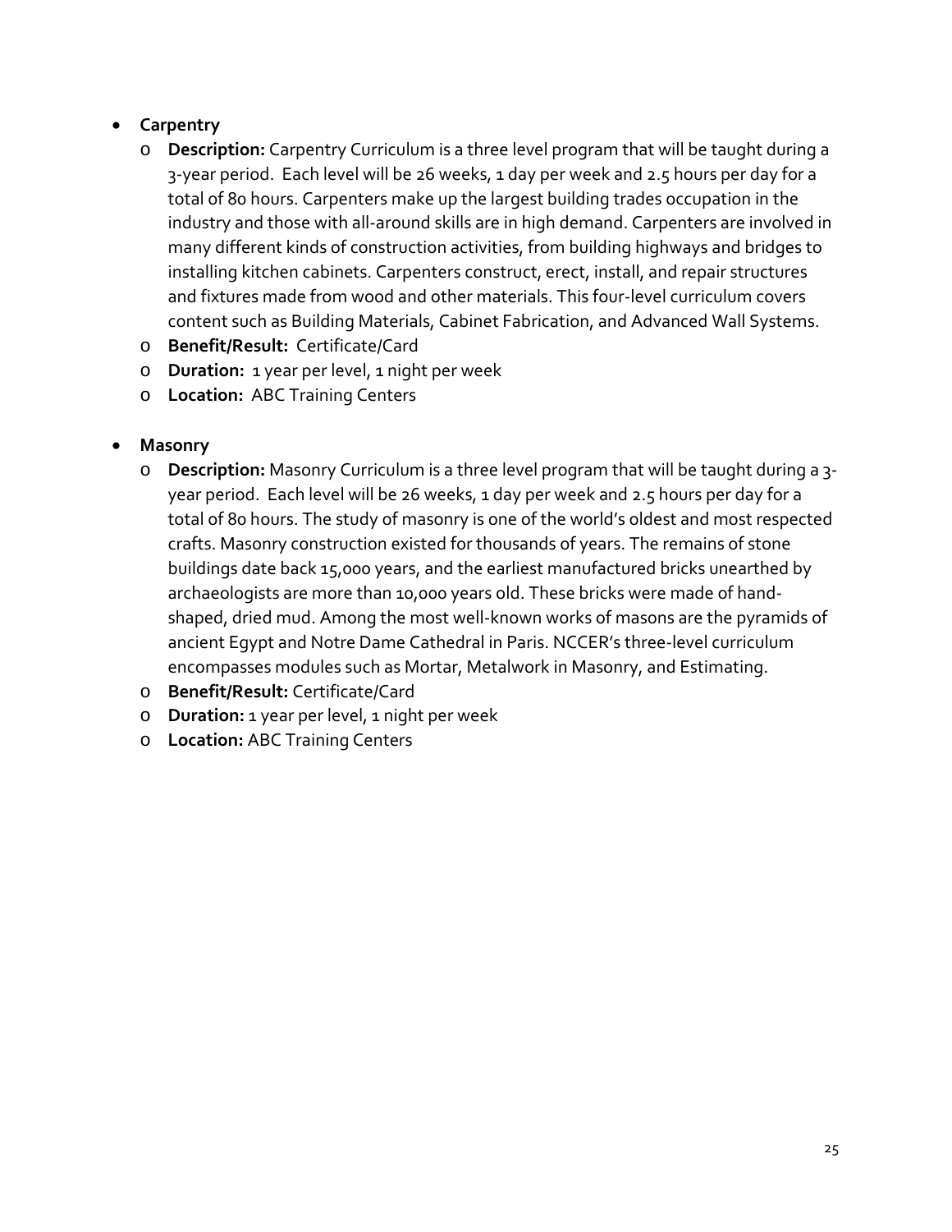- **Carpentry**
  - **Description:** Carpentry Curriculum is a three level program that will be taught during a 3-year period. Each level will be 26 weeks, 1 day per week and 2.5 hours per day for a total of 80 hours. Carpenters make up the largest building trades occupation in the industry and those with all-around skills are in high demand. Carpenters are involved in many different kinds of construction activities, from building highways and bridges to installing kitchen cabinets. Carpenters construct, erect, install, and repair structures and fixtures made from wood and other materials. This four-level curriculum covers content such as Building Materials, Cabinet Fabrication, and Advanced Wall Systems.
  - **Benefit/Result:** Certificate/Card
  - **Duration:** 1 year per level, 1 night per week
  - **Location:** ABC Training Centers

- **Masonry**
  - **Description:** Masonry Curriculum is a three level program that will be taught during a 3-year period. Each level will be 26 weeks, 1 day per week and 2.5 hours per day for a total of 80 hours. The study of masonry is one of the world's oldest and most respected crafts. Masonry construction existed for thousands of years. The remains of stone buildings date back 15,000 years, and the earliest manufactured bricks unearthed by archaeologists are more than 10,000 years old. These bricks were made of hand-shaped, dried mud. Among the most well-known works of masons are the pyramids of ancient Egypt and Notre Dame Cathedral in Paris. NCCER's three-level curriculum encompasses modules such as Mortar, Metalwork in Masonry, and Estimating.
  - **Benefit/Result:** Certificate/Card
  - **Duration:** 1 year per level, 1 night per week
  - **Location:** ABC Training Centers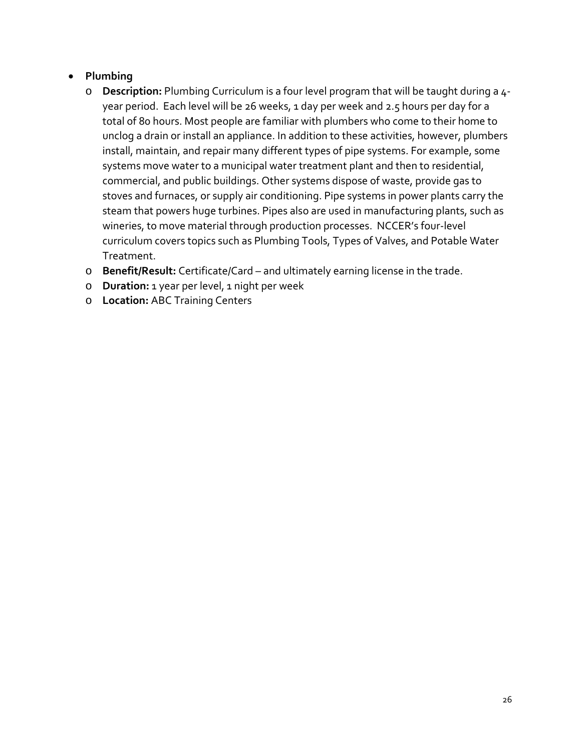- **Plumbing**
  - **Description:** Plumbing Curriculum is a four level program that will be taught during a 4-year period. Each level will be 26 weeks, 1 day per week and 2.5 hours per day for a total of 80 hours. Most people are familiar with plumbers who come to their home to unclog a drain or install an appliance. In addition to these activities, however, plumbers install, maintain, and repair many different types of pipe systems. For example, some systems move water to a municipal water treatment plant and then to residential, commercial, and public buildings. Other systems dispose of waste, provide gas to stoves and furnaces, or supply air conditioning. Pipe systems in power plants carry the steam that powers huge turbines. Pipes also are used in manufacturing plants, such as wineries, to move material through production processes. NCCER's four-level curriculum covers topics such as Plumbing Tools, Types of Valves, and Potable Water Treatment.
  - **Benefit/Result:** Certificate/Card – and ultimately earning license in the trade.
  - **Duration:** 1 year per level, 1 night per week
  - **Location:** ABC Training Centers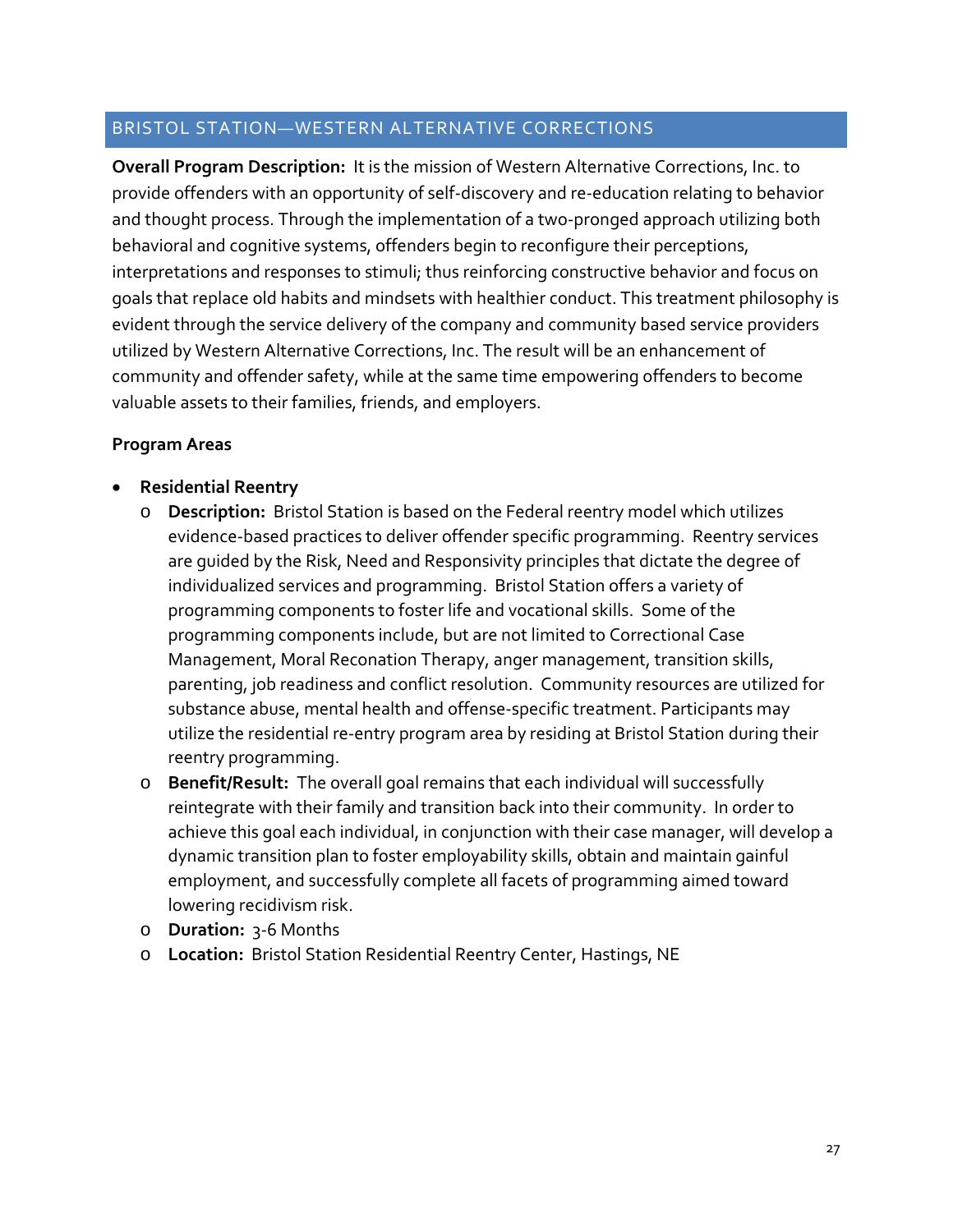## BRISTOL STATION—WESTERN ALTERNATIVE CORRECTIONS

**Overall Program Description:** It is the mission of Western Alternative Corrections, Inc. to provide offenders with an opportunity of self-discovery and re-education relating to behavior and thought process. Through the implementation of a two-pronged approach utilizing both behavioral and cognitive systems, offenders begin to reconfigure their perceptions, interpretations and responses to stimuli; thus reinforcing constructive behavior and focus on goals that replace old habits and mindsets with healthier conduct. This treatment philosophy is evident through the service delivery of the company and community based service providers utilized by Western Alternative Corrections, Inc. The result will be an enhancement of community and offender safety, while at the same time empowering offenders to become valuable assets to their families, friends, and employers.

**Program Areas**

- **Residential Reentry**
  - **Description:** Bristol Station is based on the Federal reentry model which utilizes evidence-based practices to deliver offender specific programming. Reentry services are guided by the Risk, Need and Responsivity principles that dictate the degree of individualized services and programming. Bristol Station offers a variety of programming components to foster life and vocational skills. Some of the programming components include, but are not limited to Correctional Case Management, Moral Reconation Therapy, anger management, transition skills, parenting, job readiness and conflict resolution. Community resources are utilized for substance abuse, mental health and offense-specific treatment. Participants may utilize the residential re-entry program area by residing at Bristol Station during their reentry programming.
  - **Benefit/Result:** The overall goal remains that each individual will successfully reintegrate with their family and transition back into their community. In order to achieve this goal each individual, in conjunction with their case manager, will develop a dynamic transition plan to foster employability skills, obtain and maintain gainful employment, and successfully complete all facets of programming aimed toward lowering recidivism risk.
  - **Duration:** 3-6 Months
  - **Location:** Bristol Station Residential Reentry Center, Hastings, NE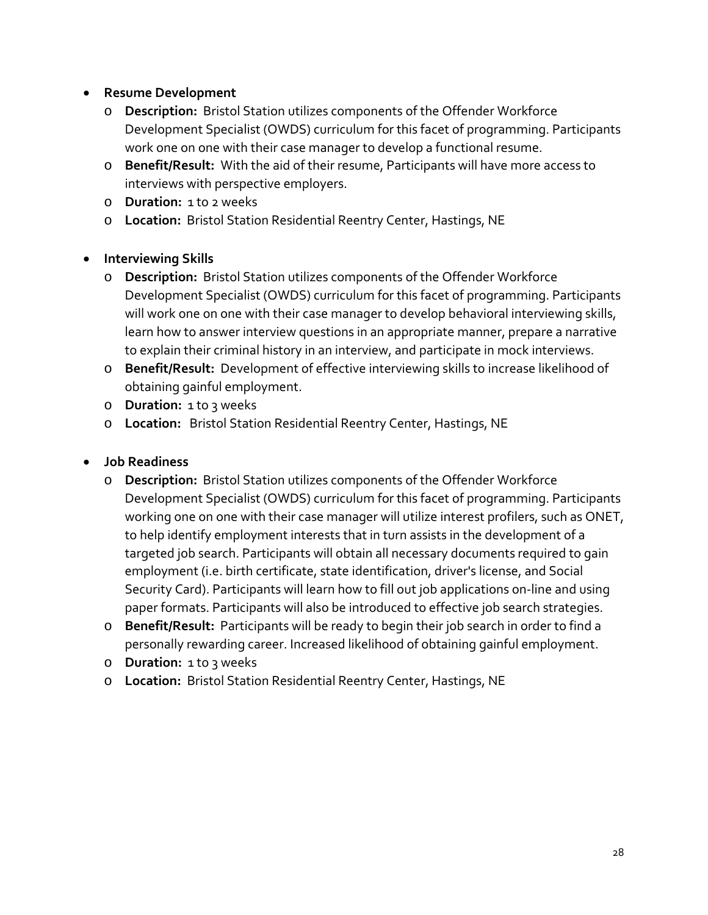- **Resume Development**
  - **Description:** Bristol Station utilizes components of the Offender Workforce Development Specialist (OWDS) curriculum for this facet of programming. Participants work one on one with their case manager to develop a functional resume.
  - **Benefit/Result:** With the aid of their resume, Participants will have more access to interviews with perspective employers.
  - **Duration:** 1 to 2 weeks
  - **Location:** Bristol Station Residential Reentry Center, Hastings, NE

- **Interviewing Skills**
  - **Description:** Bristol Station utilizes components of the Offender Workforce Development Specialist (OWDS) curriculum for this facet of programming. Participants will work one on one with their case manager to develop behavioral interviewing skills, learn how to answer interview questions in an appropriate manner, prepare a narrative to explain their criminal history in an interview, and participate in mock interviews.
  - **Benefit/Result:** Development of effective interviewing skills to increase likelihood of obtaining gainful employment.
  - **Duration:** 1 to 3 weeks
  - **Location:** Bristol Station Residential Reentry Center, Hastings, NE

- **Job Readiness**
  - **Description:** Bristol Station utilizes components of the Offender Workforce Development Specialist (OWDS) curriculum for this facet of programming. Participants working one on one with their case manager will utilize interest profilers, such as ONET, to help identify employment interests that in turn assists in the development of a targeted job search. Participants will obtain all necessary documents required to gain employment (i.e. birth certificate, state identification, driver's license, and Social Security Card). Participants will learn how to fill out job applications on-line and using paper formats. Participants will also be introduced to effective job search strategies.
  - **Benefit/Result:** Participants will be ready to begin their job search in order to find a personally rewarding career. Increased likelihood of obtaining gainful employment.
  - **Duration:** 1 to 3 weeks
  - **Location:** Bristol Station Residential Reentry Center, Hastings, NE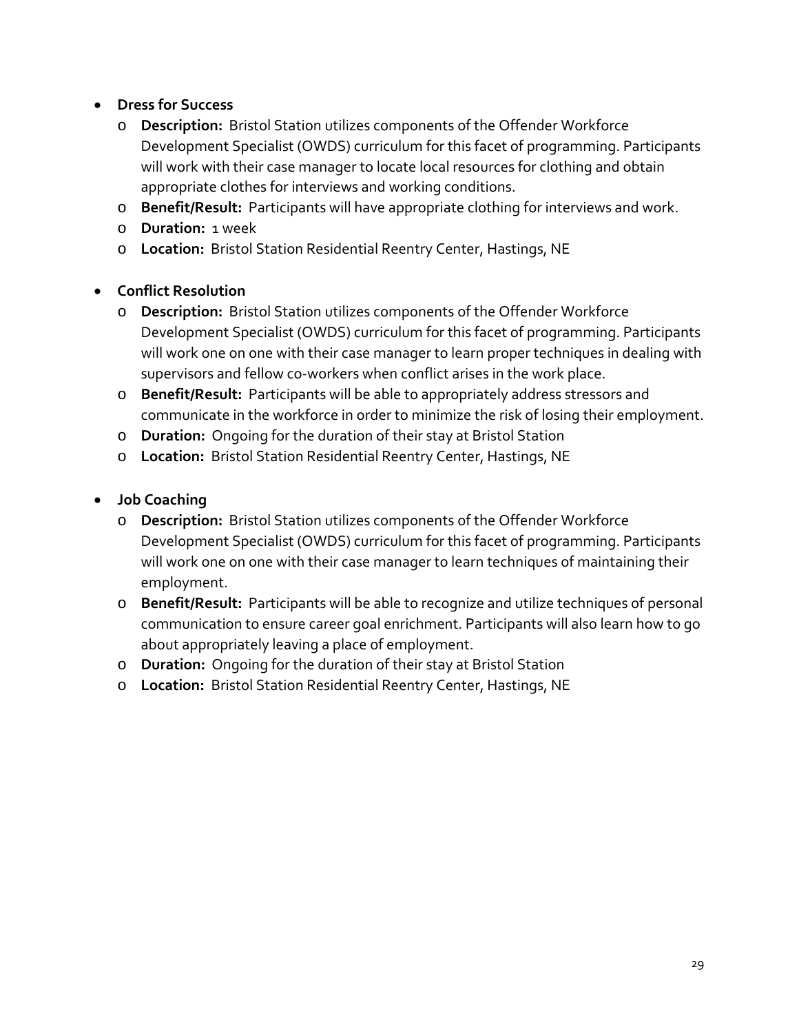- **Dress for Success**
  - **Description:** Bristol Station utilizes components of the Offender Workforce Development Specialist (OWDS) curriculum for this facet of programming. Participants will work with their case manager to locate local resources for clothing and obtain appropriate clothes for interviews and working conditions.
  - **Benefit/Result:** Participants will have appropriate clothing for interviews and work.
  - **Duration:** 1 week
  - **Location:** Bristol Station Residential Reentry Center, Hastings, NE

- **Conflict Resolution**
  - **Description:** Bristol Station utilizes components of the Offender Workforce Development Specialist (OWDS) curriculum for this facet of programming. Participants will work one on one with their case manager to learn proper techniques in dealing with supervisors and fellow co-workers when conflict arises in the work place.
  - **Benefit/Result:** Participants will be able to appropriately address stressors and communicate in the workforce in order to minimize the risk of losing their employment.
  - **Duration:** Ongoing for the duration of their stay at Bristol Station
  - **Location:** Bristol Station Residential Reentry Center, Hastings, NE

- **Job Coaching**
  - **Description:** Bristol Station utilizes components of the Offender Workforce Development Specialist (OWDS) curriculum for this facet of programming. Participants will work one on one with their case manager to learn techniques of maintaining their employment.
  - **Benefit/Result:** Participants will be able to recognize and utilize techniques of personal communication to ensure career goal enrichment. Participants will also learn how to go about appropriately leaving a place of employment.
  - **Duration:** Ongoing for the duration of their stay at Bristol Station
  - **Location:** Bristol Station Residential Reentry Center, Hastings, NE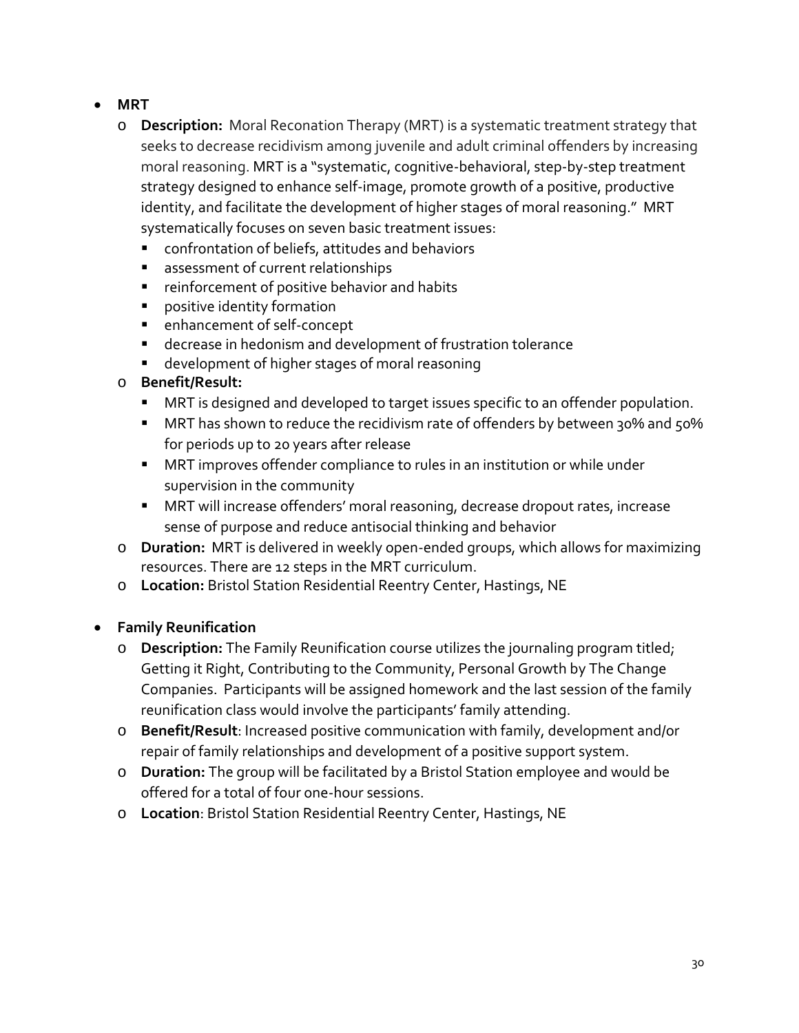- **MRT**
  - **Description:** Moral Reconation Therapy (MRT) is a systematic treatment strategy that seeks to decrease recidivism among juvenile and adult criminal offenders by increasing moral reasoning. MRT is a "systematic, cognitive-behavioral, step-by-step treatment strategy designed to enhance self-image, promote growth of a positive, productive identity, and facilitate the development of higher stages of moral reasoning." MRT systematically focuses on seven basic treatment issues:
    - confrontation of beliefs, attitudes and behaviors
    - assessment of current relationships
    - reinforcement of positive behavior and habits
    - positive identity formation
    - enhancement of self-concept
    - decrease in hedonism and development of frustration tolerance
    - development of higher stages of moral reasoning
  - **Benefit/Result:**
    - MRT is designed and developed to target issues specific to an offender population.
    - MRT has shown to reduce the recidivism rate of offenders by between 30% and 50% for periods up to 20 years after release
    - MRT improves offender compliance to rules in an institution or while under supervision in the community
    - MRT will increase offenders' moral reasoning, decrease dropout rates, increase sense of purpose and reduce antisocial thinking and behavior
  - **Duration:** MRT is delivered in weekly open-ended groups, which allows for maximizing resources. There are 12 steps in the MRT curriculum.
  - **Location:** Bristol Station Residential Reentry Center, Hastings, NE

- **Family Reunification**
  - **Description:** The Family Reunification course utilizes the journaling program titled; Getting it Right, Contributing to the Community, Personal Growth by The Change Companies. Participants will be assigned homework and the last session of the family reunification class would involve the participants' family attending.
  - **Benefit/Result**: Increased positive communication with family, development and/or repair of family relationships and development of a positive support system.
  - **Duration:** The group will be facilitated by a Bristol Station employee and would be offered for a total of four one-hour sessions.
  - **Location**: Bristol Station Residential Reentry Center, Hastings, NE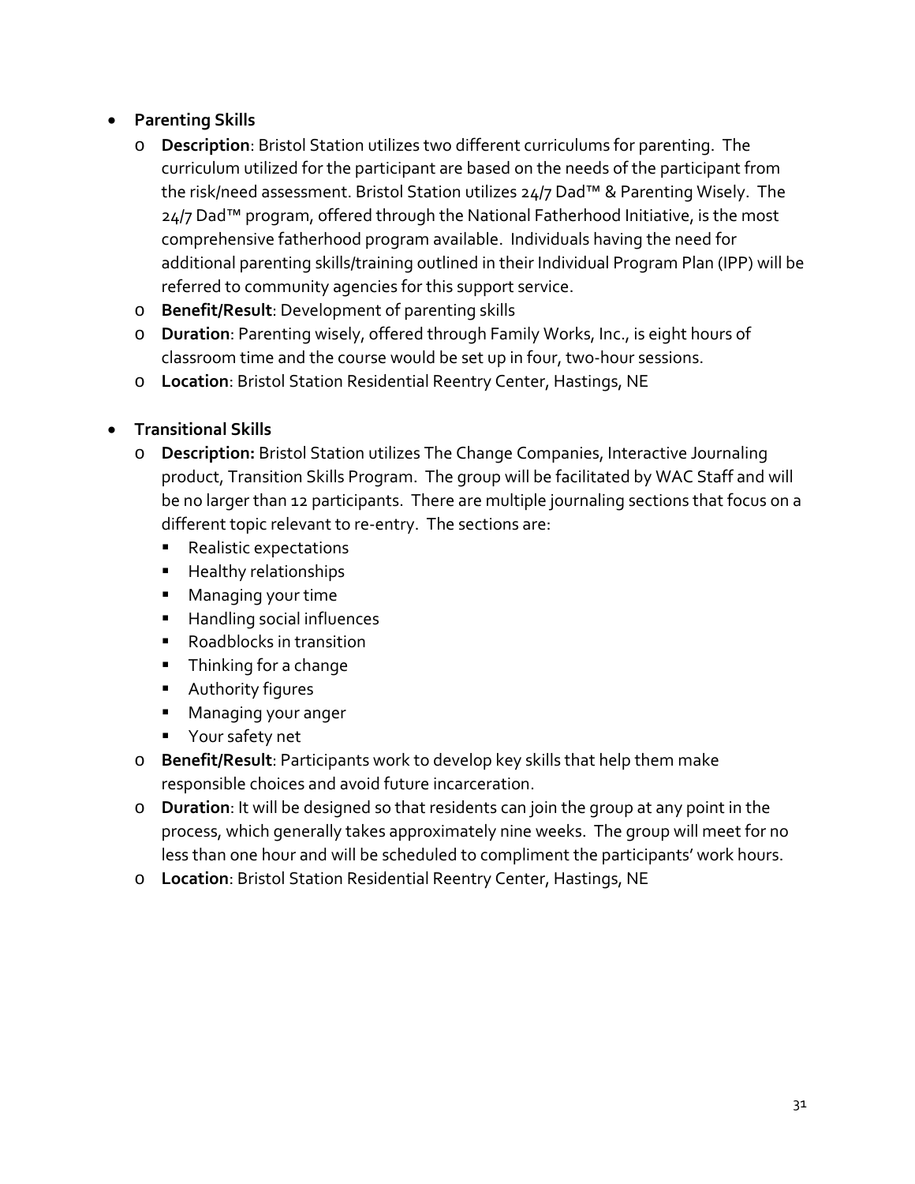- **Parenting Skills**
  - **Description**: Bristol Station utilizes two different curriculums for parenting. The curriculum utilized for the participant are based on the needs of the participant from the risk/need assessment. Bristol Station utilizes 24/7 Dad™ & Parenting Wisely. The 24/7 Dad™ program, offered through the National Fatherhood Initiative, is the most comprehensive fatherhood program available. Individuals having the need for additional parenting skills/training outlined in their Individual Program Plan (IPP) will be referred to community agencies for this support service.
  - **Benefit/Result**: Development of parenting skills
  - **Duration**: Parenting wisely, offered through Family Works, Inc., is eight hours of classroom time and the course would be set up in four, two-hour sessions.
  - **Location**: Bristol Station Residential Reentry Center, Hastings, NE

- **Transitional Skills**
  - **Description:** Bristol Station utilizes The Change Companies, Interactive Journaling product, Transition Skills Program. The group will be facilitated by WAC Staff and will be no larger than 12 participants. There are multiple journaling sections that focus on a different topic relevant to re-entry. The sections are:
    - Realistic expectations
    - Healthy relationships
    - Managing your time
    - Handling social influences
    - Roadblocks in transition
    - Thinking for a change
    - Authority figures
    - Managing your anger
    - Your safety net
  - **Benefit/Result**: Participants work to develop key skills that help them make responsible choices and avoid future incarceration.
  - **Duration**: It will be designed so that residents can join the group at any point in the process, which generally takes approximately nine weeks. The group will meet for no less than one hour and will be scheduled to compliment the participants' work hours.
  - **Location**: Bristol Station Residential Reentry Center, Hastings, NE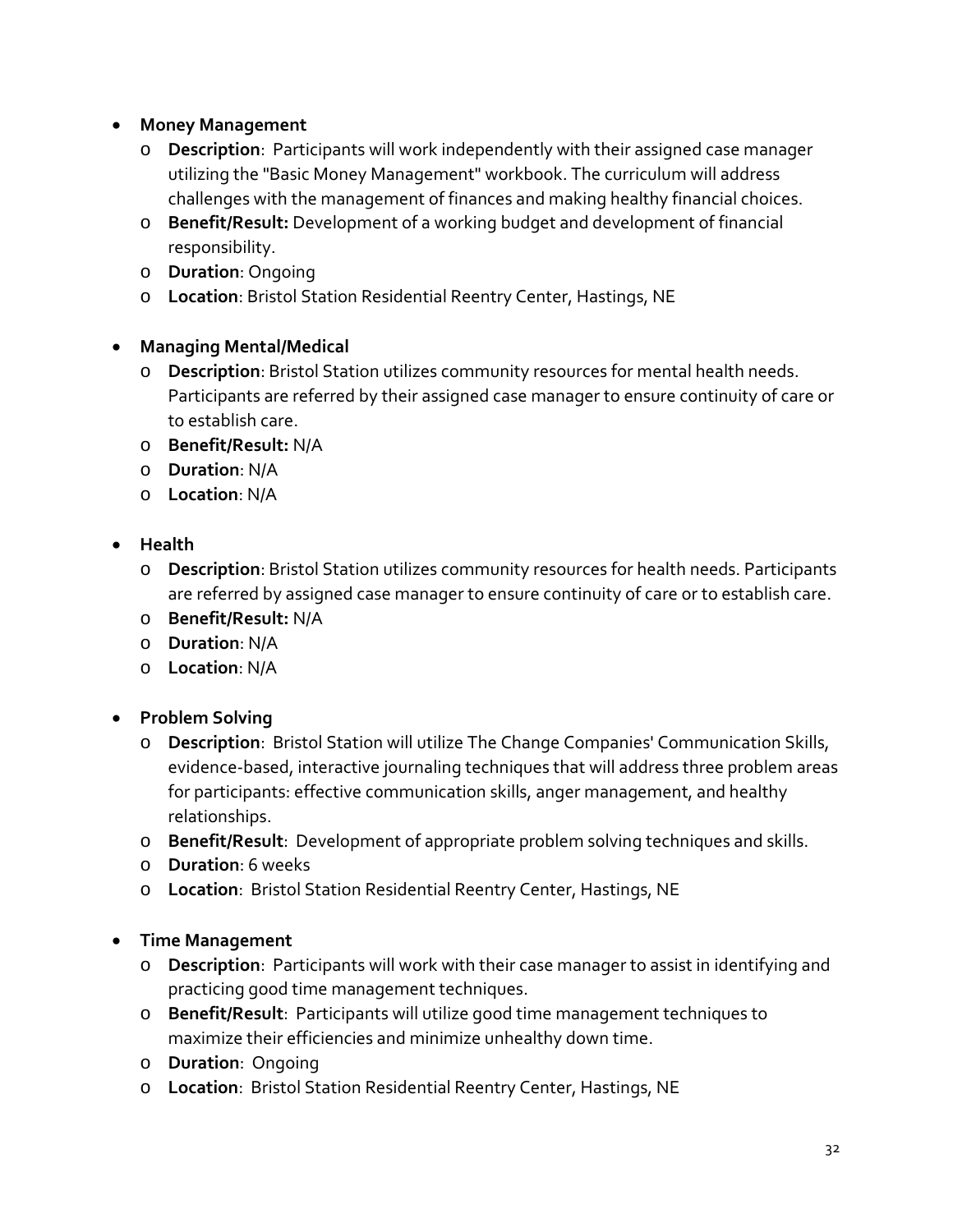- **Money Management**
  - **Description**: Participants will work independently with their assigned case manager utilizing the "Basic Money Management" workbook. The curriculum will address challenges with the management of finances and making healthy financial choices.
  - **Benefit/Result:** Development of a working budget and development of financial responsibility.
  - **Duration**: Ongoing
  - **Location**: Bristol Station Residential Reentry Center, Hastings, NE

- **Managing Mental/Medical**
  - **Description**: Bristol Station utilizes community resources for mental health needs. Participants are referred by their assigned case manager to ensure continuity of care or to establish care.
  - **Benefit/Result:** N/A
  - **Duration**: N/A
  - **Location**: N/A

- **Health**
  - **Description**: Bristol Station utilizes community resources for health needs. Participants are referred by assigned case manager to ensure continuity of care or to establish care.
  - **Benefit/Result:** N/A
  - **Duration**: N/A
  - **Location**: N/A

- **Problem Solving**
  - **Description**: Bristol Station will utilize The Change Companies' Communication Skills, evidence-based, interactive journaling techniques that will address three problem areas for participants: effective communication skills, anger management, and healthy relationships.
  - **Benefit/Result**: Development of appropriate problem solving techniques and skills.
  - **Duration**: 6 weeks
  - **Location**: Bristol Station Residential Reentry Center, Hastings, NE

- **Time Management**
  - **Description**: Participants will work with their case manager to assist in identifying and practicing good time management techniques.
  - **Benefit/Result**: Participants will utilize good time management techniques to maximize their efficiencies and minimize unhealthy down time.
  - **Duration**: Ongoing
  - **Location**: Bristol Station Residential Reentry Center, Hastings, NE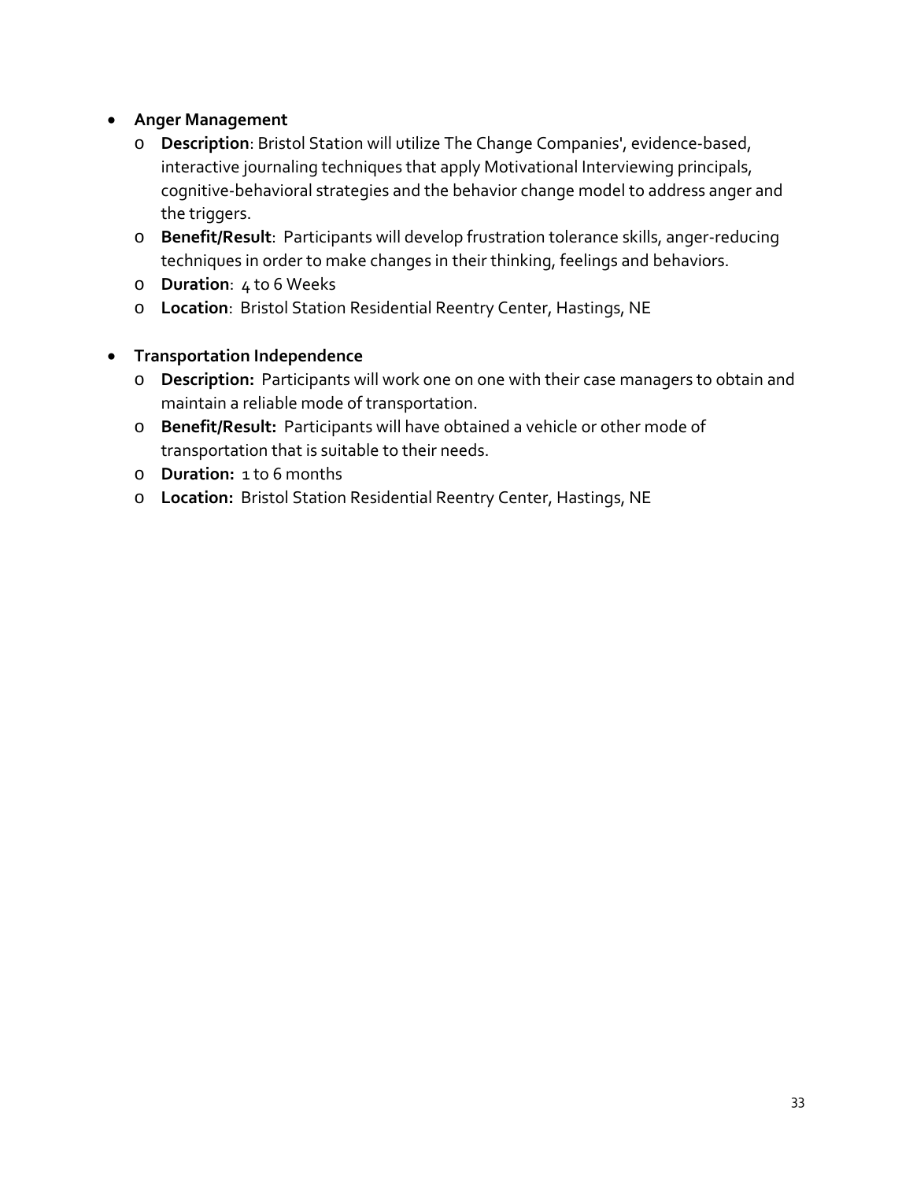- **Anger Management**
  - **Description**: Bristol Station will utilize The Change Companies', evidence-based, interactive journaling techniques that apply Motivational Interviewing principals, cognitive-behavioral strategies and the behavior change model to address anger and the triggers.
  - **Benefit/Result**: Participants will develop frustration tolerance skills, anger-reducing techniques in order to make changes in their thinking, feelings and behaviors.
  - **Duration**: 4 to 6 Weeks
  - **Location**: Bristol Station Residential Reentry Center, Hastings, NE

- **Transportation Independence**
  - **Description:** Participants will work one on one with their case managers to obtain and maintain a reliable mode of transportation.
  - **Benefit/Result:** Participants will have obtained a vehicle or other mode of transportation that is suitable to their needs.
  - **Duration:** 1 to 6 months
  - **Location:** Bristol Station Residential Reentry Center, Hastings, NE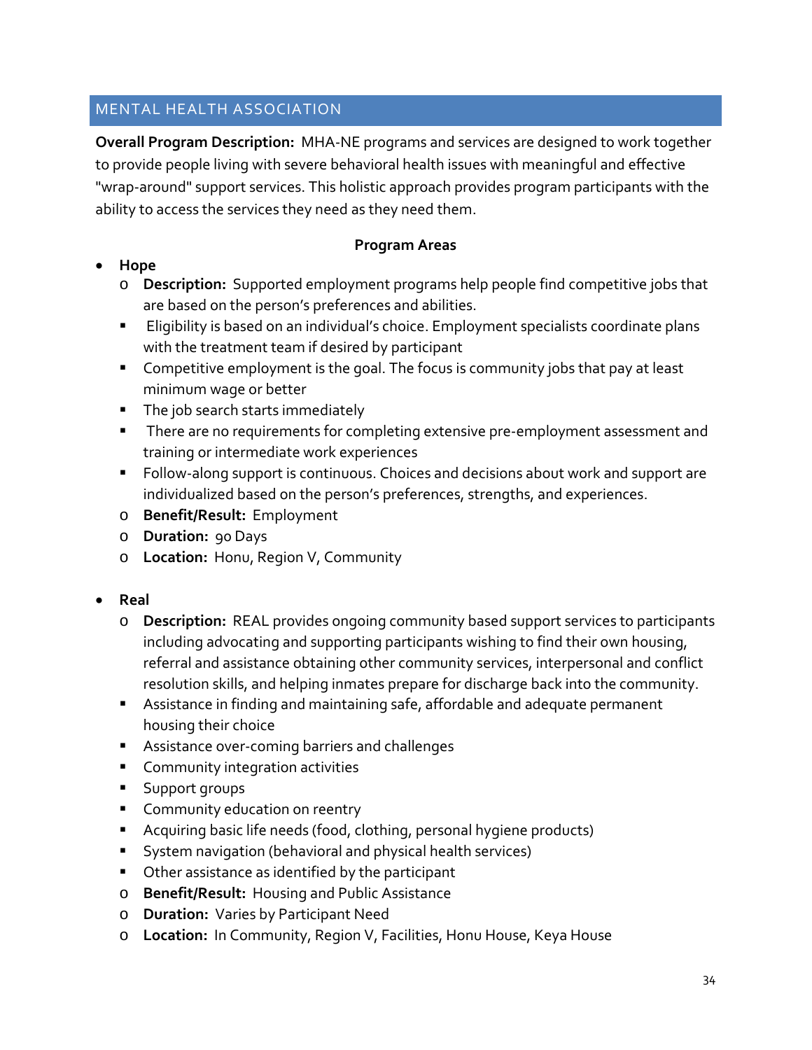## MENTAL HEALTH ASSOCIATION

**Overall Program Description:** MHA-NE programs and services are designed to work together to provide people living with severe behavioral health issues with meaningful and effective "wrap-around" support services. This holistic approach provides program participants with the ability to access the services they need as they need them.

**Program Areas**

- **Hope**
  - **Description:** Supported employment programs help people find competitive jobs that are based on the person's preferences and abilities.
    - Eligibility is based on an individual's choice. Employment specialists coordinate plans with the treatment team if desired by participant
    - Competitive employment is the goal. The focus is community jobs that pay at least minimum wage or better
    - The job search starts immediately
    - There are no requirements for completing extensive pre-employment assessment and training or intermediate work experiences
    - Follow-along support is continuous. Choices and decisions about work and support are individualized based on the person's preferences, strengths, and experiences.
  - **Benefit/Result:** Employment
  - **Duration:** 90 Days
  - **Location:** Honu, Region V, Community

- **Real**
  - **Description:** REAL provides ongoing community based support services to participants including advocating and supporting participants wishing to find their own housing, referral and assistance obtaining other community services, interpersonal and conflict resolution skills, and helping inmates prepare for discharge back into the community.
    - Assistance in finding and maintaining safe, affordable and adequate permanent housing their choice
    - Assistance over-coming barriers and challenges
    - Community integration activities
    - Support groups
    - Community education on reentry
    - Acquiring basic life needs (food, clothing, personal hygiene products)
    - System navigation (behavioral and physical health services)
    - Other assistance as identified by the participant
  - **Benefit/Result:** Housing and Public Assistance
  - **Duration:** Varies by Participant Need
  - **Location:** In Community, Region V, Facilities, Honu House, Keya House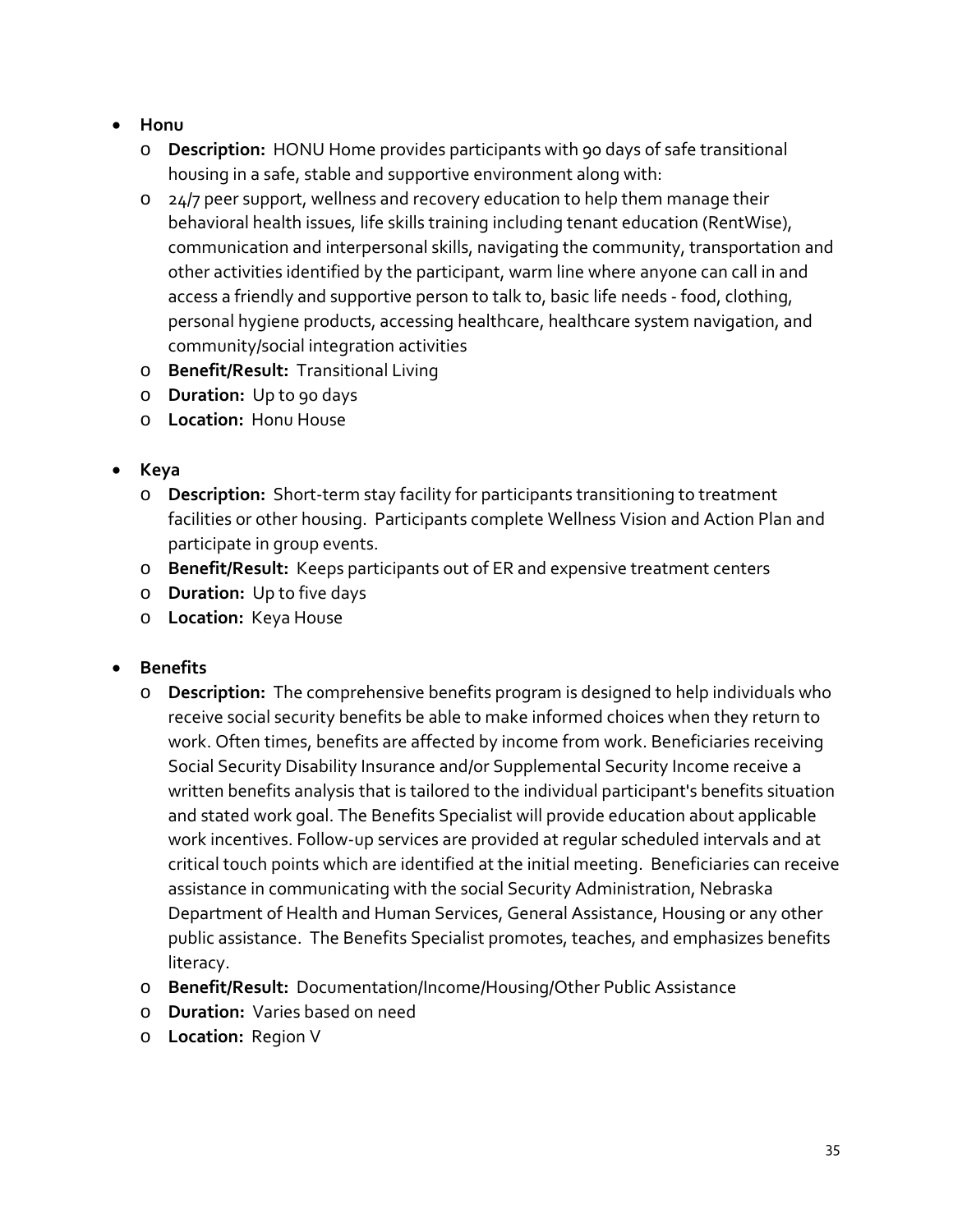- **Honu**
  - **Description:** HONU Home provides participants with 90 days of safe transitional housing in a safe, stable and supportive environment along with:
  - 24/7 peer support, wellness and recovery education to help them manage their behavioral health issues, life skills training including tenant education (RentWise), communication and interpersonal skills, navigating the community, transportation and other activities identified by the participant, warm line where anyone can call in and access a friendly and supportive person to talk to, basic life needs - food, clothing, personal hygiene products, accessing healthcare, healthcare system navigation, and community/social integration activities
  - **Benefit/Result:** Transitional Living
  - **Duration:** Up to 90 days
  - **Location:** Honu House

- **Keya**
  - **Description:** Short-term stay facility for participants transitioning to treatment facilities or other housing. Participants complete Wellness Vision and Action Plan and participate in group events.
  - **Benefit/Result:** Keeps participants out of ER and expensive treatment centers
  - **Duration:** Up to five days
  - **Location:** Keya House

- **Benefits**
  - **Description:** The comprehensive benefits program is designed to help individuals who receive social security benefits be able to make informed choices when they return to work. Often times, benefits are affected by income from work. Beneficiaries receiving Social Security Disability Insurance and/or Supplemental Security Income receive a written benefits analysis that is tailored to the individual participant's benefits situation and stated work goal. The Benefits Specialist will provide education about applicable work incentives. Follow-up services are provided at regular scheduled intervals and at critical touch points which are identified at the initial meeting. Beneficiaries can receive assistance in communicating with the social Security Administration, Nebraska Department of Health and Human Services, General Assistance, Housing or any other public assistance. The Benefits Specialist promotes, teaches, and emphasizes benefits literacy.
  - **Benefit/Result:** Documentation/Income/Housing/Other Public Assistance
  - **Duration:** Varies based on need
  - **Location:** Region V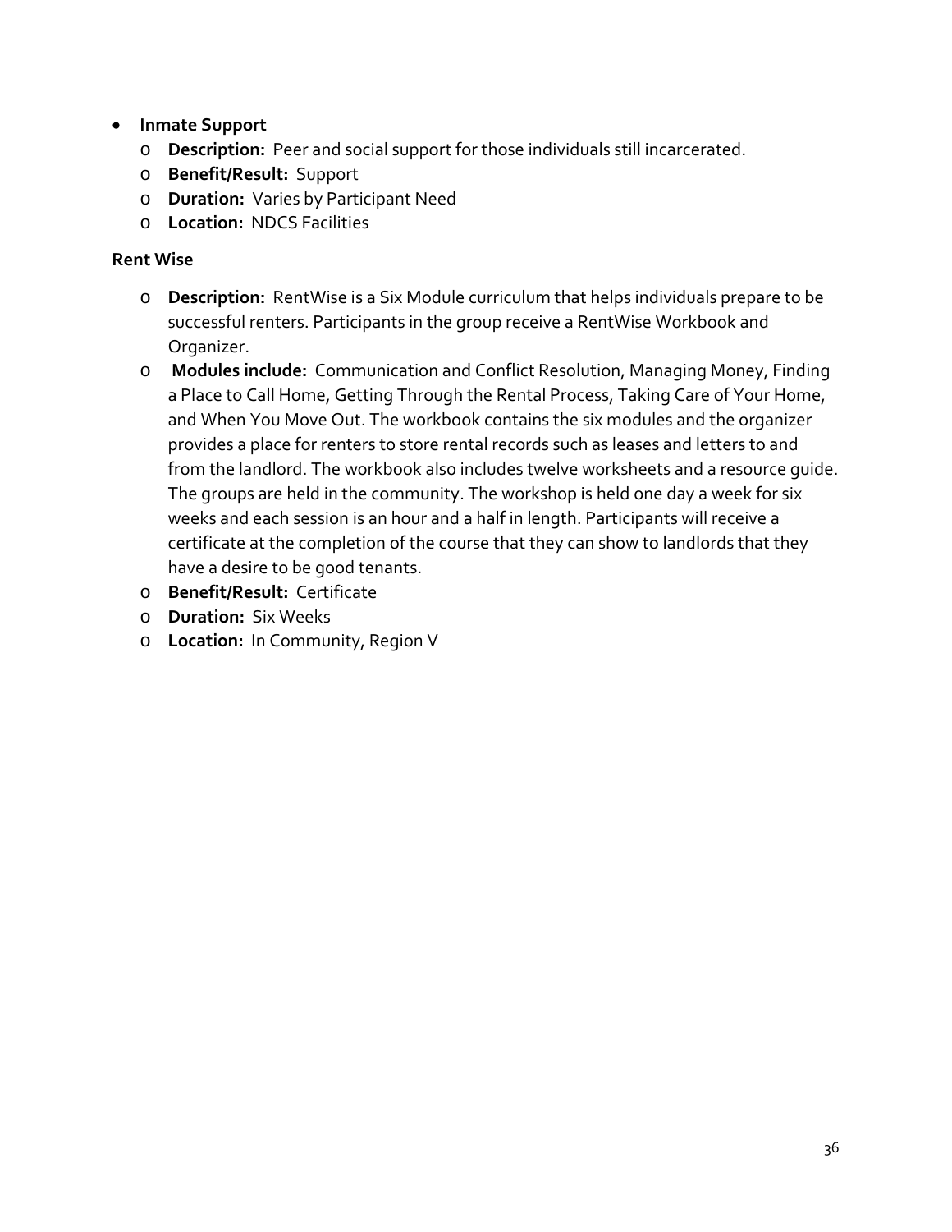- **Inmate Support**
  - **Description:** Peer and social support for those individuals still incarcerated.
  - **Benefit/Result:** Support
  - **Duration:** Varies by Participant Need
  - **Location:** NDCS Facilities

**Rent Wise**

- **Description:** RentWise is a Six Module curriculum that helps individuals prepare to be successful renters. Participants in the group receive a RentWise Workbook and Organizer.
- **Modules include:** Communication and Conflict Resolution, Managing Money, Finding a Place to Call Home, Getting Through the Rental Process, Taking Care of Your Home, and When You Move Out. The workbook contains the six modules and the organizer provides a place for renters to store rental records such as leases and letters to and from the landlord. The workbook also includes twelve worksheets and a resource guide. The groups are held in the community. The workshop is held one day a week for six weeks and each session is an hour and a half in length. Participants will receive a certificate at the completion of the course that they can show to landlords that they have a desire to be good tenants.
- **Benefit/Result:** Certificate
- **Duration:** Six Weeks
- **Location:** In Community, Region V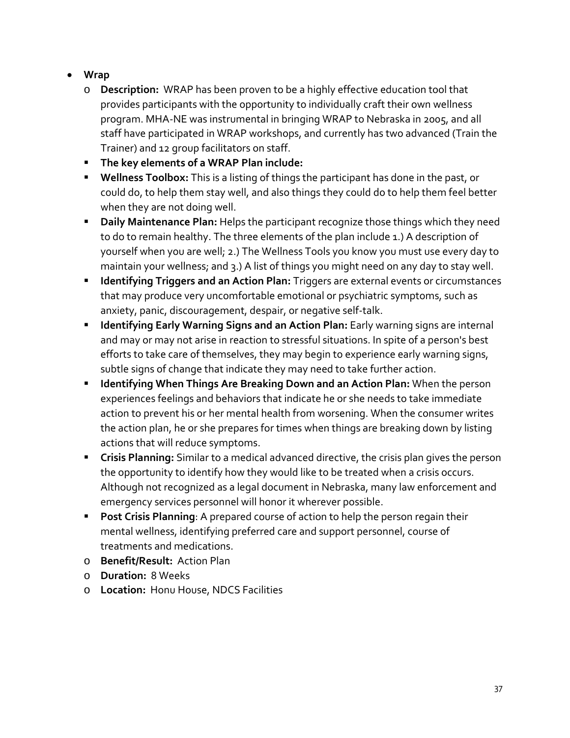- **Wrap**
  - **Description:** WRAP has been proven to be a highly effective education tool that provides participants with the opportunity to individually craft their own wellness program. MHA-NE was instrumental in bringing WRAP to Nebraska in 2005, and all staff have participated in WRAP workshops, and currently has two advanced (Train the Trainer) and 12 group facilitators on staff.
    - **The key elements of a WRAP Plan include:**
    - **Wellness Toolbox:** This is a listing of things the participant has done in the past, or could do, to help them stay well, and also things they could do to help them feel better when they are not doing well.
    - **Daily Maintenance Plan:** Helps the participant recognize those things which they need to do to remain healthy. The three elements of the plan include 1.) A description of yourself when you are well; 2.) The Wellness Tools you know you must use every day to maintain your wellness; and 3.) A list of things you might need on any day to stay well.
    - **Identifying Triggers and an Action Plan:** Triggers are external events or circumstances that may produce very uncomfortable emotional or psychiatric symptoms, such as anxiety, panic, discouragement, despair, or negative self-talk.
    - **Identifying Early Warning Signs and an Action Plan:** Early warning signs are internal and may or may not arise in reaction to stressful situations. In spite of a person's best efforts to take care of themselves, they may begin to experience early warning signs, subtle signs of change that indicate they may need to take further action.
    - **Identifying When Things Are Breaking Down and an Action Plan:** When the person experiences feelings and behaviors that indicate he or she needs to take immediate action to prevent his or her mental health from worsening. When the consumer writes the action plan, he or she prepares for times when things are breaking down by listing actions that will reduce symptoms.
    - **Crisis Planning:** Similar to a medical advanced directive, the crisis plan gives the person the opportunity to identify how they would like to be treated when a crisis occurs. Although not recognized as a legal document in Nebraska, many law enforcement and emergency services personnel will honor it wherever possible.
    - **Post Crisis Planning**: A prepared course of action to help the person regain their mental wellness, identifying preferred care and support personnel, course of treatments and medications.
  - **Benefit/Result:** Action Plan
  - **Duration:** 8 Weeks
  - **Location:** Honu House, NDCS Facilities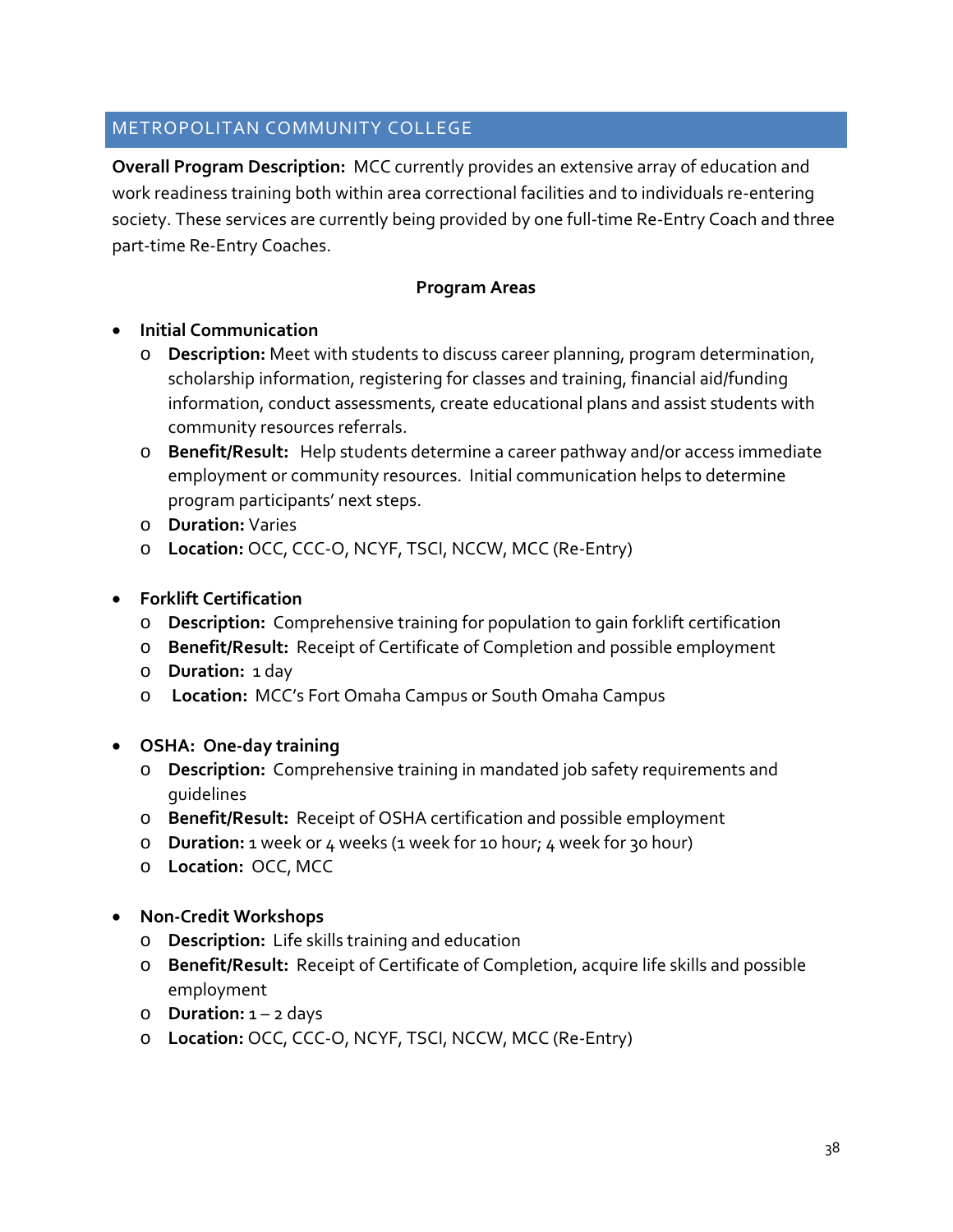## METROPOLITAN COMMUNITY COLLEGE

**Overall Program Description:** MCC currently provides an extensive array of education and work readiness training both within area correctional facilities and to individuals re-entering society. These services are currently being provided by one full-time Re-Entry Coach and three part-time Re-Entry Coaches.

**Program Areas**

- **Initial Communication**
  - **Description:** Meet with students to discuss career planning, program determination, scholarship information, registering for classes and training, financial aid/funding information, conduct assessments, create educational plans and assist students with community resources referrals.
  - **Benefit/Result:** Help students determine a career pathway and/or access immediate employment or community resources. Initial communication helps to determine program participants' next steps.
  - **Duration:** Varies
  - **Location:** OCC, CCC-O, NCYF, TSCI, NCCW, MCC (Re-Entry)

- **Forklift Certification**
  - **Description:** Comprehensive training for population to gain forklift certification
  - **Benefit/Result:** Receipt of Certificate of Completion and possible employment
  - **Duration:** 1 day
  - **Location:** MCC's Fort Omaha Campus or South Omaha Campus

- **OSHA: One-day training**
  - **Description:** Comprehensive training in mandated job safety requirements and guidelines
  - **Benefit/Result:** Receipt of OSHA certification and possible employment
  - **Duration:** 1 week or 4 weeks (1 week for 10 hour; 4 week for 30 hour)
  - **Location:** OCC, MCC

- **Non-Credit Workshops**
  - **Description:** Life skills training and education
  - **Benefit/Result:** Receipt of Certificate of Completion, acquire life skills and possible employment
  - **Duration:** 1 – 2 days
  - **Location:** OCC, CCC-O, NCYF, TSCI, NCCW, MCC (Re-Entry)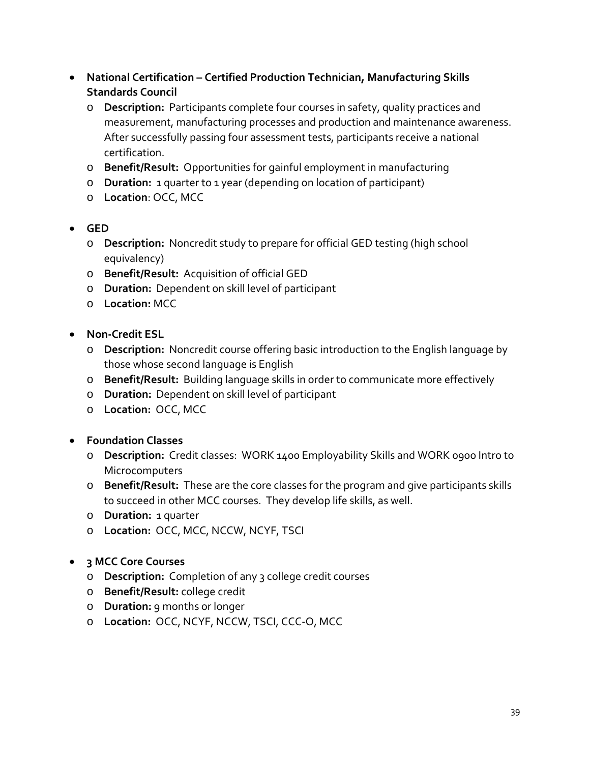- **National Certification – Certified Production Technician, Manufacturing Skills Standards Council**
  - **Description:** Participants complete four courses in safety, quality practices and measurement, manufacturing processes and production and maintenance awareness. After successfully passing four assessment tests, participants receive a national certification.
  - **Benefit/Result:** Opportunities for gainful employment in manufacturing
  - **Duration:** 1 quarter to 1 year (depending on location of participant)
  - **Location**: OCC, MCC

- **GED**
  - **Description:** Noncredit study to prepare for official GED testing (high school equivalency)
  - **Benefit/Result:** Acquisition of official GED
  - **Duration:** Dependent on skill level of participant
  - **Location:** MCC

- **Non-Credit ESL**
  - **Description:** Noncredit course offering basic introduction to the English language by those whose second language is English
  - **Benefit/Result:** Building language skills in order to communicate more effectively
  - **Duration:** Dependent on skill level of participant
  - **Location:** OCC, MCC

- **Foundation Classes**
  - **Description:** Credit classes: WORK 1400 Employability Skills and WORK 0900 Intro to Microcomputers
  - **Benefit/Result:** These are the core classes for the program and give participants skills to succeed in other MCC courses. They develop life skills, as well.
  - **Duration:** 1 quarter
  - **Location:** OCC, MCC, NCCW, NCYF, TSCI

- **3 MCC Core Courses**
  - **Description:** Completion of any 3 college credit courses
  - **Benefit/Result:** college credit
  - **Duration:** 9 months or longer
  - **Location:** OCC, NCYF, NCCW, TSCI, CCC-O, MCC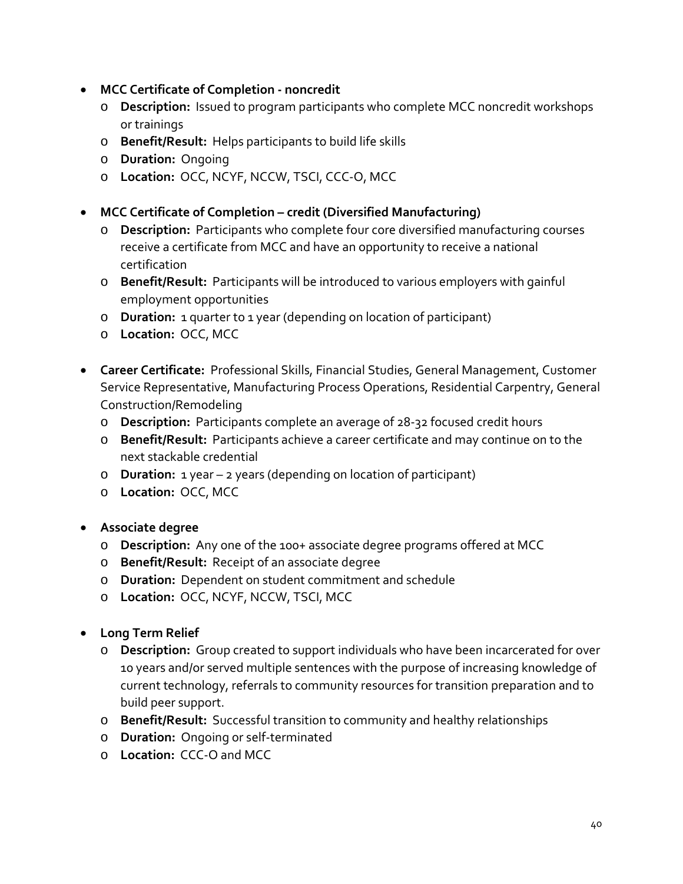- **MCC Certificate of Completion - noncredit**
  - **Description:** Issued to program participants who complete MCC noncredit workshops or trainings
  - **Benefit/Result:** Helps participants to build life skills
  - **Duration:** Ongoing
  - **Location:** OCC, NCYF, NCCW, TSCI, CCC-O, MCC

- **MCC Certificate of Completion – credit (Diversified Manufacturing)**
  - **Description:** Participants who complete four core diversified manufacturing courses receive a certificate from MCC and have an opportunity to receive a national certification
  - **Benefit/Result:** Participants will be introduced to various employers with gainful employment opportunities
  - **Duration:** 1 quarter to 1 year (depending on location of participant)
  - **Location:** OCC, MCC

- **Career Certificate:** Professional Skills, Financial Studies, General Management, Customer Service Representative, Manufacturing Process Operations, Residential Carpentry, General Construction/Remodeling
  - **Description:** Participants complete an average of 28-32 focused credit hours
  - **Benefit/Result:** Participants achieve a career certificate and may continue on to the next stackable credential
  - **Duration:** 1 year – 2 years (depending on location of participant)
  - **Location:** OCC, MCC

- **Associate degree**
  - **Description:** Any one of the 100+ associate degree programs offered at MCC
  - **Benefit/Result:** Receipt of an associate degree
  - **Duration:** Dependent on student commitment and schedule
  - **Location:** OCC, NCYF, NCCW, TSCI, MCC

- **Long Term Relief**
  - **Description:** Group created to support individuals who have been incarcerated for over 10 years and/or served multiple sentences with the purpose of increasing knowledge of current technology, referrals to community resources for transition preparation and to build peer support.
  - **Benefit/Result:** Successful transition to community and healthy relationships
  - **Duration:** Ongoing or self-terminated
  - **Location:** CCC-O and MCC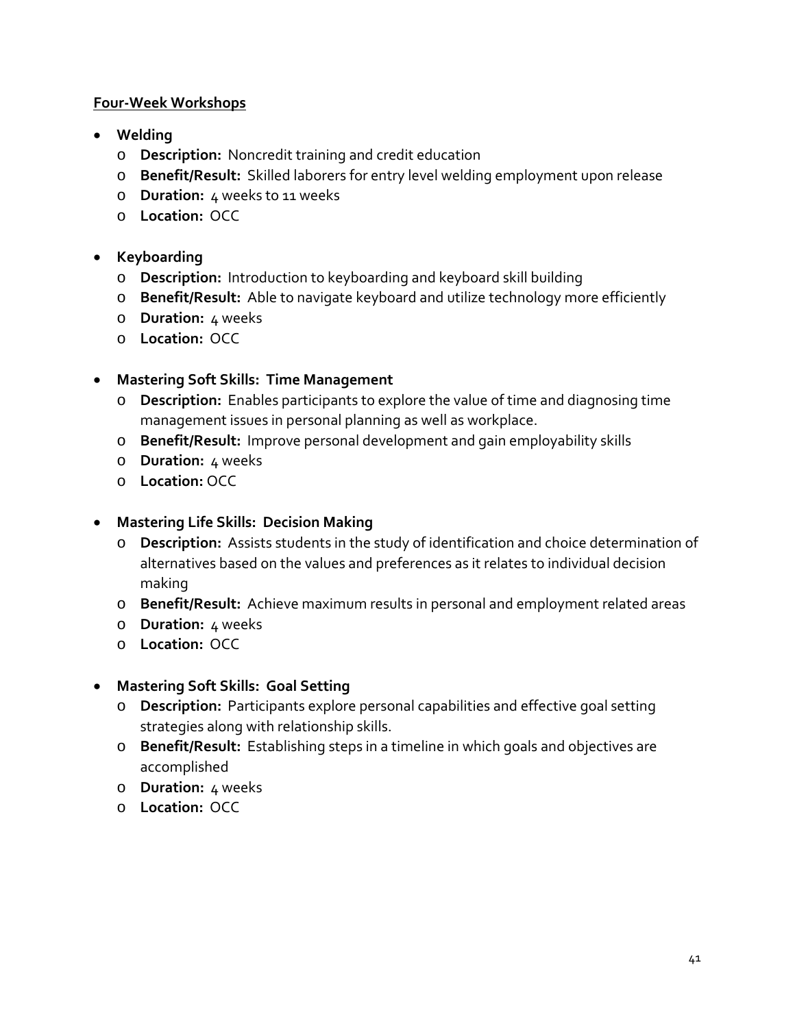**<u>Four-Week Workshops</u>**

- **Welding**
  - **Description:** Noncredit training and credit education
  - **Benefit/Result:** Skilled laborers for entry level welding employment upon release
  - **Duration:** 4 weeks to 11 weeks
  - **Location:** OCC

- **Keyboarding**
  - **Description:** Introduction to keyboarding and keyboard skill building
  - **Benefit/Result:** Able to navigate keyboard and utilize technology more efficiently
  - **Duration:** 4 weeks
  - **Location:** OCC

- **Mastering Soft Skills: Time Management**
  - **Description:** Enables participants to explore the value of time and diagnosing time management issues in personal planning as well as workplace.
  - **Benefit/Result:** Improve personal development and gain employability skills
  - **Duration:** 4 weeks
  - **Location:** OCC

- **Mastering Life Skills: Decision Making**
  - **Description:** Assists students in the study of identification and choice determination of alternatives based on the values and preferences as it relates to individual decision making
  - **Benefit/Result:** Achieve maximum results in personal and employment related areas
  - **Duration:** 4 weeks
  - **Location:** OCC

- **Mastering Soft Skills: Goal Setting**
  - **Description:** Participants explore personal capabilities and effective goal setting strategies along with relationship skills.
  - **Benefit/Result:** Establishing steps in a timeline in which goals and objectives are accomplished
  - **Duration:** 4 weeks
  - **Location:** OCC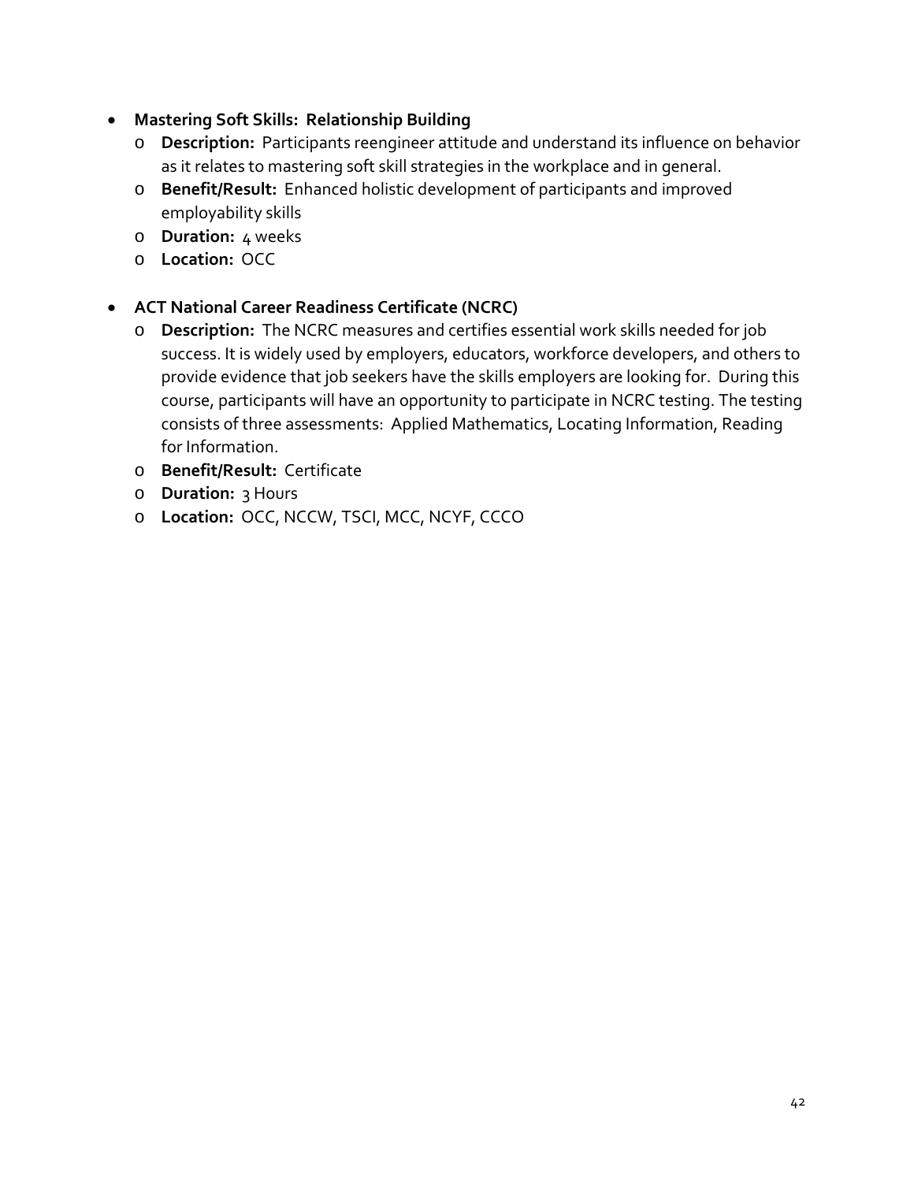- **Mastering Soft Skills: Relationship Building**
  - **Description:** Participants reengineer attitude and understand its influence on behavior as it relates to mastering soft skill strategies in the workplace and in general.
  - **Benefit/Result:** Enhanced holistic development of participants and improved employability skills
  - **Duration:** 4 weeks
  - **Location:** OCC

- **ACT National Career Readiness Certificate (NCRC)**
  - **Description:** The NCRC measures and certifies essential work skills needed for job success. It is widely used by employers, educators, workforce developers, and others to provide evidence that job seekers have the skills employers are looking for. During this course, participants will have an opportunity to participate in NCRC testing. The testing consists of three assessments: Applied Mathematics, Locating Information, Reading for Information.
  - **Benefit/Result:** Certificate
  - **Duration:** 3 Hours
  - **Location:** OCC, NCCW, TSCI, MCC, NCYF, CCCO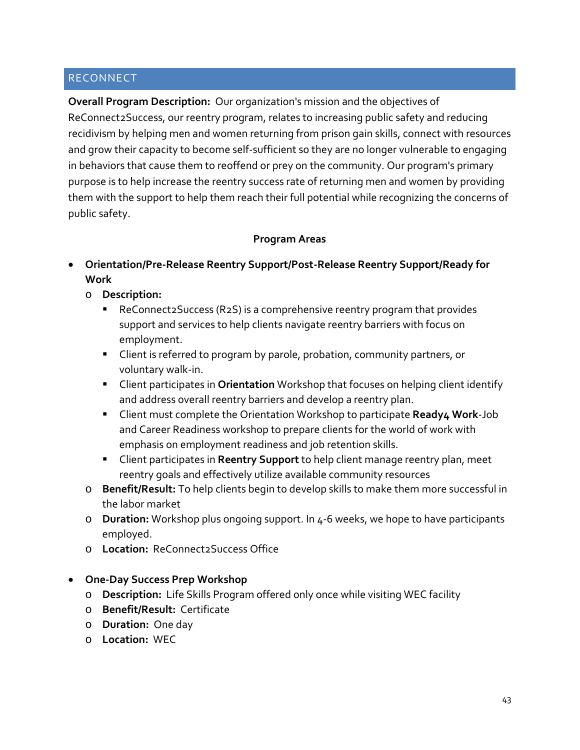## RECONNECT

**Overall Program Description:** Our organization's mission and the objectives of ReConnect2Success, our reentry program, relates to increasing public safety and reducing recidivism by helping men and women returning from prison gain skills, connect with resources and grow their capacity to become self-sufficient so they are no longer vulnerable to engaging in behaviors that cause them to reoffend or prey on the community. Our program's primary purpose is to help increase the reentry success rate of returning men and women by providing them with the support to help them reach their full potential while recognizing the concerns of public safety.

**Program Areas**

- **Orientation/Pre-Release Reentry Support/Post-Release Reentry Support/Ready for Work**
  - **Description:**
    - ReConnect2Success (R2S) is a comprehensive reentry program that provides support and services to help clients navigate reentry barriers with focus on employment.
    - Client is referred to program by parole, probation, community partners, or voluntary walk-in.
    - Client participates in **Orientation** Workshop that focuses on helping client identify and address overall reentry barriers and develop a reentry plan.
    - Client must complete the Orientation Workshop to participate **Ready4 Work**-Job and Career Readiness workshop to prepare clients for the world of work with emphasis on employment readiness and job retention skills.
    - Client participates in **Reentry Support** to help client manage reentry plan, meet reentry goals and effectively utilize available community resources
  - **Benefit/Result:** To help clients begin to develop skills to make them more successful in the labor market
  - **Duration:** Workshop plus ongoing support. In 4-6 weeks, we hope to have participants employed.
  - **Location:** ReConnect2Success Office

- **One-Day Success Prep Workshop**
  - **Description:** Life Skills Program offered only once while visiting WEC facility
  - **Benefit/Result:** Certificate
  - **Duration:** One day
  - **Location:** WEC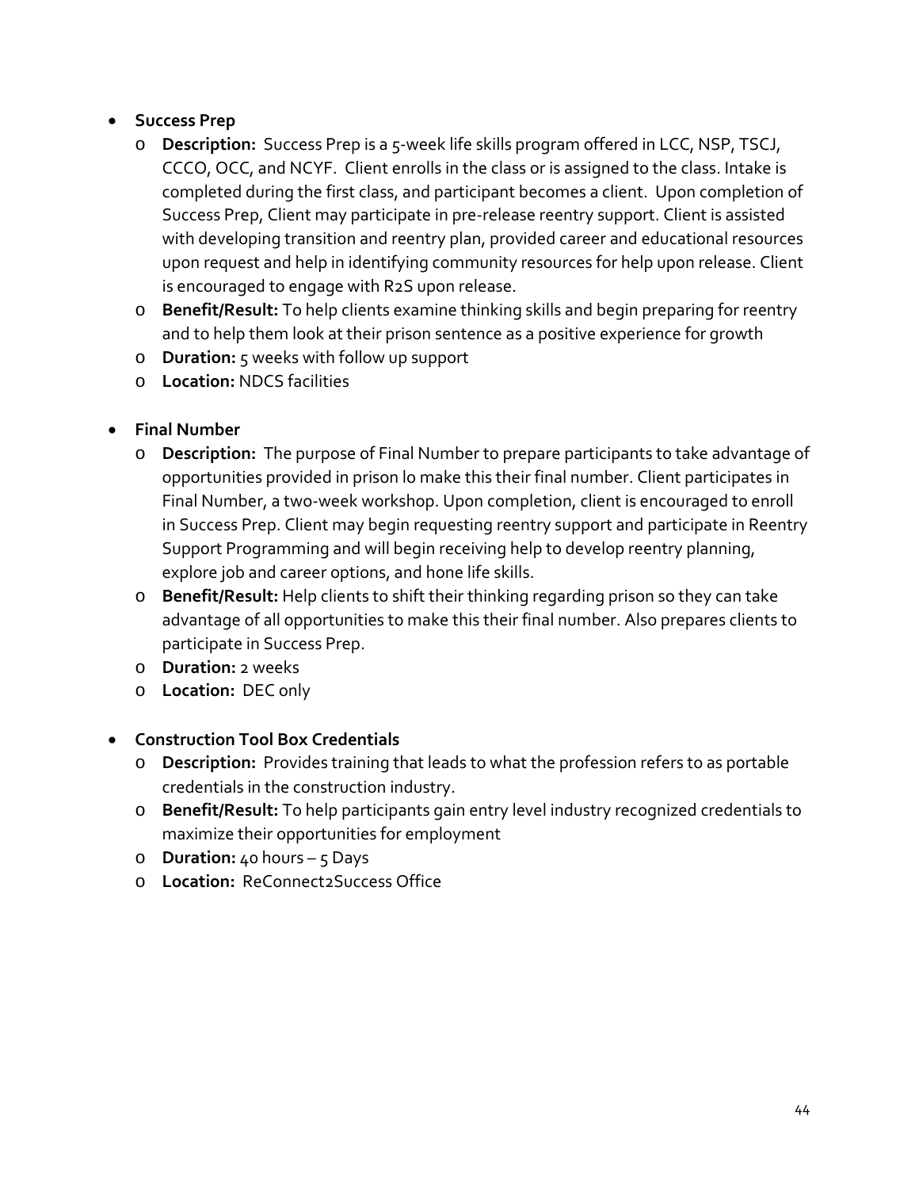- **Success Prep**
  - **Description:** Success Prep is a 5-week life skills program offered in LCC, NSP, TSCJ, CCCO, OCC, and NCYF. Client enrolls in the class or is assigned to the class. Intake is completed during the first class, and participant becomes a client. Upon completion of Success Prep, Client may participate in pre-release reentry support. Client is assisted with developing transition and reentry plan, provided career and educational resources upon request and help in identifying community resources for help upon release. Client is encouraged to engage with R2S upon release.
  - **Benefit/Result:** To help clients examine thinking skills and begin preparing for reentry and to help them look at their prison sentence as a positive experience for growth
  - **Duration:** 5 weeks with follow up support
  - **Location:** NDCS facilities

- **Final Number**
  - **Description:** The purpose of Final Number to prepare participants to take advantage of opportunities provided in prison lo make this their final number. Client participates in Final Number, a two-week workshop. Upon completion, client is encouraged to enroll in Success Prep. Client may begin requesting reentry support and participate in Reentry Support Programming and will begin receiving help to develop reentry planning, explore job and career options, and hone life skills.
  - **Benefit/Result:** Help clients to shift their thinking regarding prison so they can take advantage of all opportunities to make this their final number. Also prepares clients to participate in Success Prep.
  - **Duration:** 2 weeks
  - **Location:** DEC only

- **Construction Tool Box Credentials**
  - **Description:** Provides training that leads to what the profession refers to as portable credentials in the construction industry.
  - **Benefit/Result:** To help participants gain entry level industry recognized credentials to maximize their opportunities for employment
  - **Duration:** 40 hours – 5 Days
  - **Location:** ReConnect2Success Office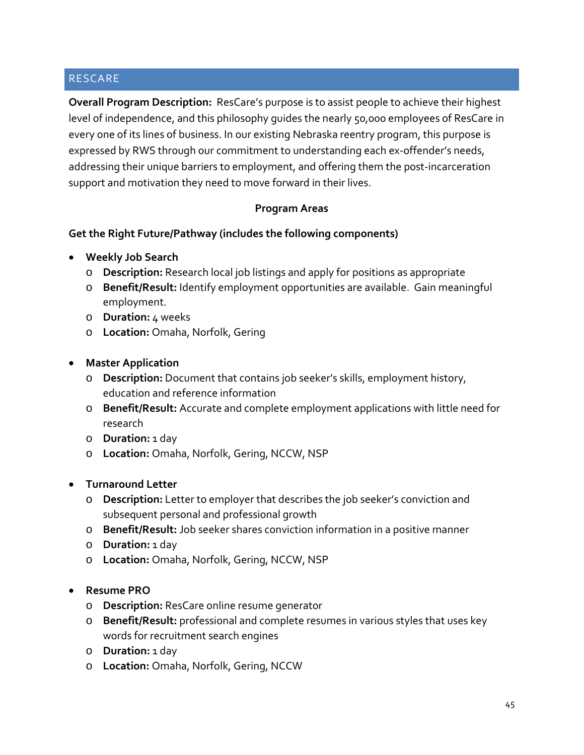## RESCARE

**Overall Program Description:** ResCare's purpose is to assist people to achieve their highest level of independence, and this philosophy guides the nearly 50,000 employees of ResCare in every one of its lines of business. In our existing Nebraska reentry program, this purpose is expressed by RWS through our commitment to understanding each ex-offender's needs, addressing their unique barriers to employment, and offering them the post-incarceration support and motivation they need to move forward in their lives.

**Program Areas**

**Get the Right Future/Pathway (includes the following components)**

- **Weekly Job Search**
  - **Description:** Research local job listings and apply for positions as appropriate
  - **Benefit/Result:** Identify employment opportunities are available. Gain meaningful employment.
  - **Duration:** 4 weeks
  - **Location:** Omaha, Norfolk, Gering

- **Master Application**
  - **Description:** Document that contains job seeker's skills, employment history, education and reference information
  - **Benefit/Result:** Accurate and complete employment applications with little need for research
  - **Duration:** 1 day
  - **Location:** Omaha, Norfolk, Gering, NCCW, NSP

- **Turnaround Letter**
  - **Description:** Letter to employer that describes the job seeker's conviction and subsequent personal and professional growth
  - **Benefit/Result:** Job seeker shares conviction information in a positive manner
  - **Duration:** 1 day
  - **Location:** Omaha, Norfolk, Gering, NCCW, NSP

- **Resume PRO**
  - **Description:** ResCare online resume generator
  - **Benefit/Result:** professional and complete resumes in various styles that uses key words for recruitment search engines
  - **Duration:** 1 day
  - **Location:** Omaha, Norfolk, Gering, NCCW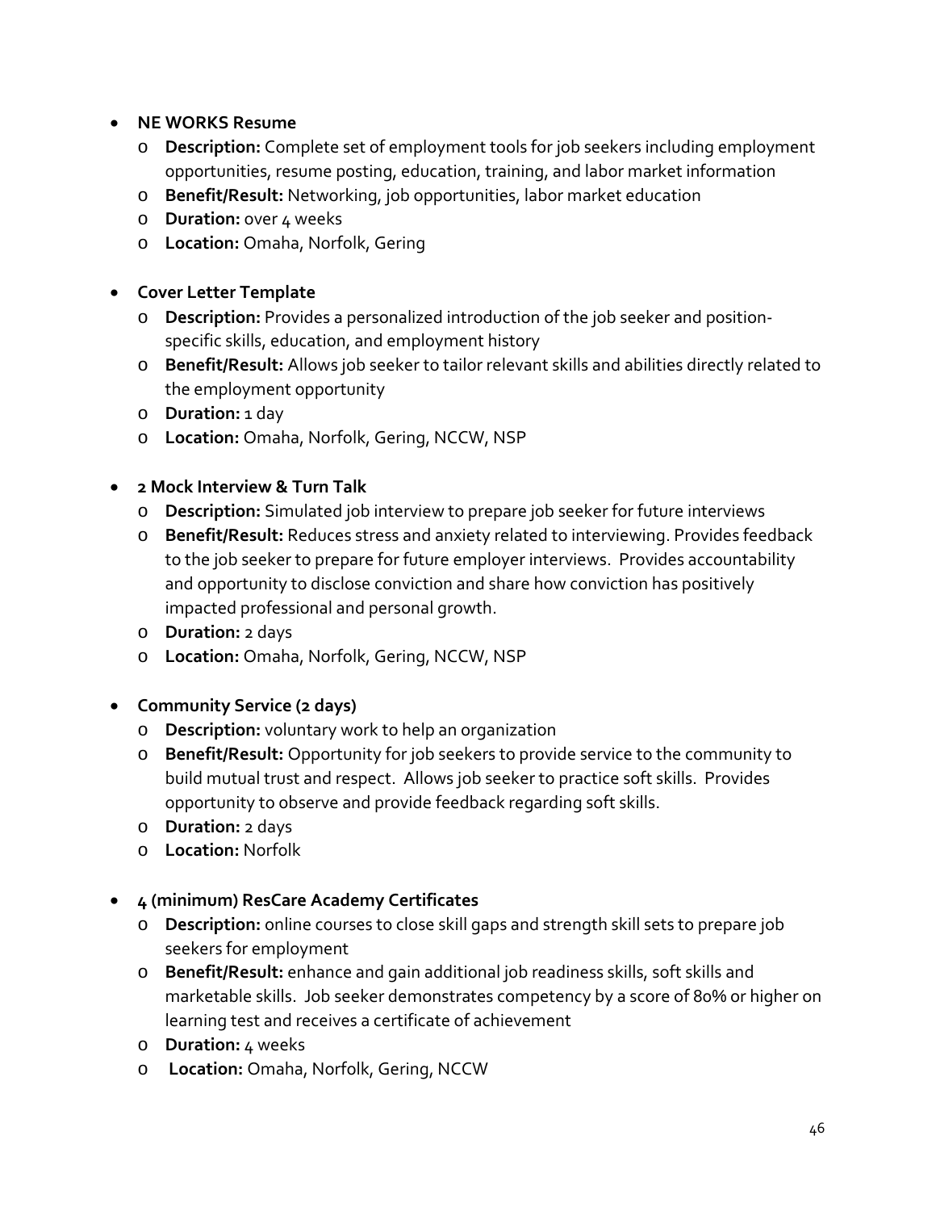- **NE WORKS Resume**
  - **Description:** Complete set of employment tools for job seekers including employment opportunities, resume posting, education, training, and labor market information
  - **Benefit/Result:** Networking, job opportunities, labor market education
  - **Duration:** over 4 weeks
  - **Location:** Omaha, Norfolk, Gering

- **Cover Letter Template**
  - **Description:** Provides a personalized introduction of the job seeker and position-specific skills, education, and employment history
  - **Benefit/Result:** Allows job seeker to tailor relevant skills and abilities directly related to the employment opportunity
  - **Duration:** 1 day
  - **Location:** Omaha, Norfolk, Gering, NCCW, NSP

- **2 Mock Interview & Turn Talk**
  - **Description:** Simulated job interview to prepare job seeker for future interviews
  - **Benefit/Result:** Reduces stress and anxiety related to interviewing. Provides feedback to the job seeker to prepare for future employer interviews. Provides accountability and opportunity to disclose conviction and share how conviction has positively impacted professional and personal growth.
  - **Duration:** 2 days
  - **Location:** Omaha, Norfolk, Gering, NCCW, NSP

- **Community Service (2 days)**
  - **Description:** voluntary work to help an organization
  - **Benefit/Result:** Opportunity for job seekers to provide service to the community to build mutual trust and respect. Allows job seeker to practice soft skills. Provides opportunity to observe and provide feedback regarding soft skills.
  - **Duration:** 2 days
  - **Location:** Norfolk

- **4 (minimum) ResCare Academy Certificates**
  - **Description:** online courses to close skill gaps and strength skill sets to prepare job seekers for employment
  - **Benefit/Result:** enhance and gain additional job readiness skills, soft skills and marketable skills. Job seeker demonstrates competency by a score of 80% or higher on learning test and receives a certificate of achievement
  - **Duration:** 4 weeks
  - **Location:** Omaha, Norfolk, Gering, NCCW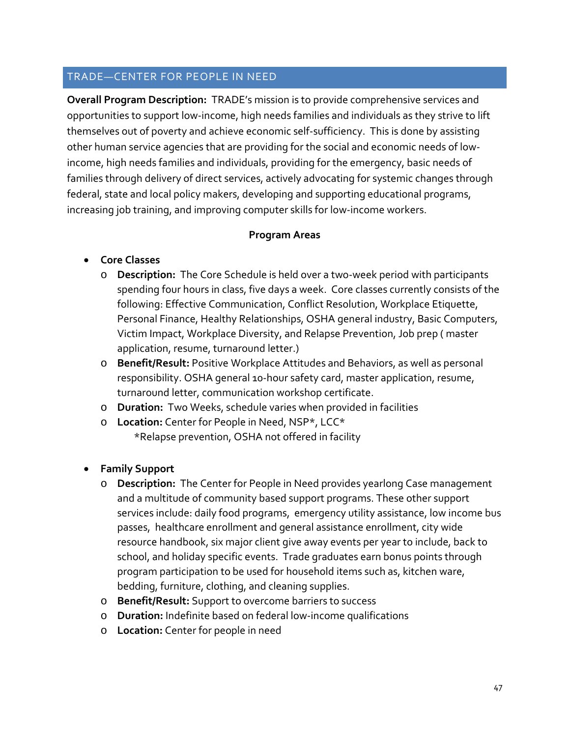## TRADE—CENTER FOR PEOPLE IN NEED

**Overall Program Description:** TRADE's mission is to provide comprehensive services and opportunities to support low-income, high needs families and individuals as they strive to lift themselves out of poverty and achieve economic self-sufficiency. This is done by assisting other human service agencies that are providing for the social and economic needs of low-income, high needs families and individuals, providing for the emergency, basic needs of families through delivery of direct services, actively advocating for systemic changes through federal, state and local policy makers, developing and supporting educational programs, increasing job training, and improving computer skills for low-income workers.

**Program Areas**

- **Core Classes**
  - **Description:** The Core Schedule is held over a two-week period with participants spending four hours in class, five days a week. Core classes currently consists of the following: Effective Communication, Conflict Resolution, Workplace Etiquette, Personal Finance, Healthy Relationships, OSHA general industry, Basic Computers, Victim Impact, Workplace Diversity, and Relapse Prevention, Job prep ( master application, resume, turnaround letter.)
  - **Benefit/Result:** Positive Workplace Attitudes and Behaviors, as well as personal responsibility. OSHA general 10-hour safety card, master application, resume, turnaround letter, communication workshop certificate.
  - **Duration:** Two Weeks, schedule varies when provided in facilities
  - **Location:** Center for People in Need, NSP*, LCC*
    *Relapse prevention, OSHA not offered in facility

- **Family Support**
  - **Description:** The Center for People in Need provides yearlong Case management and a multitude of community based support programs. These other support services include: daily food programs, emergency utility assistance, low income bus passes, healthcare enrollment and general assistance enrollment, city wide resource handbook, six major client give away events per year to include, back to school, and holiday specific events. Trade graduates earn bonus points through program participation to be used for household items such as, kitchen ware, bedding, furniture, clothing, and cleaning supplies.
  - **Benefit/Result:** Support to overcome barriers to success
  - **Duration:** Indefinite based on federal low-income qualifications
  - **Location:** Center for people in need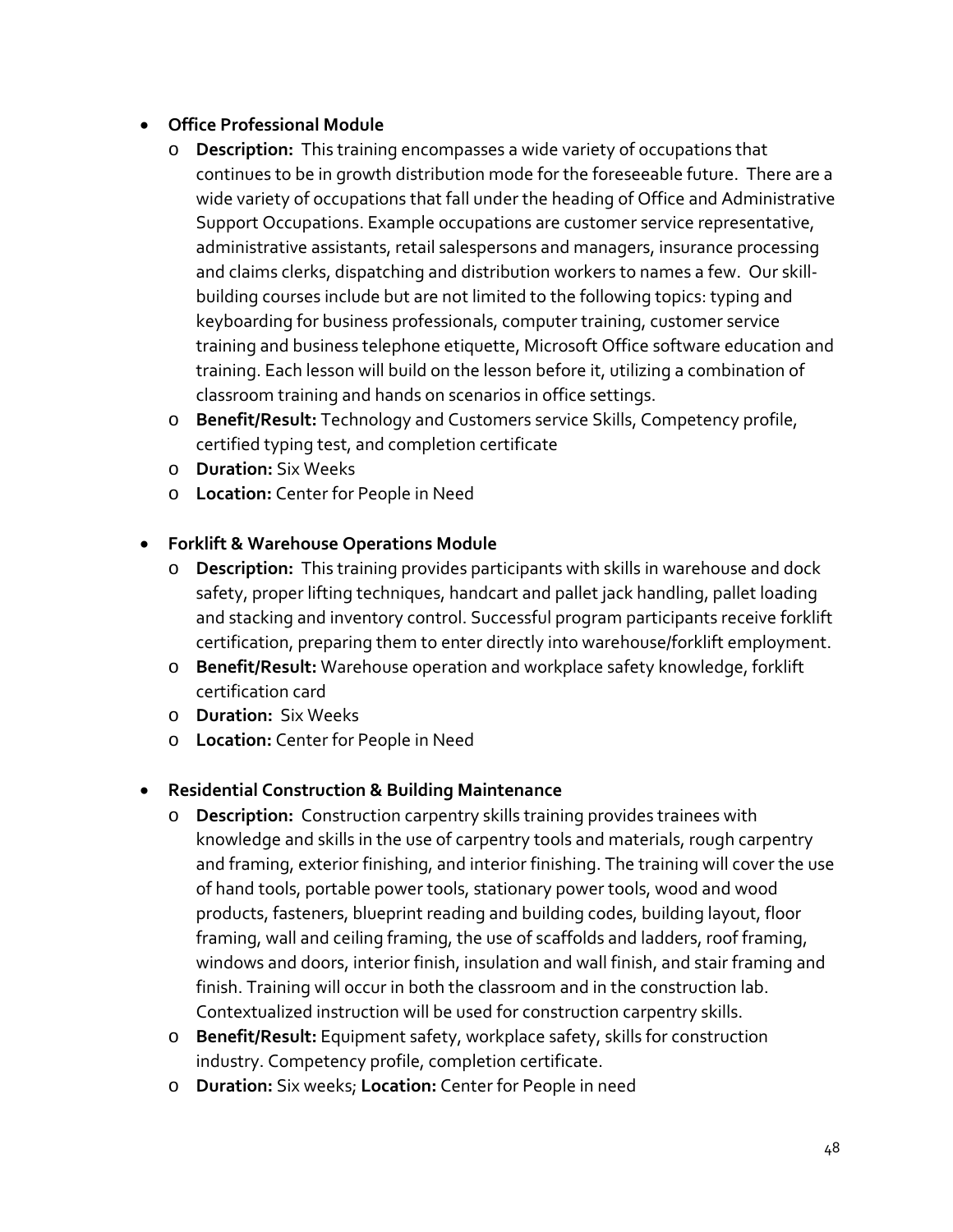- **Office Professional Module**
  - **Description:** This training encompasses a wide variety of occupations that continues to be in growth distribution mode for the foreseeable future. There are a wide variety of occupations that fall under the heading of Office and Administrative Support Occupations. Example occupations are customer service representative, administrative assistants, retail salespersons and managers, insurance processing and claims clerks, dispatching and distribution workers to names a few. Our skill-building courses include but are not limited to the following topics: typing and keyboarding for business professionals, computer training, customer service training and business telephone etiquette, Microsoft Office software education and training. Each lesson will build on the lesson before it, utilizing a combination of classroom training and hands on scenarios in office settings.
  - **Benefit/Result:** Technology and Customers service Skills, Competency profile, certified typing test, and completion certificate
  - **Duration:** Six Weeks
  - **Location:** Center for People in Need

- **Forklift & Warehouse Operations Module**
  - **Description:** This training provides participants with skills in warehouse and dock safety, proper lifting techniques, handcart and pallet jack handling, pallet loading and stacking and inventory control. Successful program participants receive forklift certification, preparing them to enter directly into warehouse/forklift employment.
  - **Benefit/Result:** Warehouse operation and workplace safety knowledge, forklift certification card
  - **Duration:** Six Weeks
  - **Location:** Center for People in Need

- **Residential Construction & Building Maintenance**
  - **Description:** Construction carpentry skills training provides trainees with knowledge and skills in the use of carpentry tools and materials, rough carpentry and framing, exterior finishing, and interior finishing. The training will cover the use of hand tools, portable power tools, stationary power tools, wood and wood products, fasteners, blueprint reading and building codes, building layout, floor framing, wall and ceiling framing, the use of scaffolds and ladders, roof framing, windows and doors, interior finish, insulation and wall finish, and stair framing and finish. Training will occur in both the classroom and in the construction lab. Contextualized instruction will be used for construction carpentry skills.
  - **Benefit/Result:** Equipment safety, workplace safety, skills for construction industry. Competency profile, completion certificate.
  - **Duration:** Six weeks; **Location:** Center for People in need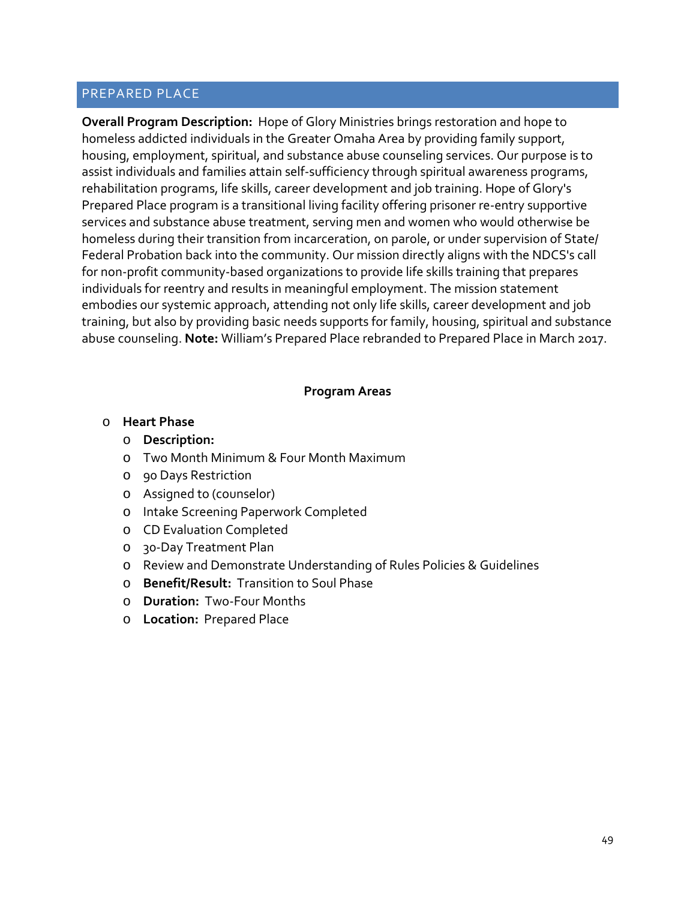## PREPARED PLACE

**Overall Program Description:** Hope of Glory Ministries brings restoration and hope to homeless addicted individuals in the Greater Omaha Area by providing family support, housing, employment, spiritual, and substance abuse counseling services. Our purpose is to assist individuals and families attain self-sufficiency through spiritual awareness programs, rehabilitation programs, life skills, career development and job training. Hope of Glory's Prepared Place program is a transitional living facility offering prisoner re-entry supportive services and substance abuse treatment, serving men and women who would otherwise be homeless during their transition from incarceration, on parole, or under supervision of State/ Federal Probation back into the community. Our mission directly aligns with the NDCS's call for non-profit community-based organizations to provide life skills training that prepares individuals for reentry and results in meaningful employment. The mission statement embodies our systemic approach, attending not only life skills, career development and job training, but also by providing basic needs supports for family, housing, spiritual and substance abuse counseling. **Note:** William's Prepared Place rebranded to Prepared Place in March 2017.

**Program Areas**

- **Heart Phase**
  - **Description:**
  - Two Month Minimum & Four Month Maximum
  - 90 Days Restriction
  - Assigned to (counselor)
  - Intake Screening Paperwork Completed
  - CD Evaluation Completed
  - 30-Day Treatment Plan
  - Review and Demonstrate Understanding of Rules Policies & Guidelines
  - **Benefit/Result:** Transition to Soul Phase
  - **Duration:** Two-Four Months
  - **Location:** Prepared Place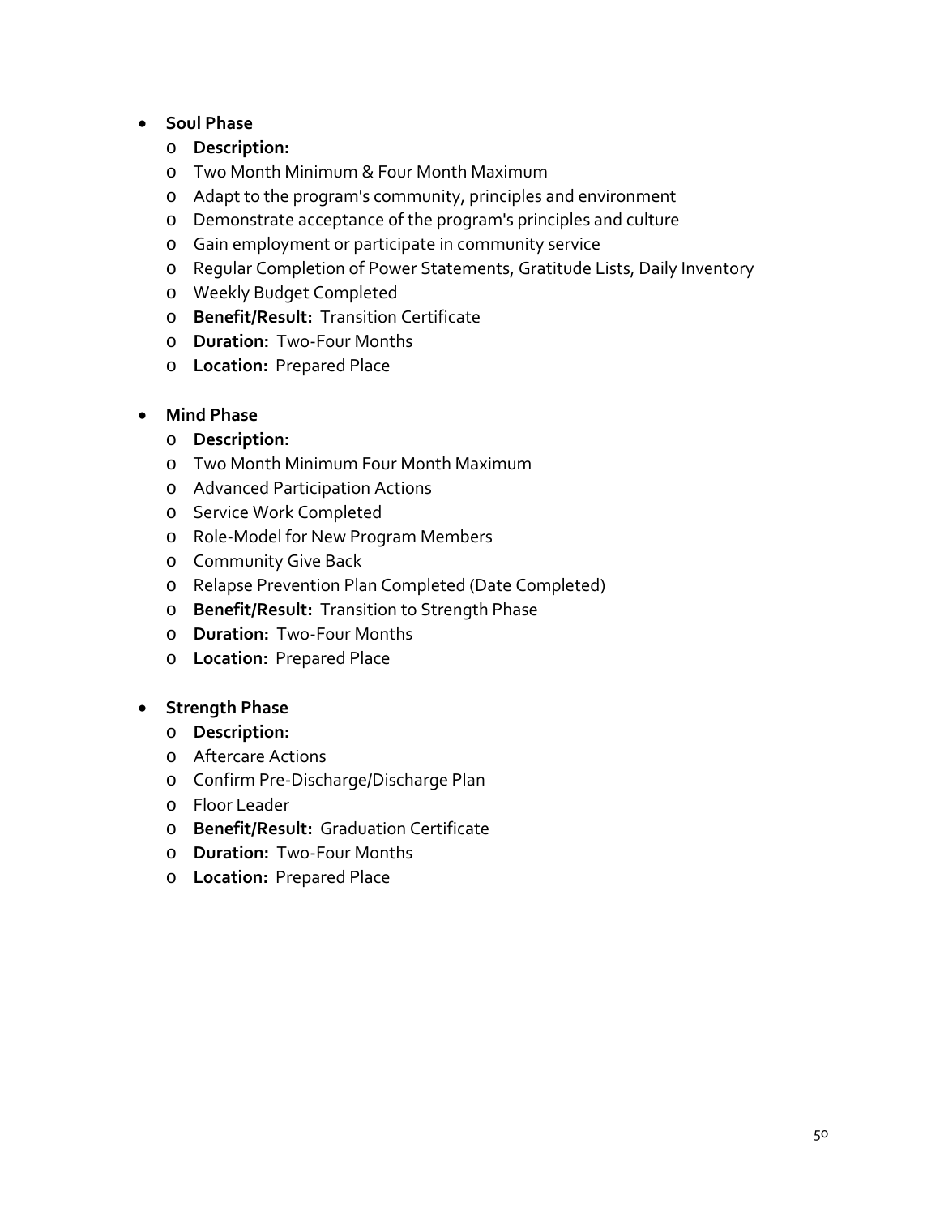- **Soul Phase**
  - **Description:**
  - Two Month Minimum & Four Month Maximum
  - Adapt to the program's community, principles and environment
  - Demonstrate acceptance of the program's principles and culture
  - Gain employment or participate in community service
  - Regular Completion of Power Statements, Gratitude Lists, Daily Inventory
  - Weekly Budget Completed
  - **Benefit/Result:** Transition Certificate
  - **Duration:** Two-Four Months
  - **Location:** Prepared Place

- **Mind Phase**
  - **Description:**
  - Two Month Minimum Four Month Maximum
  - Advanced Participation Actions
  - Service Work Completed
  - Role-Model for New Program Members
  - Community Give Back
  - Relapse Prevention Plan Completed (Date Completed)
  - **Benefit/Result:** Transition to Strength Phase
  - **Duration:** Two-Four Months
  - **Location:** Prepared Place

- **Strength Phase**
  - **Description:**
  - Aftercare Actions
  - Confirm Pre-Discharge/Discharge Plan
  - Floor Leader
  - **Benefit/Result:** Graduation Certificate
  - **Duration:** Two-Four Months
  - **Location:** Prepared Place